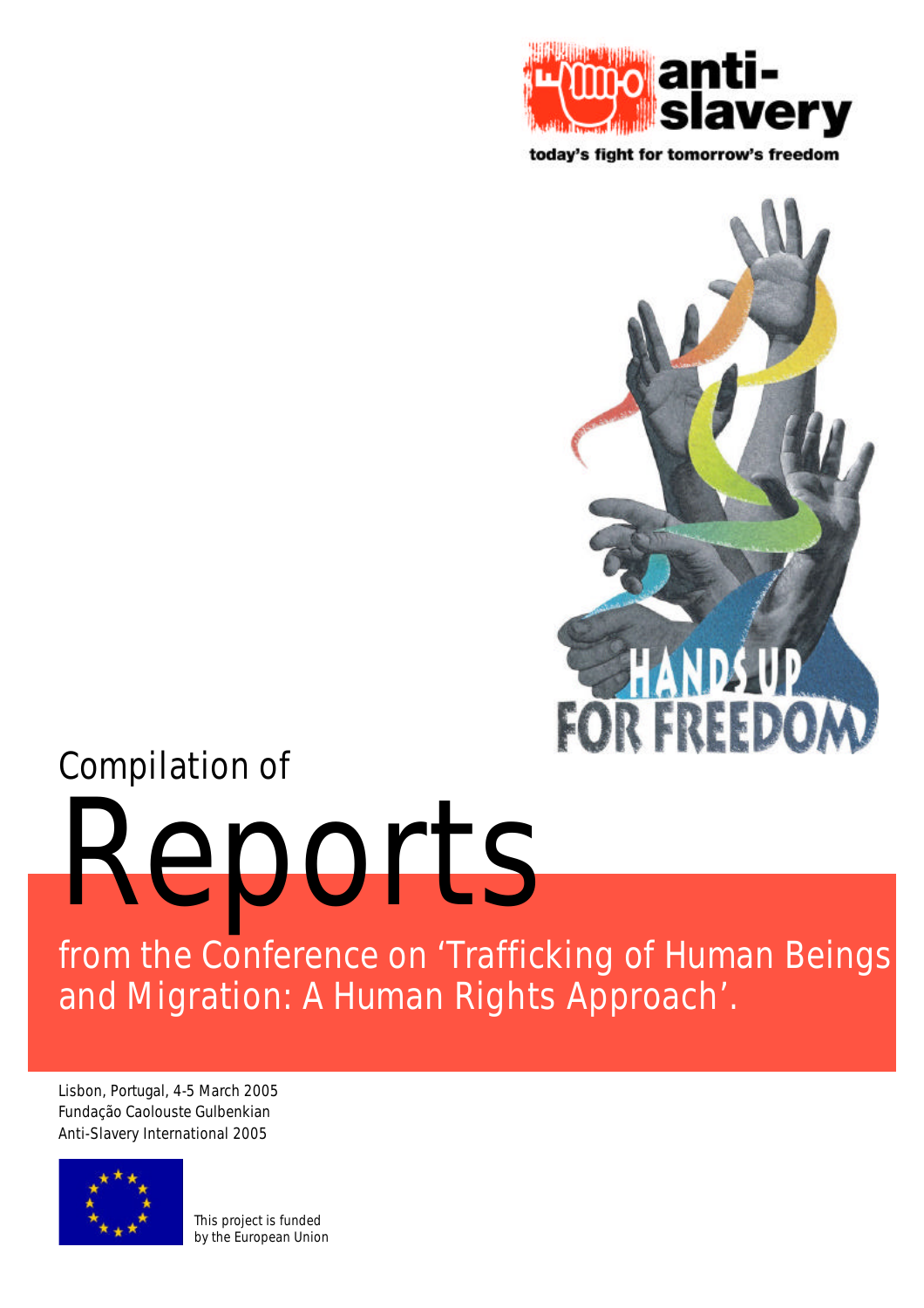anti-slavery

today's fight for tomorrow's freedom

HANDS UP FOR FREEDOM

Compilation of

# Reports

## from the Conference on 'Trafficking of Human Beings and Migration: A Human Rights Approach'.

Lisbon, Portugal, 4-5 March 2005
Fundação Caolouste Gulbenkian
Anti-Slavery International 2005

This project is funded by the European Union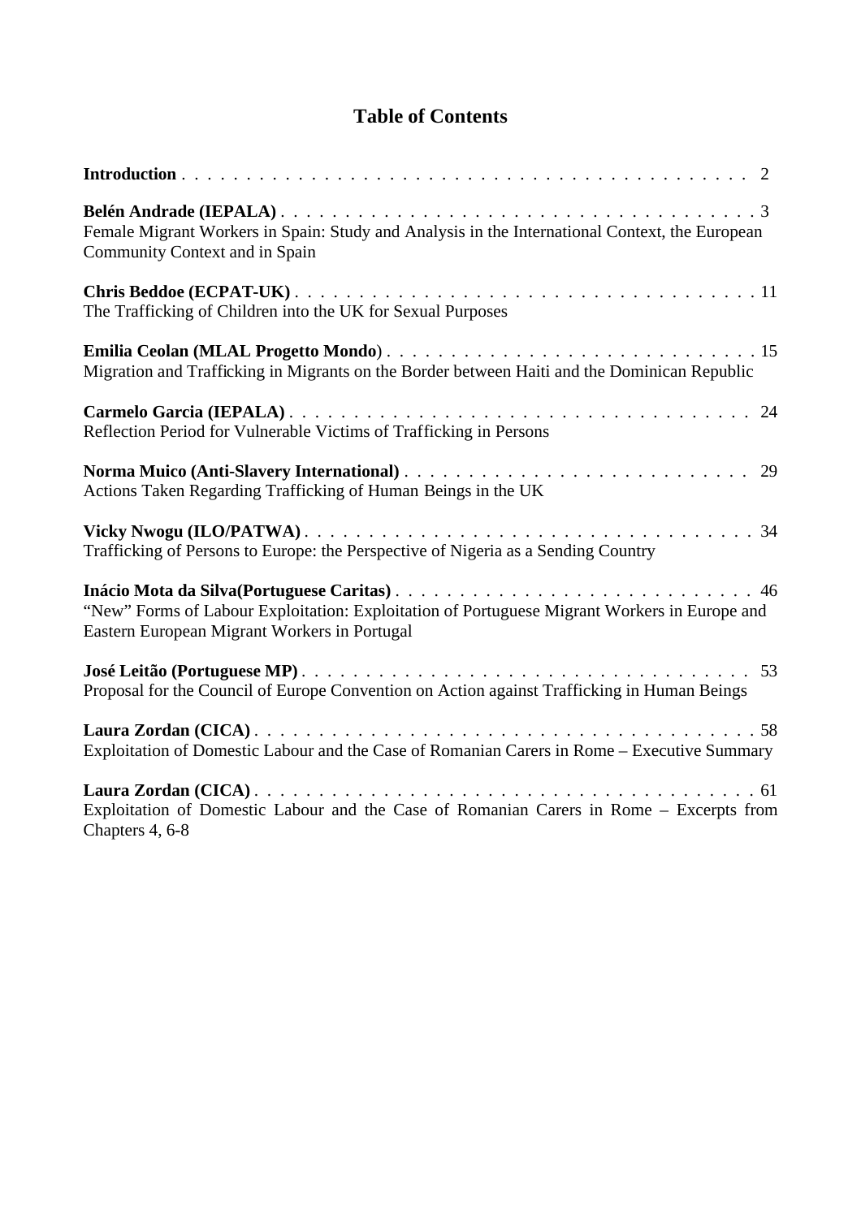# Table of Contents

**Introduction** . . . . . . . . . . . . . . . . . . . . . . . . . . . . . . . . . . . . . . . . . . . 2

**Belén Andrade (IEPALA)** . . . . . . . . . . . . . . . . . . . . . . . . . . . . . . . . . . . . 3
Female Migrant Workers in Spain: Study and Analysis in the International Context, the European Community Context and in Spain

**Chris Beddoe (ECPAT-UK)** . . . . . . . . . . . . . . . . . . . . . . . . . . . . . . . . . . . 11
The Trafficking of Children into the UK for Sexual Purposes

**Emilia Ceolan (MLAL Progetto Mondo**) . . . . . . . . . . . . . . . . . . . . . . . . . . . . 15
Migration and Trafficking in Migrants on the Border between Haiti and the Dominican Republic

**Carmelo Garcia (IEPALA)** . . . . . . . . . . . . . . . . . . . . . . . . . . . . . . . . . . . . 24
Reflection Period for Vulnerable Victims of Trafficking in Persons

**Norma Muico (Anti-Slavery International)** . . . . . . . . . . . . . . . . . . . . . . . . . . 29
Actions Taken Regarding Trafficking of Human Beings in the UK

**Vicky Nwogu (ILO/PATWA)** . . . . . . . . . . . . . . . . . . . . . . . . . . . . . . . . . . 34
Trafficking of Persons to Europe: the Perspective of Nigeria as a Sending Country

**Inácio Mota da Silva(Portuguese Caritas)** . . . . . . . . . . . . . . . . . . . . . . . . . . . 46
"New" Forms of Labour Exploitation: Exploitation of Portuguese Migrant Workers in Europe and Eastern European Migrant Workers in Portugal

**José Leitão (Portuguese MP)** . . . . . . . . . . . . . . . . . . . . . . . . . . . . . . . . . . 53
Proposal for the Council of Europe Convention on Action against Trafficking in Human Beings

**Laura Zordan (CICA)** . . . . . . . . . . . . . . . . . . . . . . . . . . . . . . . . . . . . . . . 58
Exploitation of Domestic Labour and the Case of Romanian Carers in Rome – Executive Summary

**Laura Zordan (CICA)** . . . . . . . . . . . . . . . . . . . . . . . . . . . . . . . . . . . . . . . 61
Exploitation of Domestic Labour and the Case of Romanian Carers in Rome – Excerpts from Chapters 4, 6-8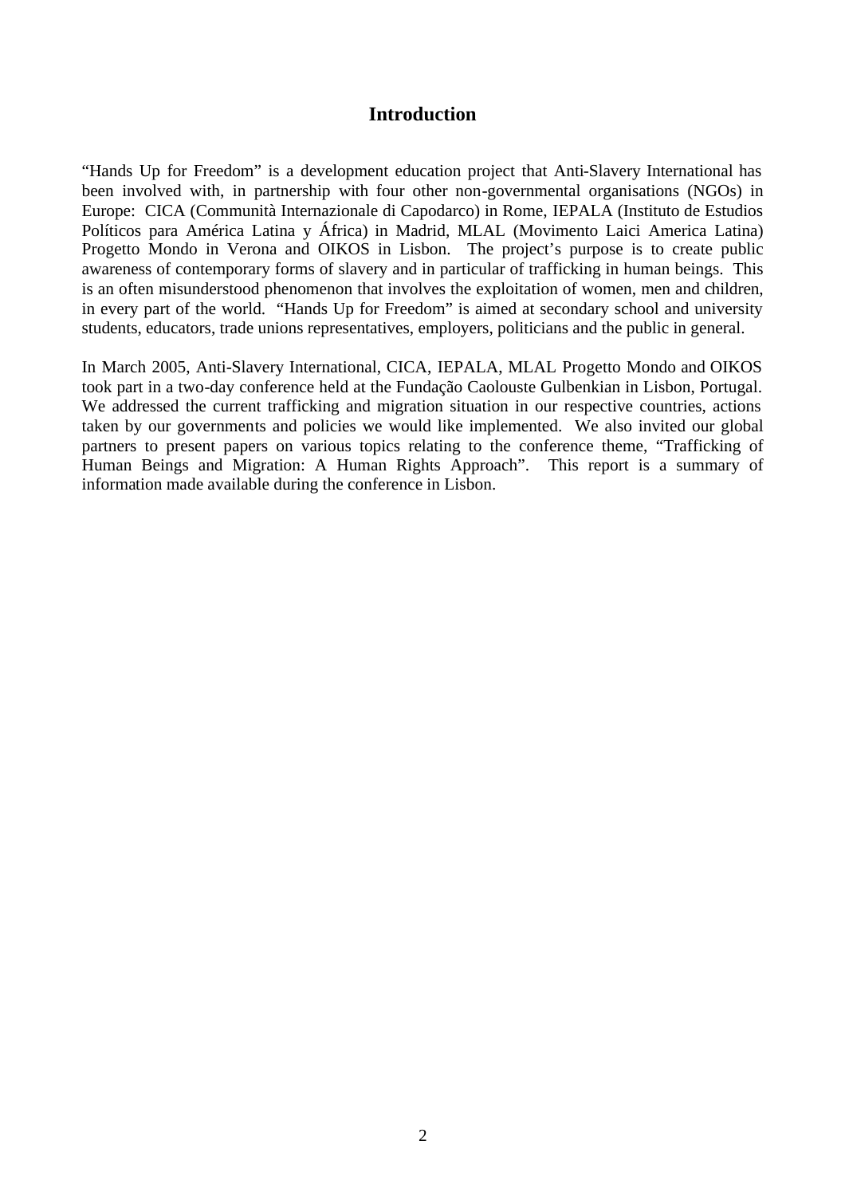# Introduction

"Hands Up for Freedom" is a development education project that Anti-Slavery International has been involved with, in partnership with four other non-governmental organisations (NGOs) in Europe: CICA (Communità Internazionale di Capodarco) in Rome, IEPALA (Instituto de Estudios Políticos para América Latina y África) in Madrid, MLAL (Movimento Laici America Latina) Progetto Mondo in Verona and OIKOS in Lisbon. The project's purpose is to create public awareness of contemporary forms of slavery and in particular of trafficking in human beings. This is an often misunderstood phenomenon that involves the exploitation of women, men and children, in every part of the world. "Hands Up for Freedom" is aimed at secondary school and university students, educators, trade unions representatives, employers, politicians and the public in general.

In March 2005, Anti-Slavery International, CICA, IEPALA, MLAL Progetto Mondo and OIKOS took part in a two-day conference held at the Fundação Caolouste Gulbenkian in Lisbon, Portugal. We addressed the current trafficking and migration situation in our respective countries, actions taken by our governments and policies we would like implemented. We also invited our global partners to present papers on various topics relating to the conference theme, "Trafficking of Human Beings and Migration: A Human Rights Approach". This report is a summary of information made available during the conference in Lisbon.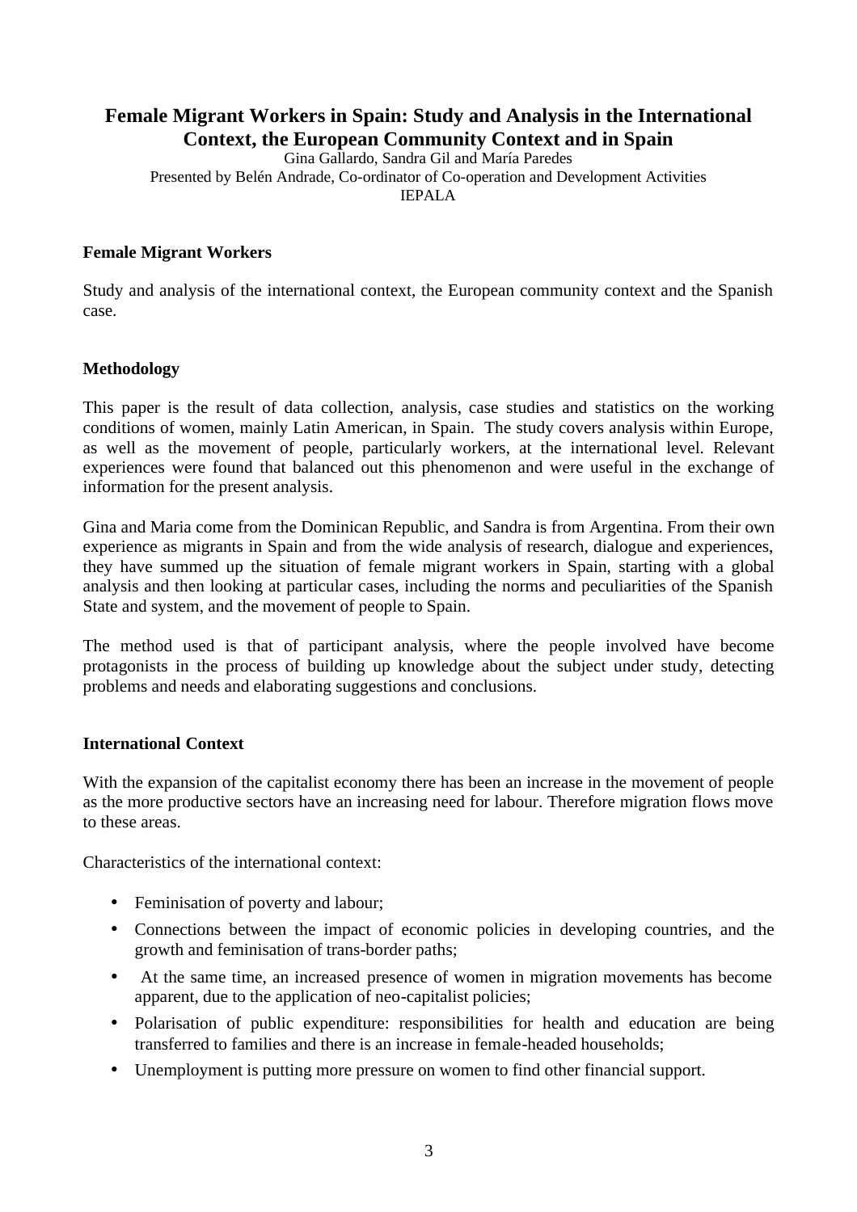# Female Migrant Workers in Spain: Study and Analysis in the International Context, the European Community Context and in Spain

Gina Gallardo, Sandra Gil and María Paredes

Presented by Belén Andrade, Co-ordinator of Co-operation and Development Activities

IEPALA

## Female Migrant Workers

Study and analysis of the international context, the European community context and the Spanish case.

## Methodology

This paper is the result of data collection, analysis, case studies and statistics on the working conditions of women, mainly Latin American, in Spain. The study covers analysis within Europe, as well as the movement of people, particularly workers, at the international level. Relevant experiences were found that balanced out this phenomenon and were useful in the exchange of information for the present analysis.

Gina and Maria come from the Dominican Republic, and Sandra is from Argentina. From their own experience as migrants in Spain and from the wide analysis of research, dialogue and experiences, they have summed up the situation of female migrant workers in Spain, starting with a global analysis and then looking at particular cases, including the norms and peculiarities of the Spanish State and system, and the movement of people to Spain.

The method used is that of participant analysis, where the people involved have become protagonists in the process of building up knowledge about the subject under study, detecting problems and needs and elaborating suggestions and conclusions.

## International Context

With the expansion of the capitalist economy there has been an increase in the movement of people as the more productive sectors have an increasing need for labour. Therefore migration flows move to these areas.

Characteristics of the international context:

- Feminisation of poverty and labour;
- Connections between the impact of economic policies in developing countries, and the growth and feminisation of trans-border paths;
- At the same time, an increased presence of women in migration movements has become apparent, due to the application of neo-capitalist policies;
- Polarisation of public expenditure: responsibilities for health and education are being transferred to families and there is an increase in female-headed households;
- Unemployment is putting more pressure on women to find other financial support.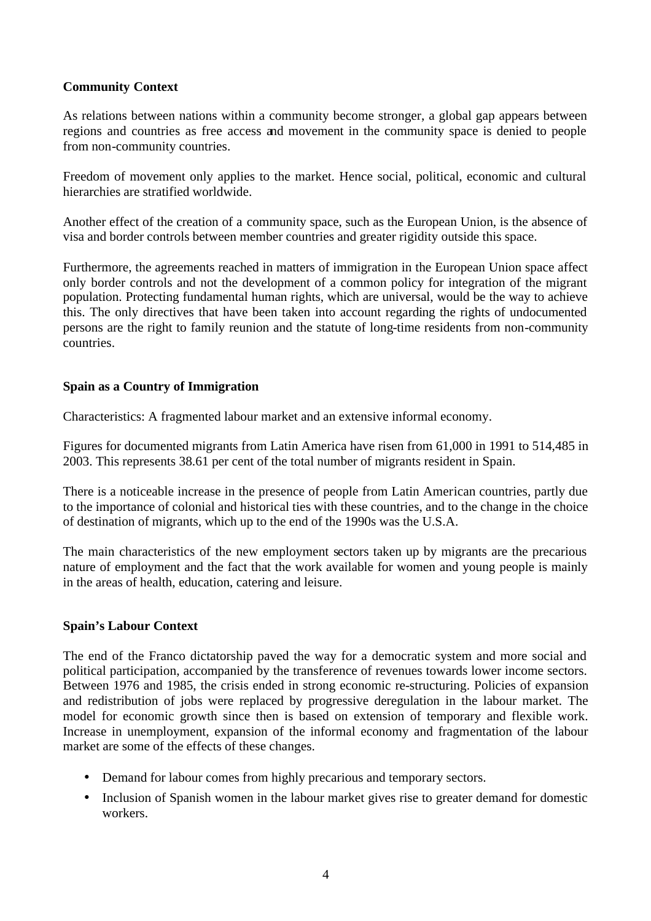**Community Context**

As relations between nations within a community become stronger, a global gap appears between regions and countries as free access and movement in the community space is denied to people from non-community countries.

Freedom of movement only applies to the market. Hence social, political, economic and cultural hierarchies are stratified worldwide.

Another effect of the creation of a community space, such as the European Union, is the absence of visa and border controls between member countries and greater rigidity outside this space.

Furthermore, the agreements reached in matters of immigration in the European Union space affect only border controls and not the development of a common policy for integration of the migrant population. Protecting fundamental human rights, which are universal, would be the way to achieve this. The only directives that have been taken into account regarding the rights of undocumented persons are the right to family reunion and the statute of long-time residents from non-community countries.

**Spain as a Country of Immigration**

Characteristics: A fragmented labour market and an extensive informal economy.

Figures for documented migrants from Latin America have risen from 61,000 in 1991 to 514,485 in 2003. This represents 38.61 per cent of the total number of migrants resident in Spain.

There is a noticeable increase in the presence of people from Latin American countries, partly due to the importance of colonial and historical ties with these countries, and to the change in the choice of destination of migrants, which up to the end of the 1990s was the U.S.A.

The main characteristics of the new employment sectors taken up by migrants are the precarious nature of employment and the fact that the work available for women and young people is mainly in the areas of health, education, catering and leisure.

**Spain's Labour Context**

The end of the Franco dictatorship paved the way for a democratic system and more social and political participation, accompanied by the transference of revenues towards lower income sectors. Between 1976 and 1985, the crisis ended in strong economic re-structuring. Policies of expansion and redistribution of jobs were replaced by progressive deregulation in the labour market. The model for economic growth since then is based on extension of temporary and flexible work. Increase in unemployment, expansion of the informal economy and fragmentation of the labour market are some of the effects of these changes.

- Demand for labour comes from highly precarious and temporary sectors.
- Inclusion of Spanish women in the labour market gives rise to greater demand for domestic workers.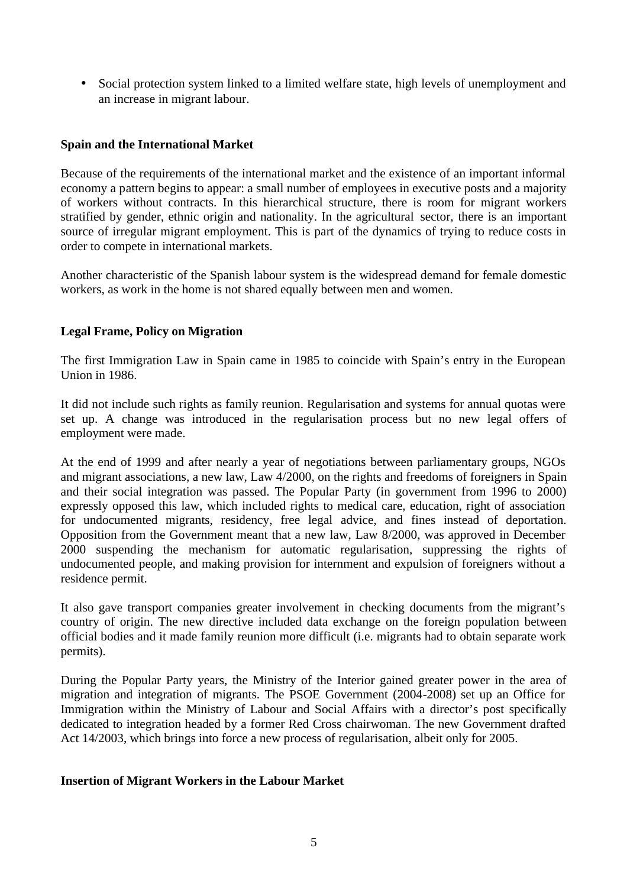- Social protection system linked to a limited welfare state, high levels of unemployment and an increase in migrant labour.

**Spain and the International Market**

Because of the requirements of the international market and the existence of an important informal economy a pattern begins to appear: a small number of employees in executive posts and a majority of workers without contracts. In this hierarchical structure, there is room for migrant workers stratified by gender, ethnic origin and nationality. In the agricultural sector, there is an important source of irregular migrant employment. This is part of the dynamics of trying to reduce costs in order to compete in international markets.

Another characteristic of the Spanish labour system is the widespread demand for female domestic workers, as work in the home is not shared equally between men and women.

**Legal Frame, Policy on Migration**

The first Immigration Law in Spain came in 1985 to coincide with Spain's entry in the European Union in 1986.

It did not include such rights as family reunion. Regularisation and systems for annual quotas were set up. A change was introduced in the regularisation process but no new legal offers of employment were made.

At the end of 1999 and after nearly a year of negotiations between parliamentary groups, NGOs and migrant associations, a new law, Law 4/2000, on the rights and freedoms of foreigners in Spain and their social integration was passed. The Popular Party (in government from 1996 to 2000) expressly opposed this law, which included rights to medical care, education, right of association for undocumented migrants, residency, free legal advice, and fines instead of deportation. Opposition from the Government meant that a new law, Law 8/2000, was approved in December 2000 suspending the mechanism for automatic regularisation, suppressing the rights of undocumented people, and making provision for internment and expulsion of foreigners without a residence permit.

It also gave transport companies greater involvement in checking documents from the migrant's country of origin. The new directive included data exchange on the foreign population between official bodies and it made family reunion more difficult (i.e. migrants had to obtain separate work permits).

During the Popular Party years, the Ministry of the Interior gained greater power in the area of migration and integration of migrants. The PSOE Government (2004-2008) set up an Office for Immigration within the Ministry of Labour and Social Affairs with a director's post specifically dedicated to integration headed by a former Red Cross chairwoman. The new Government drafted Act 14/2003, which brings into force a new process of regularisation, albeit only for 2005.

**Insertion of Migrant Workers in the Labour Market**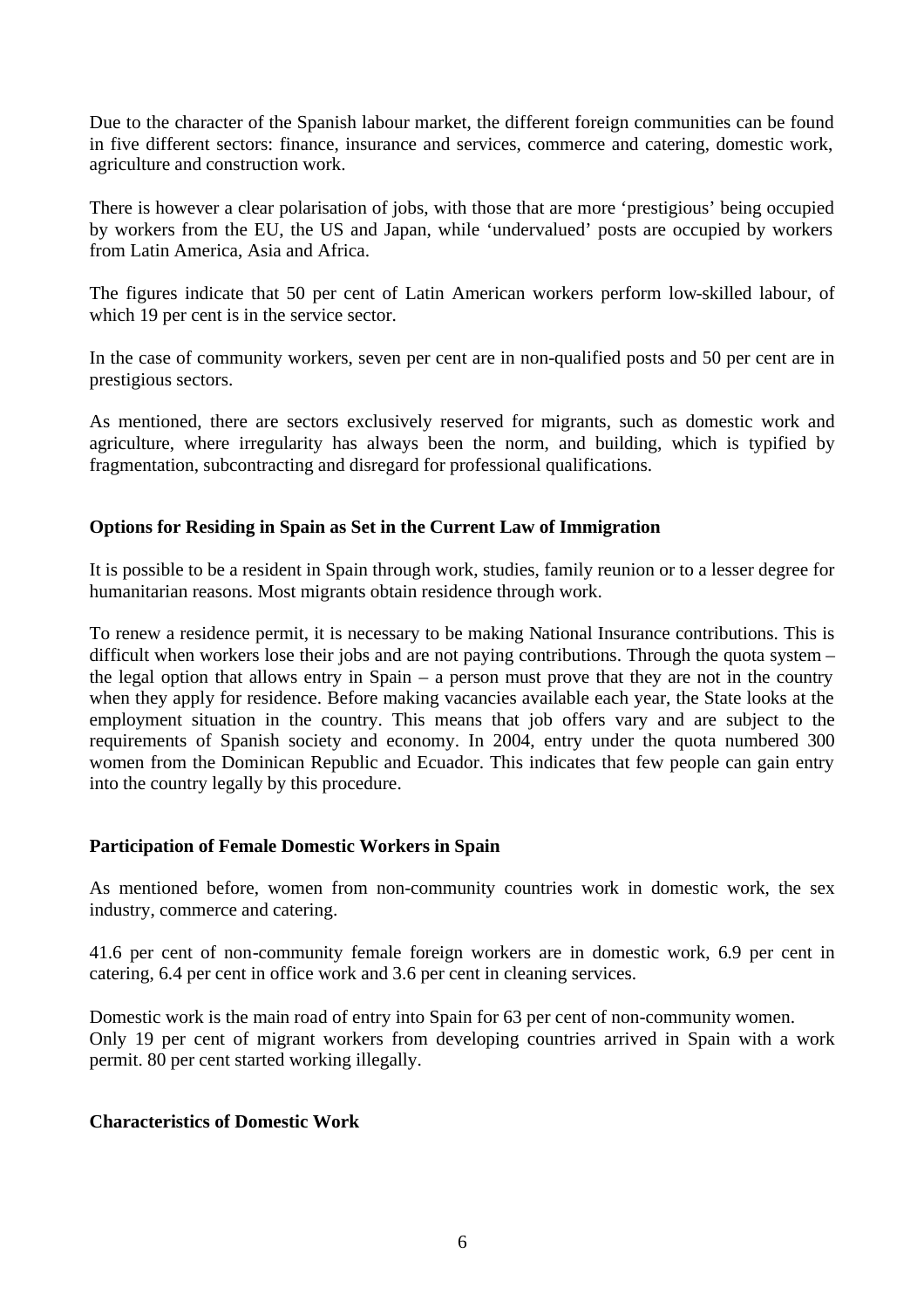Due to the character of the Spanish labour market, the different foreign communities can be found in five different sectors: finance, insurance and services, commerce and catering, domestic work, agriculture and construction work.

There is however a clear polarisation of jobs, with those that are more 'prestigious' being occupied by workers from the EU, the US and Japan, while 'undervalued' posts are occupied by workers from Latin America, Asia and Africa.

The figures indicate that 50 per cent of Latin American workers perform low-skilled labour, of which 19 per cent is in the service sector.

In the case of community workers, seven per cent are in non-qualified posts and 50 per cent are in prestigious sectors.

As mentioned, there are sectors exclusively reserved for migrants, such as domestic work and agriculture, where irregularity has always been the norm, and building, which is typified by fragmentation, subcontracting and disregard for professional qualifications.

### Options for Residing in Spain as Set in the Current Law of Immigration

It is possible to be a resident in Spain through work, studies, family reunion or to a lesser degree for humanitarian reasons. Most migrants obtain residence through work.

To renew a residence permit, it is necessary to be making National Insurance contributions. This is difficult when workers lose their jobs and are not paying contributions. Through the quota system – the legal option that allows entry in Spain – a person must prove that they are not in the country when they apply for residence. Before making vacancies available each year, the State looks at the employment situation in the country. This means that job offers vary and are subject to the requirements of Spanish society and economy. In 2004, entry under the quota numbered 300 women from the Dominican Republic and Ecuador. This indicates that few people can gain entry into the country legally by this procedure.

### Participation of Female Domestic Workers in Spain

As mentioned before, women from non-community countries work in domestic work, the sex industry, commerce and catering.

41.6 per cent of non-community female foreign workers are in domestic work, 6.9 per cent in catering, 6.4 per cent in office work and 3.6 per cent in cleaning services.

Domestic work is the main road of entry into Spain for 63 per cent of non-community women.
Only 19 per cent of migrant workers from developing countries arrived in Spain with a work permit. 80 per cent started working illegally.

### Characteristics of Domestic Work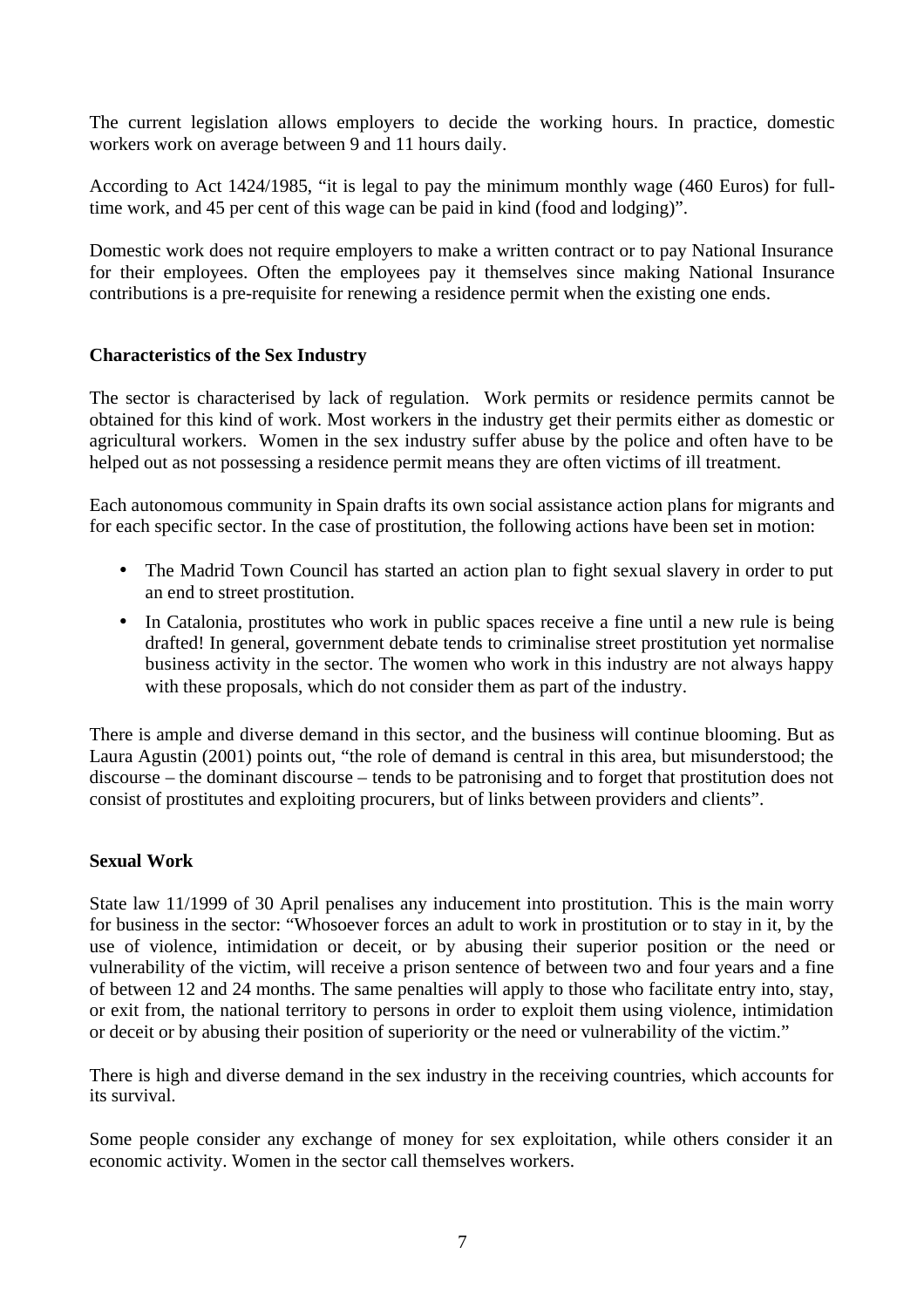The current legislation allows employers to decide the working hours. In practice, domestic workers work on average between 9 and 11 hours daily.

According to Act 1424/1985, “it is legal to pay the minimum monthly wage (460 Euros) for full-time work, and 45 per cent of this wage can be paid in kind (food and lodging)”.

Domestic work does not require employers to make a written contract or to pay National Insurance for their employees. Often the employees pay it themselves since making National Insurance contributions is a pre-requisite for renewing a residence permit when the existing one ends.

**Characteristics of the Sex Industry**

The sector is characterised by lack of regulation. Work permits or residence permits cannot be obtained for this kind of work. Most workers in the industry get their permits either as domestic or agricultural workers. Women in the sex industry suffer abuse by the police and often have to be helped out as not possessing a residence permit means they are often victims of ill treatment.

Each autonomous community in Spain drafts its own social assistance action plans for migrants and for each specific sector. In the case of prostitution, the following actions have been set in motion:

- The Madrid Town Council has started an action plan to fight sexual slavery in order to put an end to street prostitution.
- In Catalonia, prostitutes who work in public spaces receive a fine until a new rule is being drafted! In general, government debate tends to criminalise street prostitution yet normalise business activity in the sector. The women who work in this industry are not always happy with these proposals, which do not consider them as part of the industry.

There is ample and diverse demand in this sector, and the business will continue blooming. But as Laura Agustin (2001) points out, “the role of demand is central in this area, but misunderstood; the discourse – the dominant discourse – tends to be patronising and to forget that prostitution does not consist of prostitutes and exploiting procurers, but of links between providers and clients”.

**Sexual Work**

State law 11/1999 of 30 April penalises any inducement into prostitution. This is the main worry for business in the sector: “Whosoever forces an adult to work in prostitution or to stay in it, by the use of violence, intimidation or deceit, or by abusing their superior position or the need or vulnerability of the victim, will receive a prison sentence of between two and four years and a fine of between 12 and 24 months. The same penalties will apply to those who facilitate entry into, stay, or exit from, the national territory to persons in order to exploit them using violence, intimidation or deceit or by abusing their position of superiority or the need or vulnerability of the victim.”

There is high and diverse demand in the sex industry in the receiving countries, which accounts for its survival.

Some people consider any exchange of money for sex exploitation, while others consider it an economic activity. Women in the sector call themselves workers.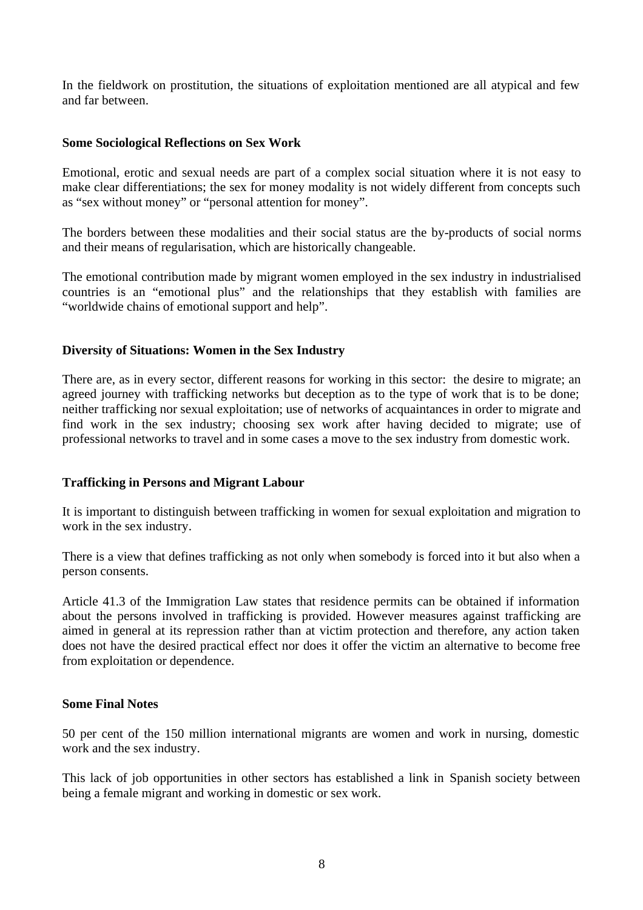In the fieldwork on prostitution, the situations of exploitation mentioned are all atypical and few and far between.

### Some Sociological Reflections on Sex Work

Emotional, erotic and sexual needs are part of a complex social situation where it is not easy to make clear differentiations; the sex for money modality is not widely different from concepts such as "sex without money" or "personal attention for money".

The borders between these modalities and their social status are the by-products of social norms and their means of regularisation, which are historically changeable.

The emotional contribution made by migrant women employed in the sex industry in industrialised countries is an "emotional plus" and the relationships that they establish with families are "worldwide chains of emotional support and help".

### Diversity of Situations: Women in the Sex Industry

There are, as in every sector, different reasons for working in this sector: the desire to migrate; an agreed journey with trafficking networks but deception as to the type of work that is to be done; neither trafficking nor sexual exploitation; use of networks of acquaintances in order to migrate and find work in the sex industry; choosing sex work after having decided to migrate; use of professional networks to travel and in some cases a move to the sex industry from domestic work.

### Trafficking in Persons and Migrant Labour

It is important to distinguish between trafficking in women for sexual exploitation and migration to work in the sex industry.

There is a view that defines trafficking as not only when somebody is forced into it but also when a person consents.

Article 41.3 of the Immigration Law states that residence permits can be obtained if information about the persons involved in trafficking is provided. However measures against trafficking are aimed in general at its repression rather than at victim protection and therefore, any action taken does not have the desired practical effect nor does it offer the victim an alternative to become free from exploitation or dependence.

### Some Final Notes

50 per cent of the 150 million international migrants are women and work in nursing, domestic work and the sex industry.

This lack of job opportunities in other sectors has established a link in Spanish society between being a female migrant and working in domestic or sex work.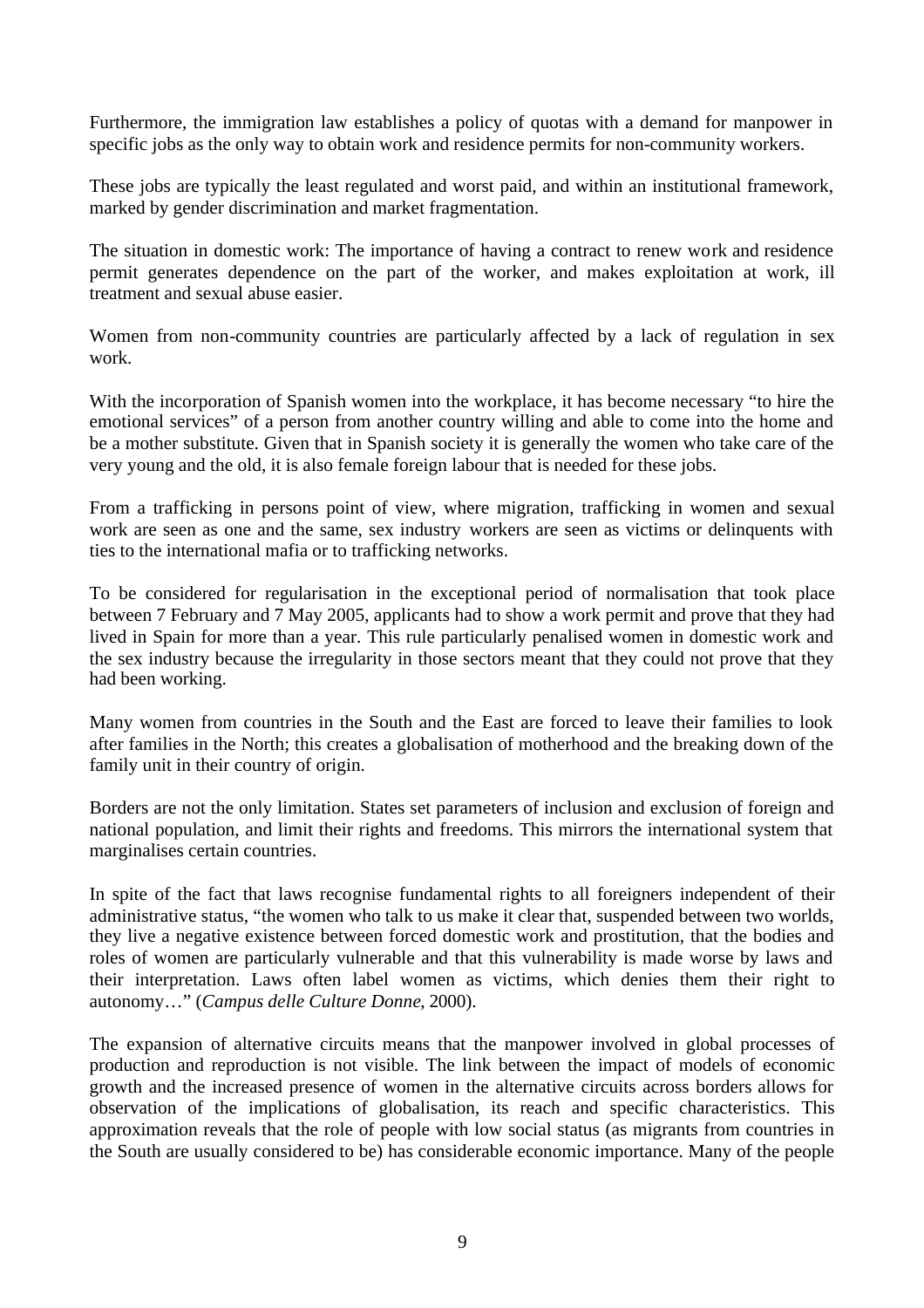Furthermore, the immigration law establishes a policy of quotas with a demand for manpower in specific jobs as the only way to obtain work and residence permits for non-community workers.

These jobs are typically the least regulated and worst paid, and within an institutional framework, marked by gender discrimination and market fragmentation.

The situation in domestic work: The importance of having a contract to renew work and residence permit generates dependence on the part of the worker, and makes exploitation at work, ill treatment and sexual abuse easier.

Women from non-community countries are particularly affected by a lack of regulation in sex work.

With the incorporation of Spanish women into the workplace, it has become necessary "to hire the emotional services" of a person from another country willing and able to come into the home and be a mother substitute. Given that in Spanish society it is generally the women who take care of the very young and the old, it is also female foreign labour that is needed for these jobs.

From a trafficking in persons point of view, where migration, trafficking in women and sexual work are seen as one and the same, sex industry workers are seen as victims or delinquents with ties to the international mafia or to trafficking networks.

To be considered for regularisation in the exceptional period of normalisation that took place between 7 February and 7 May 2005, applicants had to show a work permit and prove that they had lived in Spain for more than a year. This rule particularly penalised women in domestic work and the sex industry because the irregularity in those sectors meant that they could not prove that they had been working.

Many women from countries in the South and the East are forced to leave their families to look after families in the North; this creates a globalisation of motherhood and the breaking down of the family unit in their country of origin.

Borders are not the only limitation. States set parameters of inclusion and exclusion of foreign and national population, and limit their rights and freedoms. This mirrors the international system that marginalises certain countries.

In spite of the fact that laws recognise fundamental rights to all foreigners independent of their administrative status, "the women who talk to us make it clear that, suspended between two worlds, they live a negative existence between forced domestic work and prostitution, that the bodies and roles of women are particularly vulnerable and that this vulnerability is made worse by laws and their interpretation. Laws often label women as victims, which denies them their right to autonomy…" (*Campus delle Culture Donne*, 2000).

The expansion of alternative circuits means that the manpower involved in global processes of production and reproduction is not visible. The link between the impact of models of economic growth and the increased presence of women in the alternative circuits across borders allows for observation of the implications of globalisation, its reach and specific characteristics. This approximation reveals that the role of people with low social status (as migrants from countries in the South are usually considered to be) has considerable economic importance. Many of the people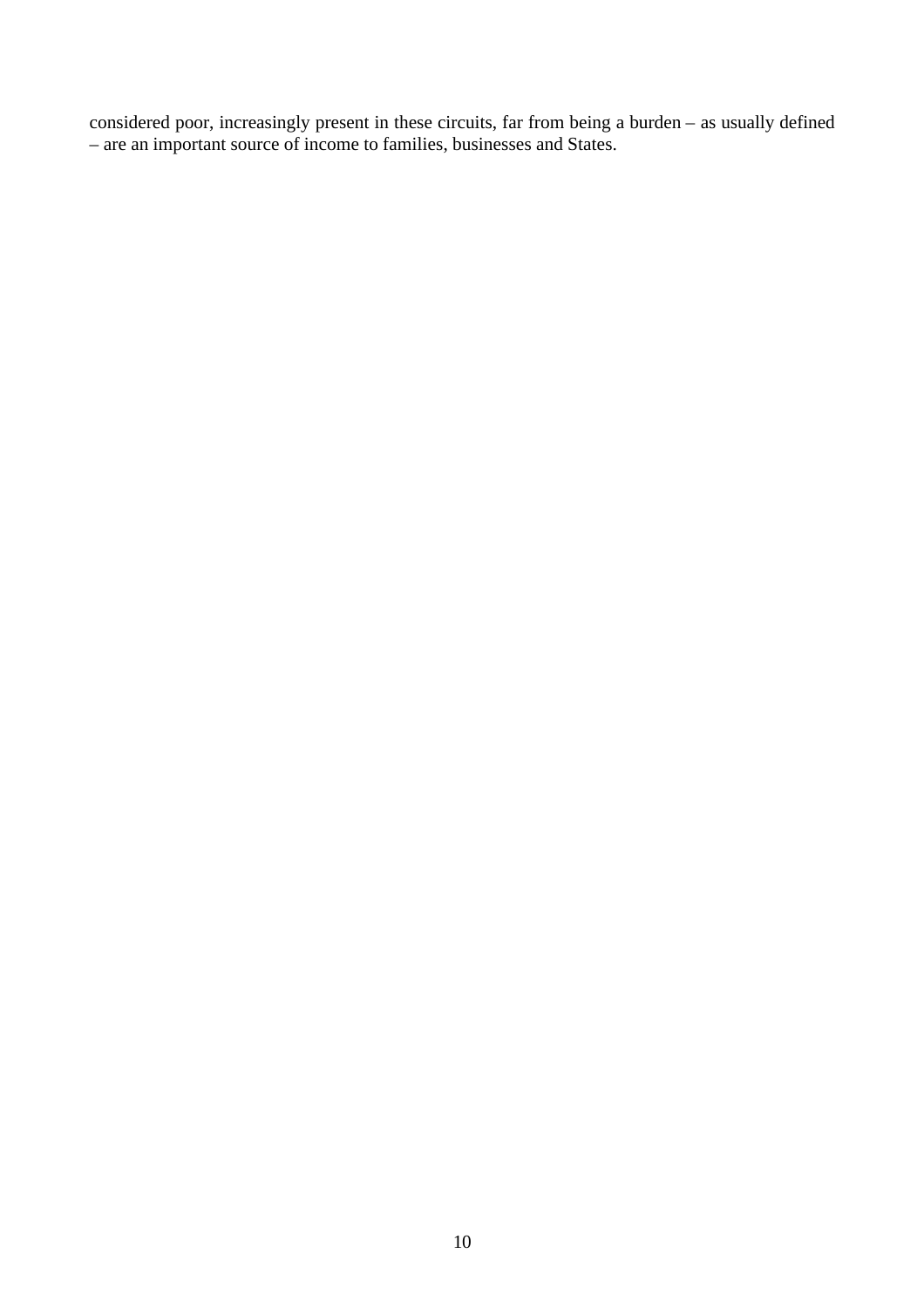considered poor, increasingly present in these circuits, far from being a burden – as usually defined – are an important source of income to families, businesses and States.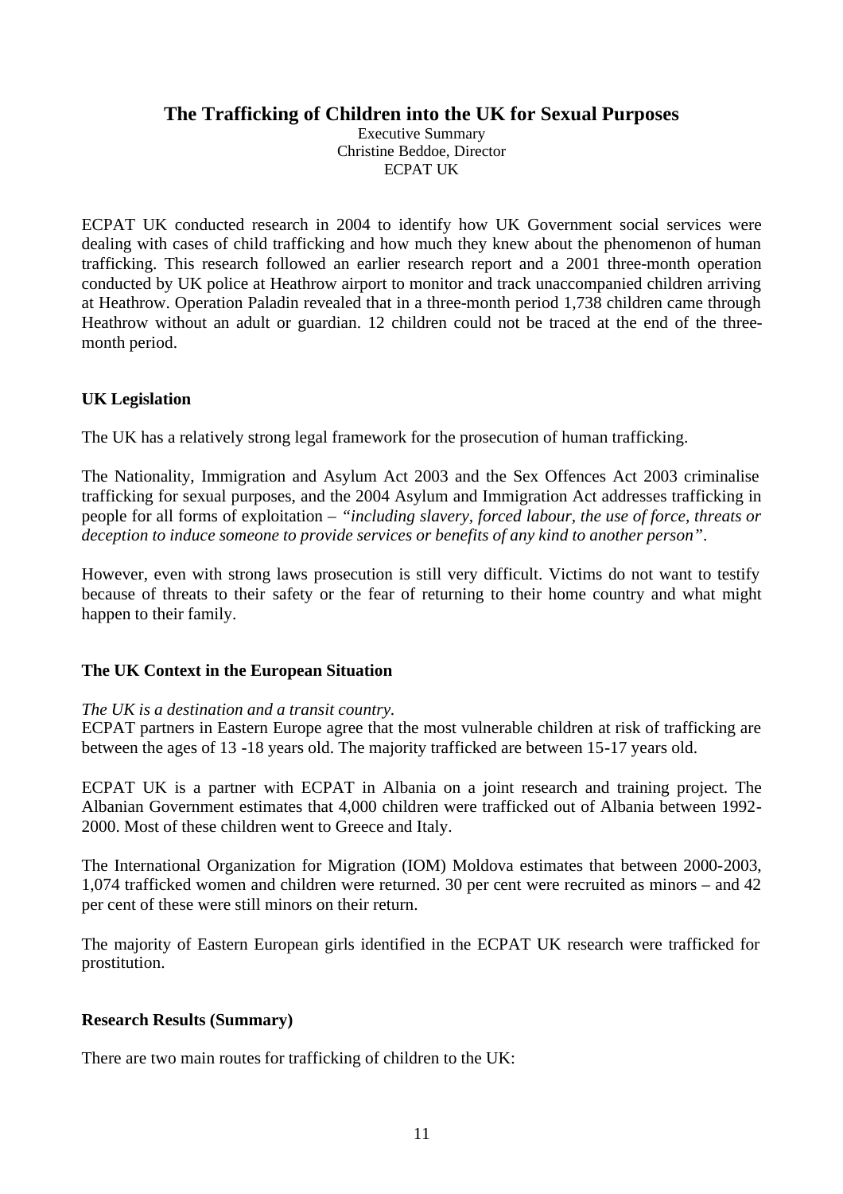## The Trafficking of Children into the UK for Sexual Purposes

Executive Summary
Christine Beddoe, Director
ECPAT UK

ECPAT UK conducted research in 2004 to identify how UK Government social services were dealing with cases of child trafficking and how much they knew about the phenomenon of human trafficking. This research followed an earlier research report and a 2001 three-month operation conducted by UK police at Heathrow airport to monitor and track unaccompanied children arriving at Heathrow. Operation Paladin revealed that in a three-month period 1,738 children came through Heathrow without an adult or guardian. 12 children could not be traced at the end of the three-month period.

### UK Legislation

The UK has a relatively strong legal framework for the prosecution of human trafficking.

The Nationality, Immigration and Asylum Act 2003 and the Sex Offences Act 2003 criminalise trafficking for sexual purposes, and the 2004 Asylum and Immigration Act addresses trafficking in people for all forms of exploitation – *"including slavery, forced labour, the use of force, threats or deception to induce someone to provide services or benefits of any kind to another person"*.

However, even with strong laws prosecution is still very difficult. Victims do not want to testify because of threats to their safety or the fear of returning to their home country and what might happen to their family.

### The UK Context in the European Situation

*The UK is a destination and a transit country.*
ECPAT partners in Eastern Europe agree that the most vulnerable children at risk of trafficking are between the ages of 13 -18 years old. The majority trafficked are between 15-17 years old.

ECPAT UK is a partner with ECPAT in Albania on a joint research and training project. The Albanian Government estimates that 4,000 children were trafficked out of Albania between 1992-2000. Most of these children went to Greece and Italy.

The International Organization for Migration (IOM) Moldova estimates that between 2000-2003, 1,074 trafficked women and children were returned. 30 per cent were recruited as minors – and 42 per cent of these were still minors on their return.

The majority of Eastern European girls identified in the ECPAT UK research were trafficked for prostitution.

### Research Results (Summary)

There are two main routes for trafficking of children to the UK: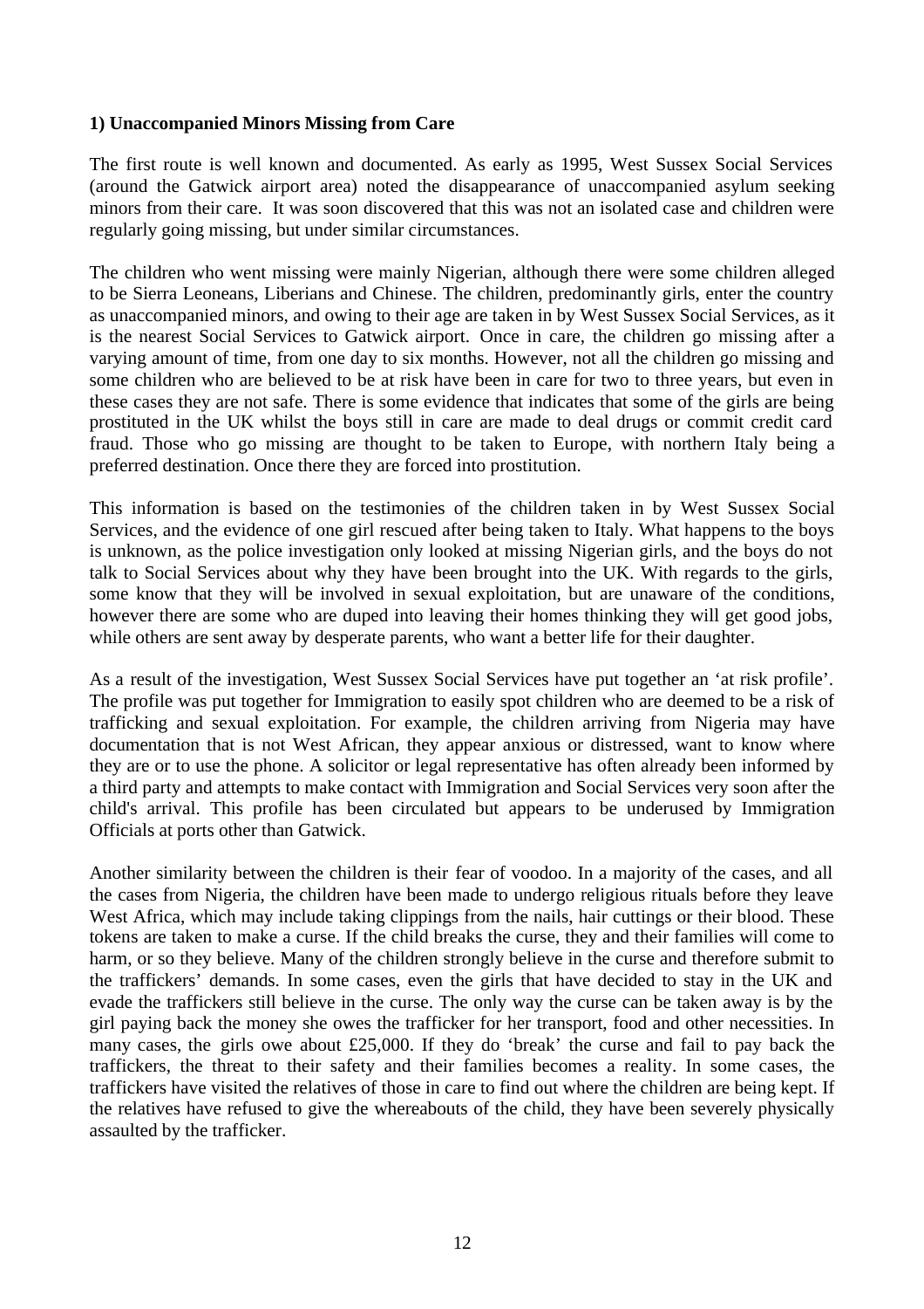**1) Unaccompanied Minors Missing from Care**

The first route is well known and documented. As early as 1995, West Sussex Social Services (around the Gatwick airport area) noted the disappearance of unaccompanied asylum seeking minors from their care. It was soon discovered that this was not an isolated case and children were regularly going missing, but under similar circumstances.

The children who went missing were mainly Nigerian, although there were some children alleged to be Sierra Leoneans, Liberians and Chinese. The children, predominantly girls, enter the country as unaccompanied minors, and owing to their age are taken in by West Sussex Social Services, as it is the nearest Social Services to Gatwick airport. Once in care, the children go missing after a varying amount of time, from one day to six months. However, not all the children go missing and some children who are believed to be at risk have been in care for two to three years, but even in these cases they are not safe. There is some evidence that indicates that some of the girls are being prostituted in the UK whilst the boys still in care are made to deal drugs or commit credit card fraud. Those who go missing are thought to be taken to Europe, with northern Italy being a preferred destination. Once there they are forced into prostitution.

This information is based on the testimonies of the children taken in by West Sussex Social Services, and the evidence of one girl rescued after being taken to Italy. What happens to the boys is unknown, as the police investigation only looked at missing Nigerian girls, and the boys do not talk to Social Services about why they have been brought into the UK. With regards to the girls, some know that they will be involved in sexual exploitation, but are unaware of the conditions, however there are some who are duped into leaving their homes thinking they will get good jobs, while others are sent away by desperate parents, who want a better life for their daughter.

As a result of the investigation, West Sussex Social Services have put together an 'at risk profile'. The profile was put together for Immigration to easily spot children who are deemed to be a risk of trafficking and sexual exploitation. For example, the children arriving from Nigeria may have documentation that is not West African, they appear anxious or distressed, want to know where they are or to use the phone. A solicitor or legal representative has often already been informed by a third party and attempts to make contact with Immigration and Social Services very soon after the child's arrival. This profile has been circulated but appears to be underused by Immigration Officials at ports other than Gatwick.

Another similarity between the children is their fear of voodoo. In a majority of the cases, and all the cases from Nigeria, the children have been made to undergo religious rituals before they leave West Africa, which may include taking clippings from the nails, hair cuttings or their blood. These tokens are taken to make a curse. If the child breaks the curse, they and their families will come to harm, or so they believe. Many of the children strongly believe in the curse and therefore submit to the traffickers' demands. In some cases, even the girls that have decided to stay in the UK and evade the traffickers still believe in the curse. The only way the curse can be taken away is by the girl paying back the money she owes the trafficker for her transport, food and other necessities. In many cases, the girls owe about £25,000. If they do 'break' the curse and fail to pay back the traffickers, the threat to their safety and their families becomes a reality. In some cases, the traffickers have visited the relatives of those in care to find out where the children are being kept. If the relatives have refused to give the whereabouts of the child, they have been severely physically assaulted by the trafficker.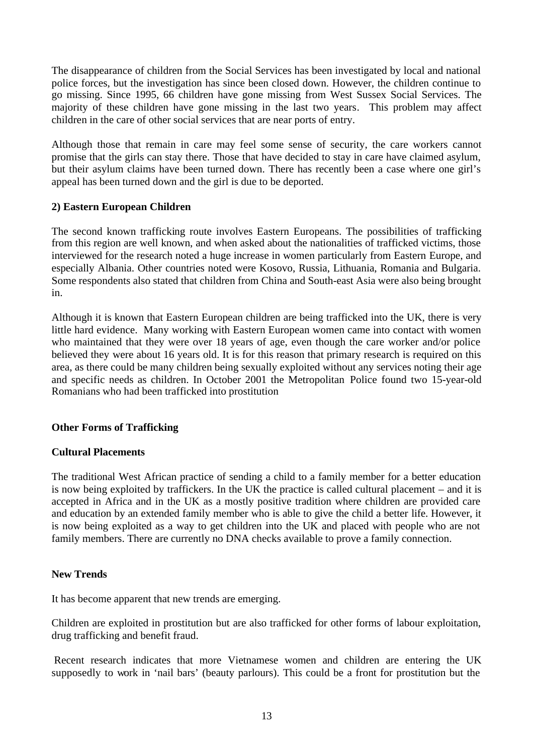The disappearance of children from the Social Services has been investigated by local and national police forces, but the investigation has since been closed down. However, the children continue to go missing. Since 1995, 66 children have gone missing from West Sussex Social Services. The majority of these children have gone missing in the last two years. This problem may affect children in the care of other social services that are near ports of entry.

Although those that remain in care may feel some sense of security, the care workers cannot promise that the girls can stay there. Those that have decided to stay in care have claimed asylum, but their asylum claims have been turned down. There has recently been a case where one girl's appeal has been turned down and the girl is due to be deported.

**2) Eastern European Children**

The second known trafficking route involves Eastern Europeans. The possibilities of trafficking from this region are well known, and when asked about the nationalities of trafficked victims, those interviewed for the research noted a huge increase in women particularly from Eastern Europe, and especially Albania. Other countries noted were Kosovo, Russia, Lithuania, Romania and Bulgaria. Some respondents also stated that children from China and South-east Asia were also being brought in.

Although it is known that Eastern European children are being trafficked into the UK, there is very little hard evidence. Many working with Eastern European women came into contact with women who maintained that they were over 18 years of age, even though the care worker and/or police believed they were about 16 years old. It is for this reason that primary research is required on this area, as there could be many children being sexually exploited without any services noting their age and specific needs as children. In October 2001 the Metropolitan Police found two 15-year-old Romanians who had been trafficked into prostitution

**Other Forms of Trafficking**

**Cultural Placements**

The traditional West African practice of sending a child to a family member for a better education is now being exploited by traffickers. In the UK the practice is called cultural placement – and it is accepted in Africa and in the UK as a mostly positive tradition where children are provided care and education by an extended family member who is able to give the child a better life. However, it is now being exploited as a way to get children into the UK and placed with people who are not family members. There are currently no DNA checks available to prove a family connection.

**New Trends**

It has become apparent that new trends are emerging.

Children are exploited in prostitution but are also trafficked for other forms of labour exploitation, drug trafficking and benefit fraud.

Recent research indicates that more Vietnamese women and children are entering the UK supposedly to work in 'nail bars' (beauty parlours). This could be a front for prostitution but the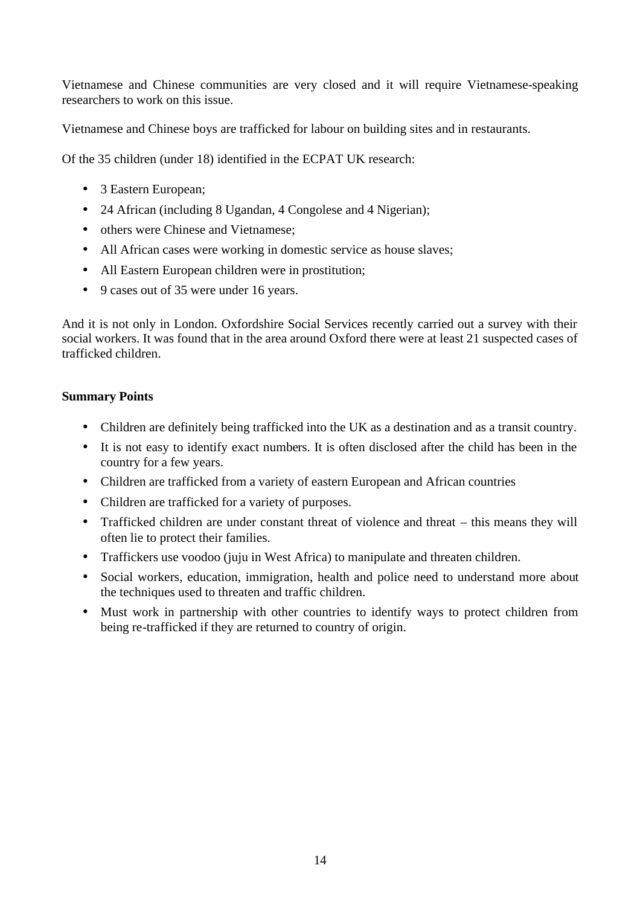Vietnamese and Chinese communities are very closed and it will require Vietnamese-speaking researchers to work on this issue.

Vietnamese and Chinese boys are trafficked for labour on building sites and in restaurants.

Of the 35 children (under 18) identified in the ECPAT UK research:

- 3 Eastern European;
- 24 African (including 8 Ugandan, 4 Congolese and 4 Nigerian);
- others were Chinese and Vietnamese;
- All African cases were working in domestic service as house slaves;
- All Eastern European children were in prostitution;
- 9 cases out of 35 were under 16 years.

And it is not only in London. Oxfordshire Social Services recently carried out a survey with their social workers. It was found that in the area around Oxford there were at least 21 suspected cases of trafficked children.

**Summary Points**

- Children are definitely being trafficked into the UK as a destination and as a transit country.
- It is not easy to identify exact numbers. It is often disclosed after the child has been in the country for a few years.
- Children are trafficked from a variety of eastern European and African countries
- Children are trafficked for a variety of purposes.
- Trafficked children are under constant threat of violence and threat – this means they will often lie to protect their families.
- Traffickers use voodoo (juju in West Africa) to manipulate and threaten children.
- Social workers, education, immigration, health and police need to understand more about the techniques used to threaten and traffic children.
- Must work in partnership with other countries to identify ways to protect children from being re-trafficked if they are returned to country of origin.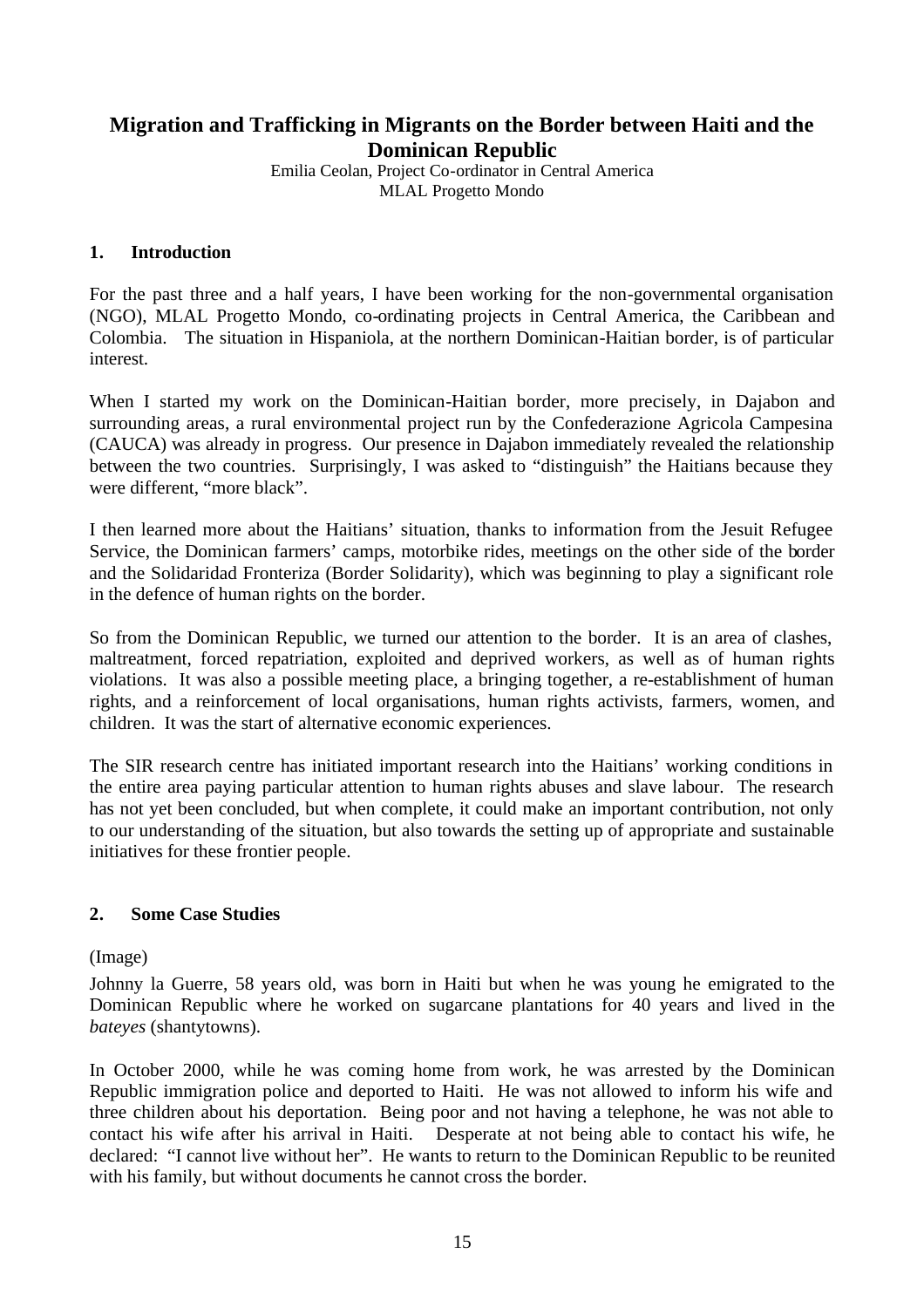# Migration and Trafficking in Migrants on the Border between Haiti and the Dominican Republic

Emilia Ceolan, Project Co-ordinator in Central America
MLAL Progetto Mondo

## 1. Introduction

For the past three and a half years, I have been working for the non-governmental organisation (NGO), MLAL Progetto Mondo, co-ordinating projects in Central America, the Caribbean and Colombia. The situation in Hispaniola, at the northern Dominican-Haitian border, is of particular interest.

When I started my work on the Dominican-Haitian border, more precisely, in Dajabon and surrounding areas, a rural environmental project run by the Confederazione Agricola Campesina (CAUCA) was already in progress. Our presence in Dajabon immediately revealed the relationship between the two countries. Surprisingly, I was asked to "distinguish" the Haitians because they were different, "more black".

I then learned more about the Haitians' situation, thanks to information from the Jesuit Refugee Service, the Dominican farmers' camps, motorbike rides, meetings on the other side of the border and the Solidaridad Fronteriza (Border Solidarity), which was beginning to play a significant role in the defence of human rights on the border.

So from the Dominican Republic, we turned our attention to the border. It is an area of clashes, maltreatment, forced repatriation, exploited and deprived workers, as well as of human rights violations. It was also a possible meeting place, a bringing together, a re-establishment of human rights, and a reinforcement of local organisations, human rights activists, farmers, women, and children. It was the start of alternative economic experiences.

The SIR research centre has initiated important research into the Haitians' working conditions in the entire area paying particular attention to human rights abuses and slave labour. The research has not yet been concluded, but when complete, it could make an important contribution, not only to our understanding of the situation, but also towards the setting up of appropriate and sustainable initiatives for these frontier people.

## 2. Some Case Studies

(Image)

Johnny la Guerre, 58 years old, was born in Haiti but when he was young he emigrated to the Dominican Republic where he worked on sugarcane plantations for 40 years and lived in the *bateyes* (shantytowns).

In October 2000, while he was coming home from work, he was arrested by the Dominican Republic immigration police and deported to Haiti. He was not allowed to inform his wife and three children about his deportation. Being poor and not having a telephone, he was not able to contact his wife after his arrival in Haiti. Desperate at not being able to contact his wife, he declared: "I cannot live without her". He wants to return to the Dominican Republic to be reunited with his family, but without documents he cannot cross the border.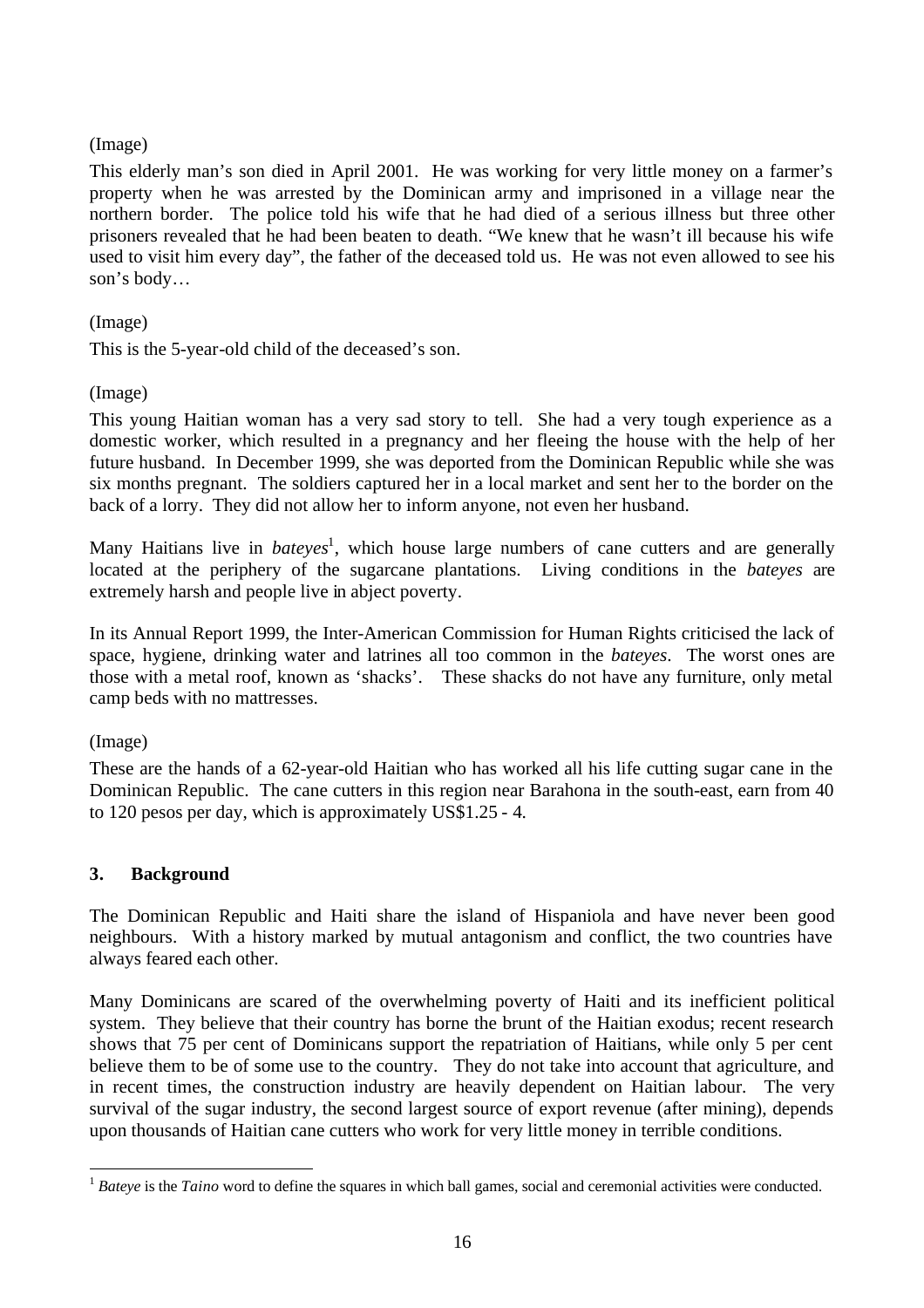(Image)

This elderly man's son died in April 2001. He was working for very little money on a farmer's property when he was arrested by the Dominican army and imprisoned in a village near the northern border. The police told his wife that he had died of a serious illness but three other prisoners revealed that he had been beaten to death. "We knew that he wasn't ill because his wife used to visit him every day", the father of the deceased told us. He was not even allowed to see his son's body…

(Image)

This is the 5-year-old child of the deceased's son.

(Image)

This young Haitian woman has a very sad story to tell. She had a very tough experience as a domestic worker, which resulted in a pregnancy and her fleeing the house with the help of her future husband. In December 1999, she was deported from the Dominican Republic while she was six months pregnant. The soldiers captured her in a local market and sent her to the border on the back of a lorry. They did not allow her to inform anyone, not even her husband.

Many Haitians live in *bateyes*[1], which house large numbers of cane cutters and are generally located at the periphery of the sugarcane plantations. Living conditions in the *bateyes* are extremely harsh and people live in abject poverty.

In its Annual Report 1999, the Inter-American Commission for Human Rights criticised the lack of space, hygiene, drinking water and latrines all too common in the *bateyes*. The worst ones are those with a metal roof, known as 'shacks'. These shacks do not have any furniture, only metal camp beds with no mattresses.

(Image)

These are the hands of a 62-year-old Haitian who has worked all his life cutting sugar cane in the Dominican Republic. The cane cutters in this region near Barahona in the south-east, earn from 40 to 120 pesos per day, which is approximately US$1.25 - 4.

## 3. Background

The Dominican Republic and Haiti share the island of Hispaniola and have never been good neighbours. With a history marked by mutual antagonism and conflict, the two countries have always feared each other.

Many Dominicans are scared of the overwhelming poverty of Haiti and its inefficient political system. They believe that their country has borne the brunt of the Haitian exodus; recent research shows that 75 per cent of Dominicans support the repatriation of Haitians, while only 5 per cent believe them to be of some use to the country. They do not take into account that agriculture, and in recent times, the construction industry are heavily dependent on Haitian labour. The very survival of the sugar industry, the second largest source of export revenue (after mining), depends upon thousands of Haitian cane cutters who work for very little money in terrible conditions.

[1] *Bateye* is the *Taino* word to define the squares in which ball games, social and ceremonial activities were conducted.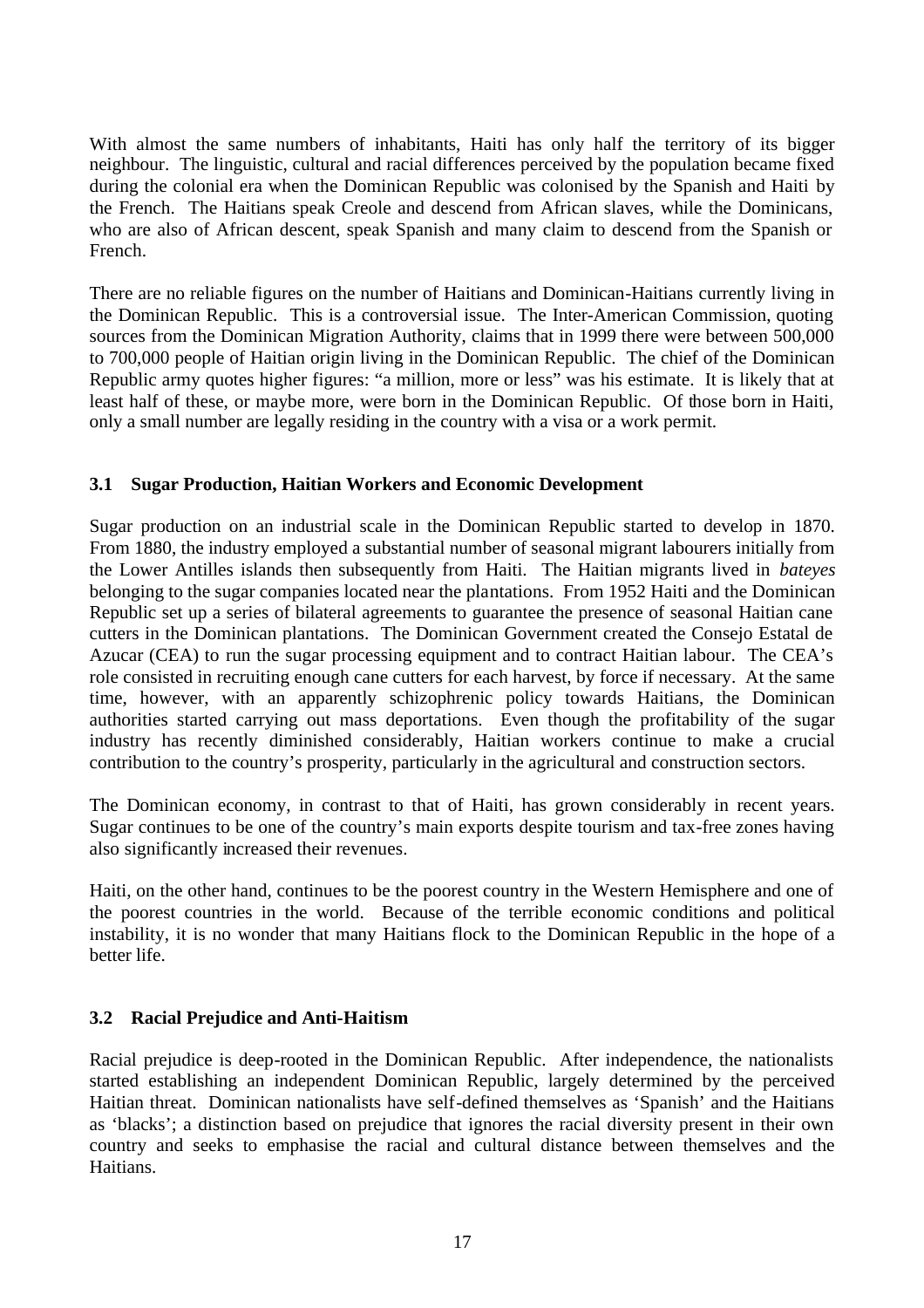With almost the same numbers of inhabitants, Haiti has only half the territory of its bigger neighbour. The linguistic, cultural and racial differences perceived by the population became fixed during the colonial era when the Dominican Republic was colonised by the Spanish and Haiti by the French. The Haitians speak Creole and descend from African slaves, while the Dominicans, who are also of African descent, speak Spanish and many claim to descend from the Spanish or French.

There are no reliable figures on the number of Haitians and Dominican-Haitians currently living in the Dominican Republic. This is a controversial issue. The Inter-American Commission, quoting sources from the Dominican Migration Authority, claims that in 1999 there were between 500,000 to 700,000 people of Haitian origin living in the Dominican Republic. The chief of the Dominican Republic army quotes higher figures: "a million, more or less" was his estimate. It is likely that at least half of these, or maybe more, were born in the Dominican Republic. Of those born in Haiti, only a small number are legally residing in the country with a visa or a work permit.

### 3.1 Sugar Production, Haitian Workers and Economic Development

Sugar production on an industrial scale in the Dominican Republic started to develop in 1870. From 1880, the industry employed a substantial number of seasonal migrant labourers initially from the Lower Antilles islands then subsequently from Haiti. The Haitian migrants lived in *bateyes* belonging to the sugar companies located near the plantations. From 1952 Haiti and the Dominican Republic set up a series of bilateral agreements to guarantee the presence of seasonal Haitian cane cutters in the Dominican plantations. The Dominican Government created the Consejo Estatal de Azucar (CEA) to run the sugar processing equipment and to contract Haitian labour. The CEA's role consisted in recruiting enough cane cutters for each harvest, by force if necessary. At the same time, however, with an apparently schizophrenic policy towards Haitians, the Dominican authorities started carrying out mass deportations. Even though the profitability of the sugar industry has recently diminished considerably, Haitian workers continue to make a crucial contribution to the country's prosperity, particularly in the agricultural and construction sectors.

The Dominican economy, in contrast to that of Haiti, has grown considerably in recent years. Sugar continues to be one of the country's main exports despite tourism and tax-free zones having also significantly increased their revenues.

Haiti, on the other hand, continues to be the poorest country in the Western Hemisphere and one of the poorest countries in the world. Because of the terrible economic conditions and political instability, it is no wonder that many Haitians flock to the Dominican Republic in the hope of a better life.

### 3.2 Racial Prejudice and Anti-Haitism

Racial prejudice is deep-rooted in the Dominican Republic. After independence, the nationalists started establishing an independent Dominican Republic, largely determined by the perceived Haitian threat. Dominican nationalists have self-defined themselves as 'Spanish' and the Haitians as 'blacks'; a distinction based on prejudice that ignores the racial diversity present in their own country and seeks to emphasise the racial and cultural distance between themselves and the Haitians.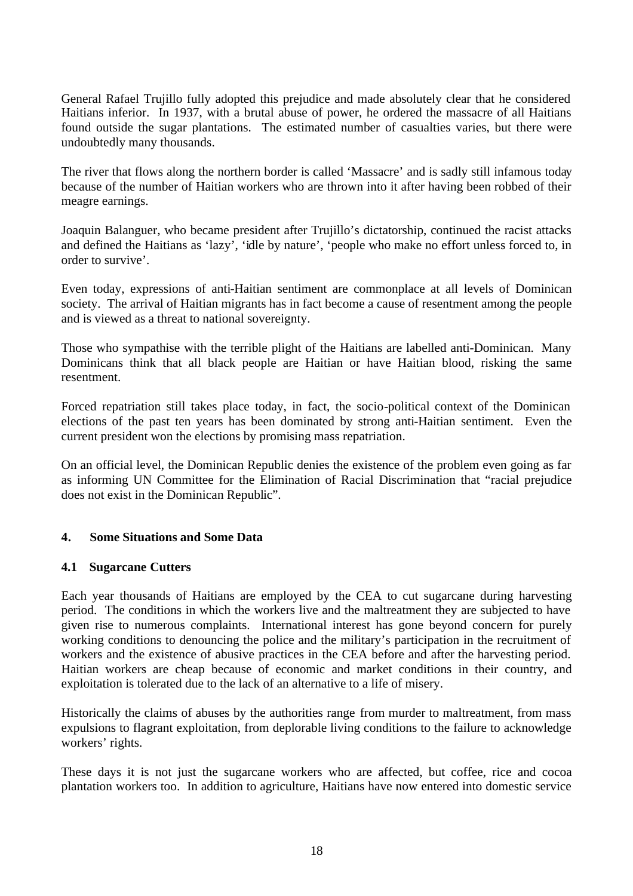General Rafael Trujillo fully adopted this prejudice and made absolutely clear that he considered Haitians inferior. In 1937, with a brutal abuse of power, he ordered the massacre of all Haitians found outside the sugar plantations. The estimated number of casualties varies, but there were undoubtedly many thousands.

The river that flows along the northern border is called 'Massacre' and is sadly still infamous today because of the number of Haitian workers who are thrown into it after having been robbed of their meagre earnings.

Joaquin Balanguer, who became president after Trujillo's dictatorship, continued the racist attacks and defined the Haitians as 'lazy', 'idle by nature', 'people who make no effort unless forced to, in order to survive'.

Even today, expressions of anti-Haitian sentiment are commonplace at all levels of Dominican society. The arrival of Haitian migrants has in fact become a cause of resentment among the people and is viewed as a threat to national sovereignty.

Those who sympathise with the terrible plight of the Haitians are labelled anti-Dominican. Many Dominicans think that all black people are Haitian or have Haitian blood, risking the same resentment.

Forced repatriation still takes place today, in fact, the socio-political context of the Dominican elections of the past ten years has been dominated by strong anti-Haitian sentiment. Even the current president won the elections by promising mass repatriation.

On an official level, the Dominican Republic denies the existence of the problem even going as far as informing UN Committee for the Elimination of Racial Discrimination that "racial prejudice does not exist in the Dominican Republic".

## 4. Some Situations and Some Data

### 4.1 Sugarcane Cutters

Each year thousands of Haitians are employed by the CEA to cut sugarcane during harvesting period. The conditions in which the workers live and the maltreatment they are subjected to have given rise to numerous complaints. International interest has gone beyond concern for purely working conditions to denouncing the police and the military's participation in the recruitment of workers and the existence of abusive practices in the CEA before and after the harvesting period. Haitian workers are cheap because of economic and market conditions in their country, and exploitation is tolerated due to the lack of an alternative to a life of misery.

Historically the claims of abuses by the authorities range from murder to maltreatment, from mass expulsions to flagrant exploitation, from deplorable living conditions to the failure to acknowledge workers' rights.

These days it is not just the sugarcane workers who are affected, but coffee, rice and cocoa plantation workers too. In addition to agriculture, Haitians have now entered into domestic service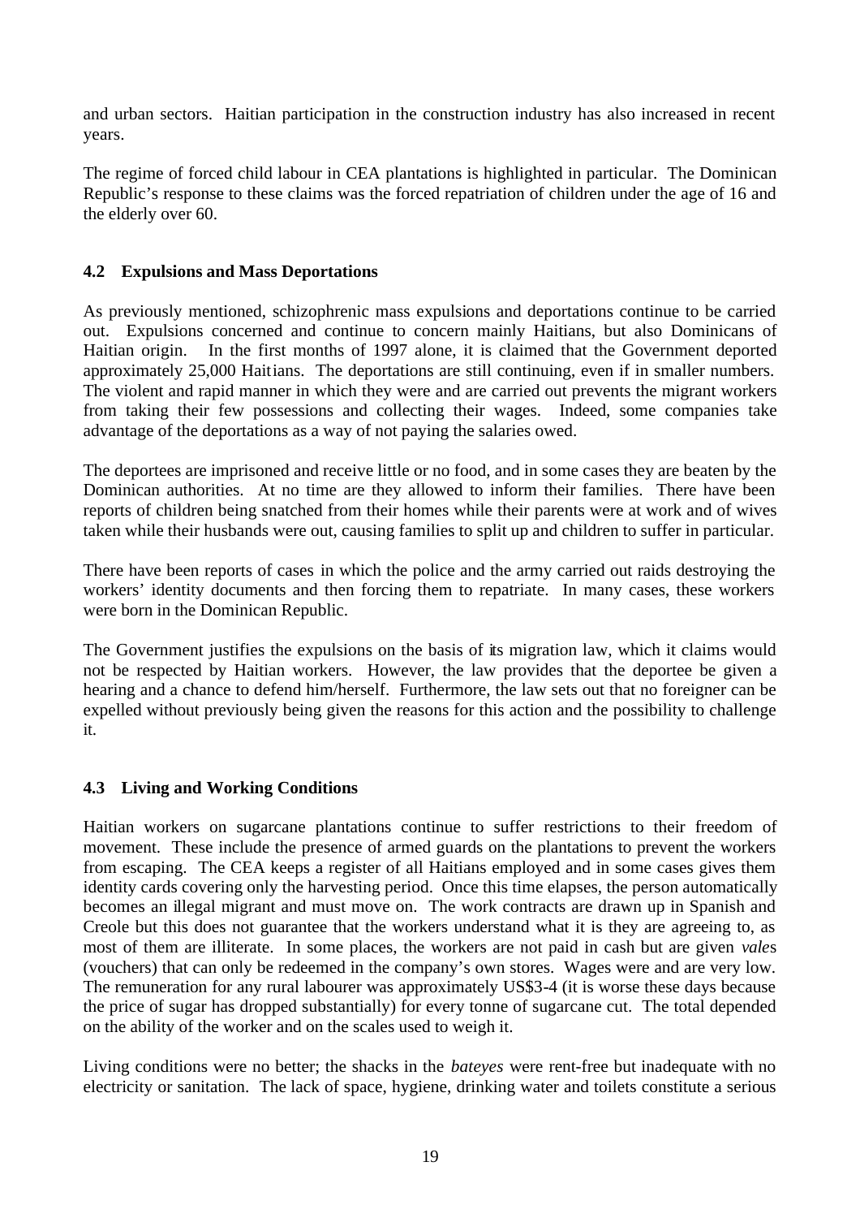and urban sectors. Haitian participation in the construction industry has also increased in recent years.

The regime of forced child labour in CEA plantations is highlighted in particular. The Dominican Republic's response to these claims was the forced repatriation of children under the age of 16 and the elderly over 60.

### 4.2 Expulsions and Mass Deportations

As previously mentioned, schizophrenic mass expulsions and deportations continue to be carried out. Expulsions concerned and continue to concern mainly Haitians, but also Dominicans of Haitian origin. In the first months of 1997 alone, it is claimed that the Government deported approximately 25,000 Haitians. The deportations are still continuing, even if in smaller numbers. The violent and rapid manner in which they were and are carried out prevents the migrant workers from taking their few possessions and collecting their wages. Indeed, some companies take advantage of the deportations as a way of not paying the salaries owed.

The deportees are imprisoned and receive little or no food, and in some cases they are beaten by the Dominican authorities. At no time are they allowed to inform their families. There have been reports of children being snatched from their homes while their parents were at work and of wives taken while their husbands were out, causing families to split up and children to suffer in particular.

There have been reports of cases in which the police and the army carried out raids destroying the workers' identity documents and then forcing them to repatriate. In many cases, these workers were born in the Dominican Republic.

The Government justifies the expulsions on the basis of its migration law, which it claims would not be respected by Haitian workers. However, the law provides that the deportee be given a hearing and a chance to defend him/herself. Furthermore, the law sets out that no foreigner can be expelled without previously being given the reasons for this action and the possibility to challenge it.

### 4.3 Living and Working Conditions

Haitian workers on sugarcane plantations continue to suffer restrictions to their freedom of movement. These include the presence of armed guards on the plantations to prevent the workers from escaping. The CEA keeps a register of all Haitians employed and in some cases gives them identity cards covering only the harvesting period. Once this time elapses, the person automatically becomes an illegal migrant and must move on. The work contracts are drawn up in Spanish and Creole but this does not guarantee that the workers understand what it is they are agreeing to, as most of them are illiterate. In some places, the workers are not paid in cash but are given *vale*s (vouchers) that can only be redeemed in the company's own stores. Wages were and are very low. The remuneration for any rural labourer was approximately US$3-4 (it is worse these days because the price of sugar has dropped substantially) for every tonne of sugarcane cut. The total depended on the ability of the worker and on the scales used to weigh it.

Living conditions were no better; the shacks in the *bateyes* were rent-free but inadequate with no electricity or sanitation. The lack of space, hygiene, drinking water and toilets constitute a serious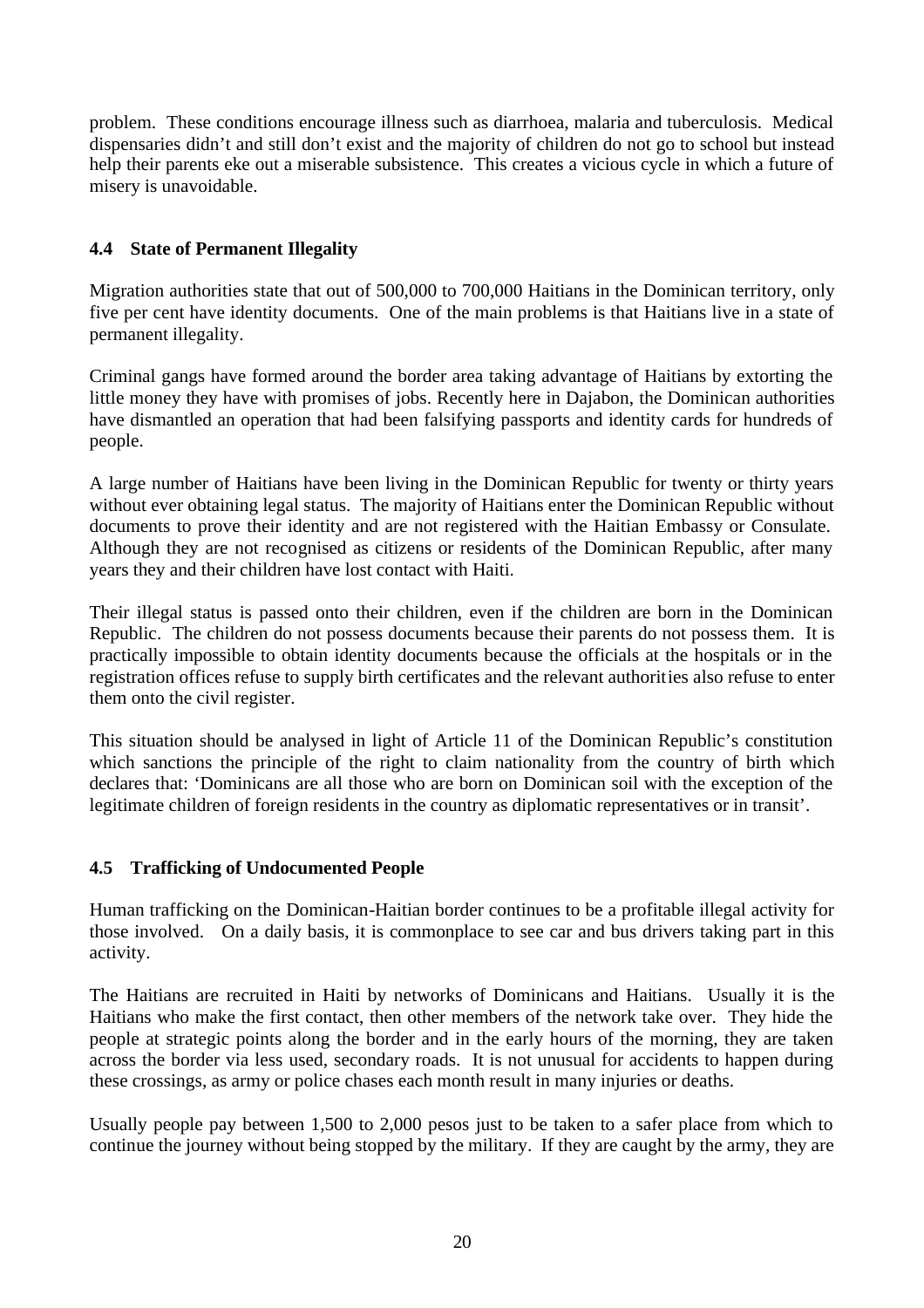problem. These conditions encourage illness such as diarrhoea, malaria and tuberculosis. Medical dispensaries didn't and still don't exist and the majority of children do not go to school but instead help their parents eke out a miserable subsistence. This creates a vicious cycle in which a future of misery is unavoidable.

### 4.4 State of Permanent Illegality

Migration authorities state that out of 500,000 to 700,000 Haitians in the Dominican territory, only five per cent have identity documents. One of the main problems is that Haitians live in a state of permanent illegality.

Criminal gangs have formed around the border area taking advantage of Haitians by extorting the little money they have with promises of jobs. Recently here in Dajabon, the Dominican authorities have dismantled an operation that had been falsifying passports and identity cards for hundreds of people.

A large number of Haitians have been living in the Dominican Republic for twenty or thirty years without ever obtaining legal status. The majority of Haitians enter the Dominican Republic without documents to prove their identity and are not registered with the Haitian Embassy or Consulate. Although they are not recognised as citizens or residents of the Dominican Republic, after many years they and their children have lost contact with Haiti.

Their illegal status is passed onto their children, even if the children are born in the Dominican Republic. The children do not possess documents because their parents do not possess them. It is practically impossible to obtain identity documents because the officials at the hospitals or in the registration offices refuse to supply birth certificates and the relevant authorities also refuse to enter them onto the civil register.

This situation should be analysed in light of Article 11 of the Dominican Republic's constitution which sanctions the principle of the right to claim nationality from the country of birth which declares that: 'Dominicans are all those who are born on Dominican soil with the exception of the legitimate children of foreign residents in the country as diplomatic representatives or in transit'.

### 4.5 Trafficking of Undocumented People

Human trafficking on the Dominican-Haitian border continues to be a profitable illegal activity for those involved. On a daily basis, it is commonplace to see car and bus drivers taking part in this activity.

The Haitians are recruited in Haiti by networks of Dominicans and Haitians. Usually it is the Haitians who make the first contact, then other members of the network take over. They hide the people at strategic points along the border and in the early hours of the morning, they are taken across the border via less used, secondary roads. It is not unusual for accidents to happen during these crossings, as army or police chases each month result in many injuries or deaths.

Usually people pay between 1,500 to 2,000 pesos just to be taken to a safer place from which to continue the journey without being stopped by the military. If they are caught by the army, they are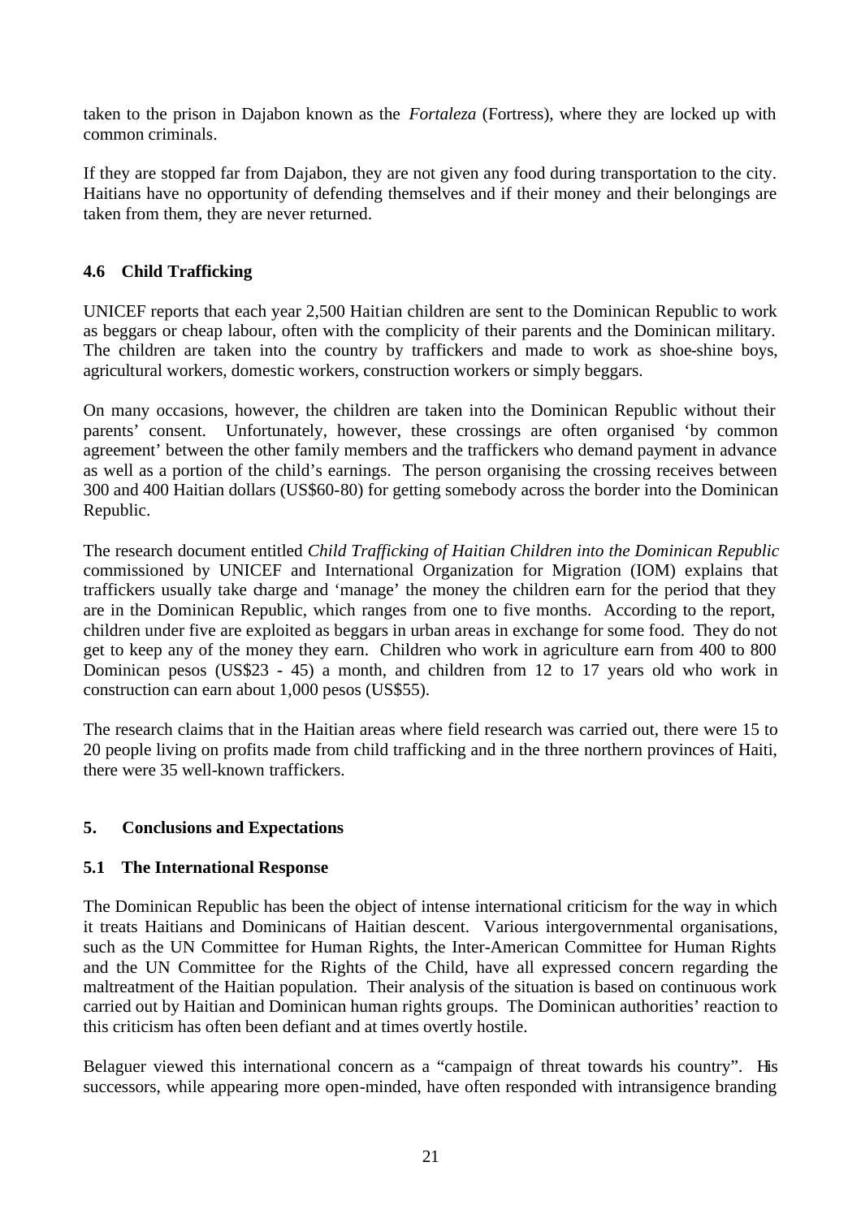taken to the prison in Dajabon known as the *Fortaleza* (Fortress), where they are locked up with common criminals.

If they are stopped far from Dajabon, they are not given any food during transportation to the city. Haitians have no opportunity of defending themselves and if their money and their belongings are taken from them, they are never returned.

### 4.6 Child Trafficking

UNICEF reports that each year 2,500 Haitian children are sent to the Dominican Republic to work as beggars or cheap labour, often with the complicity of their parents and the Dominican military. The children are taken into the country by traffickers and made to work as shoe-shine boys, agricultural workers, domestic workers, construction workers or simply beggars.

On many occasions, however, the children are taken into the Dominican Republic without their parents' consent. Unfortunately, however, these crossings are often organised 'by common agreement' between the other family members and the traffickers who demand payment in advance as well as a portion of the child's earnings. The person organising the crossing receives between 300 and 400 Haitian dollars (US$60-80) for getting somebody across the border into the Dominican Republic.

The research document entitled *Child Trafficking of Haitian Children into the Dominican Republic* commissioned by UNICEF and International Organization for Migration (IOM) explains that traffickers usually take charge and 'manage' the money the children earn for the period that they are in the Dominican Republic, which ranges from one to five months. According to the report, children under five are exploited as beggars in urban areas in exchange for some food. They do not get to keep any of the money they earn. Children who work in agriculture earn from 400 to 800 Dominican pesos (US$23 - 45) a month, and children from 12 to 17 years old who work in construction can earn about 1,000 pesos (US$55).

The research claims that in the Haitian areas where field research was carried out, there were 15 to 20 people living on profits made from child trafficking and in the three northern provinces of Haiti, there were 35 well-known traffickers.

## 5. Conclusions and Expectations

### 5.1 The International Response

The Dominican Republic has been the object of intense international criticism for the way in which it treats Haitians and Dominicans of Haitian descent. Various intergovernmental organisations, such as the UN Committee for Human Rights, the Inter-American Committee for Human Rights and the UN Committee for the Rights of the Child, have all expressed concern regarding the maltreatment of the Haitian population. Their analysis of the situation is based on continuous work carried out by Haitian and Dominican human rights groups. The Dominican authorities' reaction to this criticism has often been defiant and at times overtly hostile.

Belaguer viewed this international concern as a "campaign of threat towards his country". His successors, while appearing more open-minded, have often responded with intransigence branding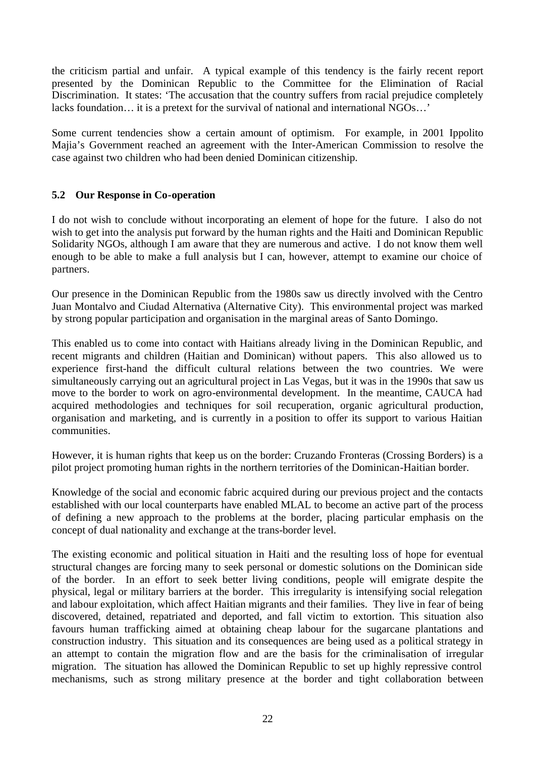the criticism partial and unfair. A typical example of this tendency is the fairly recent report presented by the Dominican Republic to the Committee for the Elimination of Racial Discrimination. It states: 'The accusation that the country suffers from racial prejudice completely lacks foundation… it is a pretext for the survival of national and international NGOs…'

Some current tendencies show a certain amount of optimism. For example, in 2001 Ippolito Majia's Government reached an agreement with the Inter-American Commission to resolve the case against two children who had been denied Dominican citizenship.

### 5.2 Our Response in Co-operation

I do not wish to conclude without incorporating an element of hope for the future. I also do not wish to get into the analysis put forward by the human rights and the Haiti and Dominican Republic Solidarity NGOs, although I am aware that they are numerous and active. I do not know them well enough to be able to make a full analysis but I can, however, attempt to examine our choice of partners.

Our presence in the Dominican Republic from the 1980s saw us directly involved with the Centro Juan Montalvo and Ciudad Alternativa (Alternative City). This environmental project was marked by strong popular participation and organisation in the marginal areas of Santo Domingo.

This enabled us to come into contact with Haitians already living in the Dominican Republic, and recent migrants and children (Haitian and Dominican) without papers. This also allowed us to experience first-hand the difficult cultural relations between the two countries. We were simultaneously carrying out an agricultural project in Las Vegas, but it was in the 1990s that saw us move to the border to work on agro-environmental development. In the meantime, CAUCA had acquired methodologies and techniques for soil recuperation, organic agricultural production, organisation and marketing, and is currently in a position to offer its support to various Haitian communities.

However, it is human rights that keep us on the border: Cruzando Fronteras (Crossing Borders) is a pilot project promoting human rights in the northern territories of the Dominican-Haitian border.

Knowledge of the social and economic fabric acquired during our previous project and the contacts established with our local counterparts have enabled MLAL to become an active part of the process of defining a new approach to the problems at the border, placing particular emphasis on the concept of dual nationality and exchange at the trans-border level.

The existing economic and political situation in Haiti and the resulting loss of hope for eventual structural changes are forcing many to seek personal or domestic solutions on the Dominican side of the border. In an effort to seek better living conditions, people will emigrate despite the physical, legal or military barriers at the border. This irregularity is intensifying social relegation and labour exploitation, which affect Haitian migrants and their families. They live in fear of being discovered, detained, repatriated and deported, and fall victim to extortion. This situation also favours human trafficking aimed at obtaining cheap labour for the sugarcane plantations and construction industry. This situation and its consequences are being used as a political strategy in an attempt to contain the migration flow and are the basis for the criminalisation of irregular migration. The situation has allowed the Dominican Republic to set up highly repressive control mechanisms, such as strong military presence at the border and tight collaboration between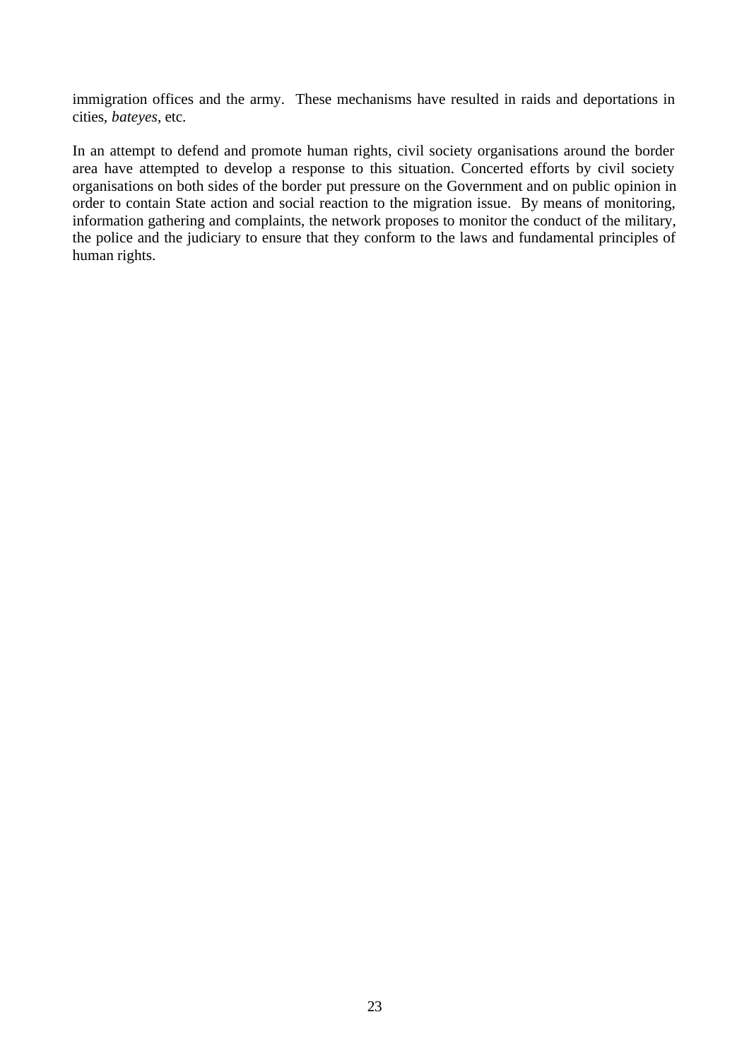immigration offices and the army.  These mechanisms have resulted in raids and deportations in cities, *bateyes*, etc.

In an attempt to defend and promote human rights, civil society organisations around the border area have attempted to develop a response to this situation. Concerted efforts by civil society organisations on both sides of the border put pressure on the Government and on public opinion in order to contain State action and social reaction to the migration issue.  By means of monitoring, information gathering and complaints, the network proposes to monitor the conduct of the military, the police and the judiciary to ensure that they conform to the laws and fundamental principles of human rights.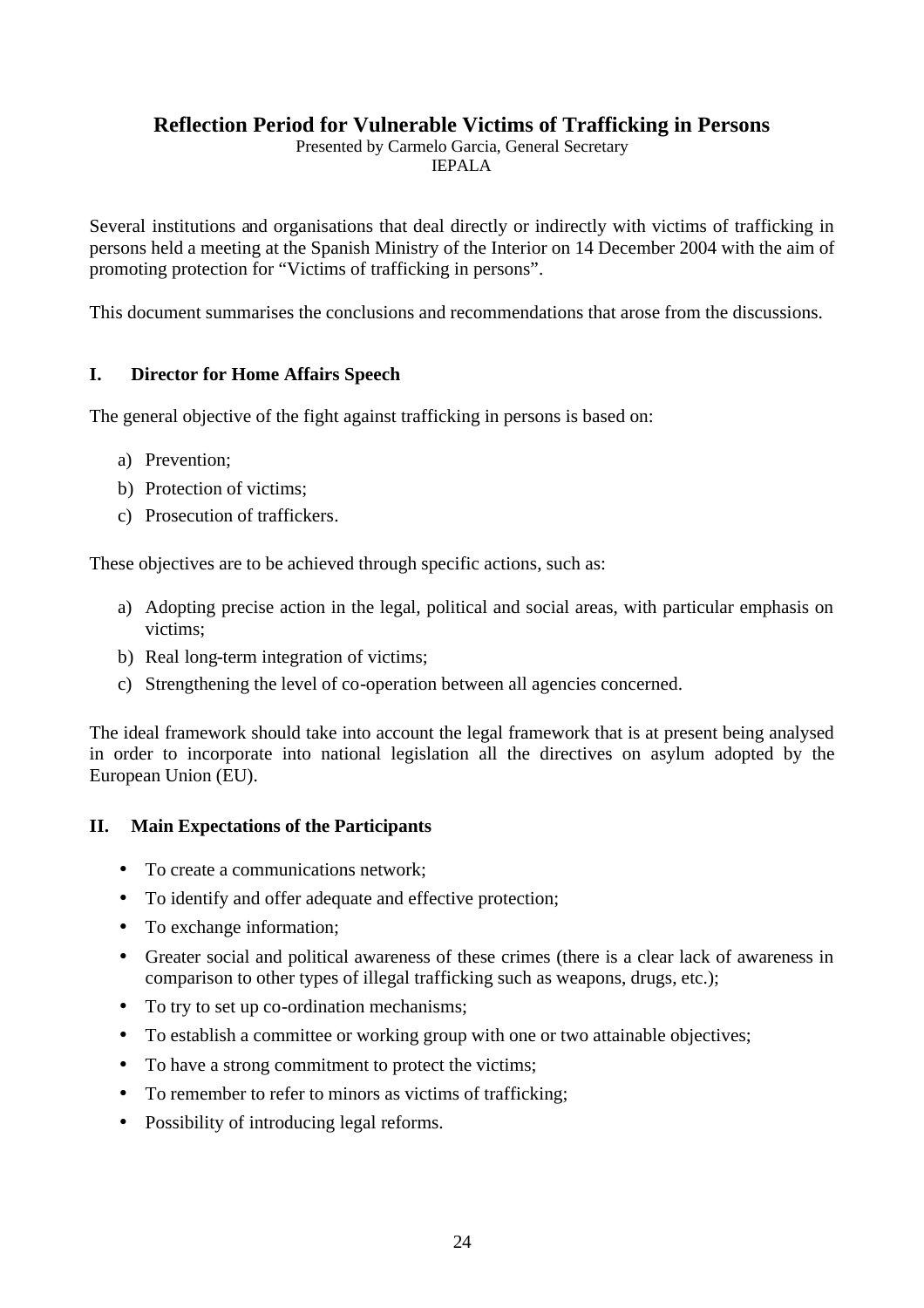## Reflection Period for Vulnerable Victims of Trafficking in Persons

Presented by Carmelo Garcia, General Secretary
IEPALA

Several institutions and organisations that deal directly or indirectly with victims of trafficking in persons held a meeting at the Spanish Ministry of the Interior on 14 December 2004 with the aim of promoting protection for "Victims of trafficking in persons".

This document summarises the conclusions and recommendations that arose from the discussions.

### I. Director for Home Affairs Speech

The general objective of the fight against trafficking in persons is based on:

a) Prevention;
b) Protection of victims;
c) Prosecution of traffickers.

These objectives are to be achieved through specific actions, such as:

a) Adopting precise action in the legal, political and social areas, with particular emphasis on victims;
b) Real long-term integration of victims;
c) Strengthening the level of co-operation between all agencies concerned.

The ideal framework should take into account the legal framework that is at present being analysed in order to incorporate into national legislation all the directives on asylum adopted by the European Union (EU).

### II. Main Expectations of the Participants

- To create a communications network;
- To identify and offer adequate and effective protection;
- To exchange information;
- Greater social and political awareness of these crimes (there is a clear lack of awareness in comparison to other types of illegal trafficking such as weapons, drugs, etc.);
- To try to set up co-ordination mechanisms;
- To establish a committee or working group with one or two attainable objectives;
- To have a strong commitment to protect the victims;
- To remember to refer to minors as victims of trafficking;
- Possibility of introducing legal reforms.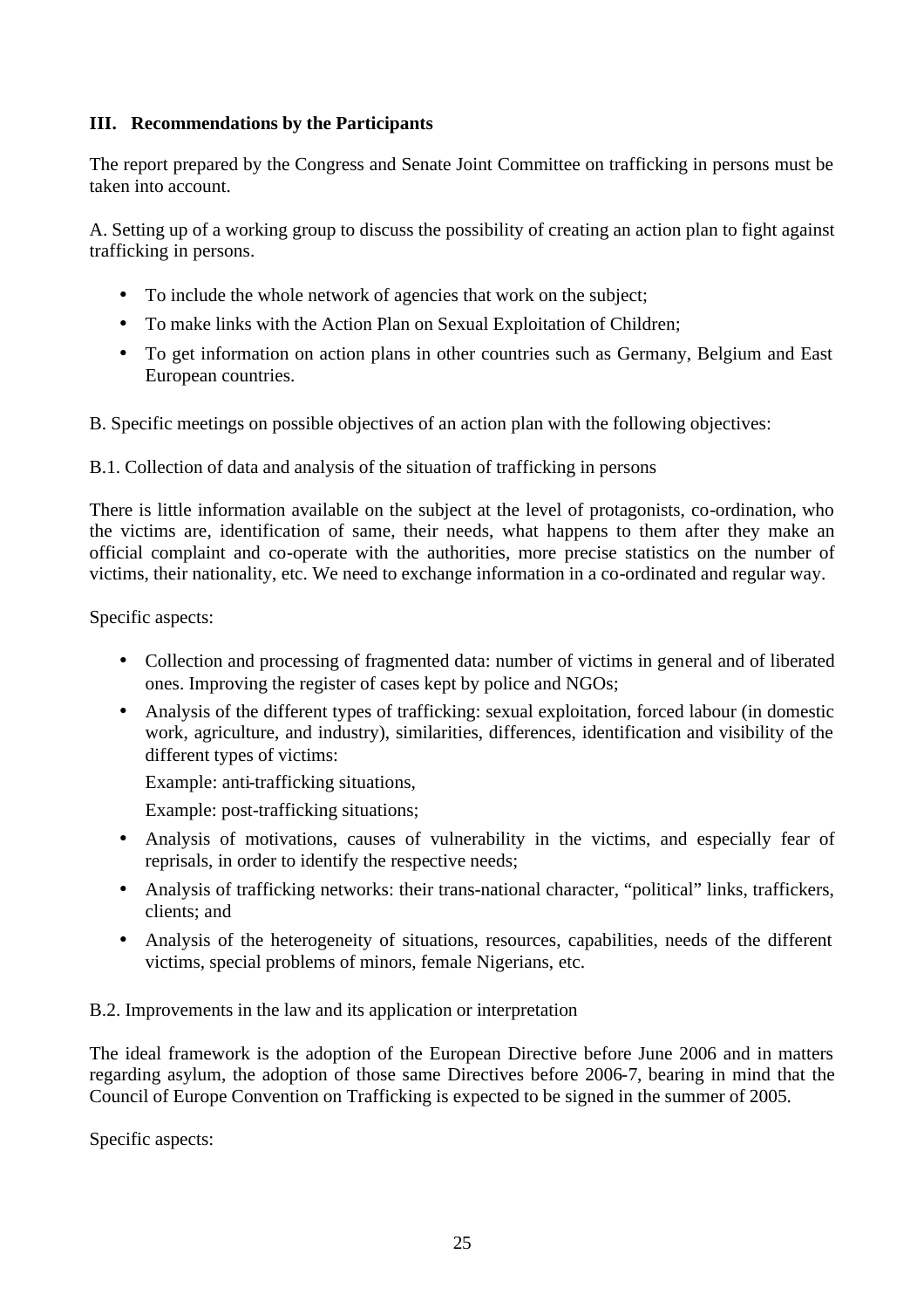## III. Recommendations by the Participants

The report prepared by the Congress and Senate Joint Committee on trafficking in persons must be taken into account.

A. Setting up of a working group to discuss the possibility of creating an action plan to fight against trafficking in persons.

- To include the whole network of agencies that work on the subject;
- To make links with the Action Plan on Sexual Exploitation of Children;
- To get information on action plans in other countries such as Germany, Belgium and East European countries.

B. Specific meetings on possible objectives of an action plan with the following objectives:

B.1. Collection of data and analysis of the situation of trafficking in persons

There is little information available on the subject at the level of protagonists, co-ordination, who the victims are, identification of same, their needs, what happens to them after they make an official complaint and co-operate with the authorities, more precise statistics on the number of victims, their nationality, etc. We need to exchange information in a co-ordinated and regular way.

Specific aspects:

- Collection and processing of fragmented data: number of victims in general and of liberated ones. Improving the register of cases kept by police and NGOs;
- Analysis of the different types of trafficking: sexual exploitation, forced labour (in domestic work, agriculture, and industry), similarities, differences, identification and visibility of the different types of victims:

  Example: anti-trafficking situations,

  Example: post-trafficking situations;
- Analysis of motivations, causes of vulnerability in the victims, and especially fear of reprisals, in order to identify the respective needs;
- Analysis of trafficking networks: their trans-national character, "political" links, traffickers, clients; and
- Analysis of the heterogeneity of situations, resources, capabilities, needs of the different victims, special problems of minors, female Nigerians, etc.

B.2. Improvements in the law and its application or interpretation

The ideal framework is the adoption of the European Directive before June 2006 and in matters regarding asylum, the adoption of those same Directives before 2006-7, bearing in mind that the Council of Europe Convention on Trafficking is expected to be signed in the summer of 2005.

Specific aspects: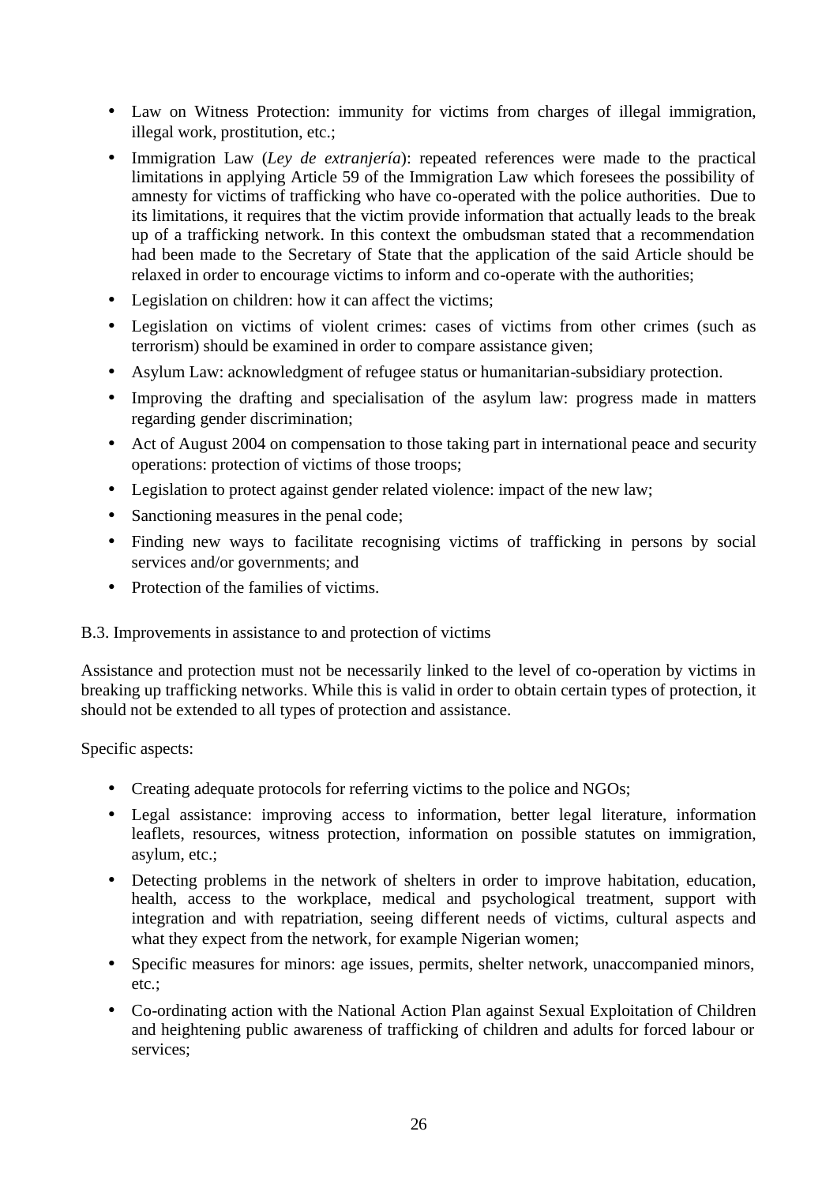- Law on Witness Protection: immunity for victims from charges of illegal immigration, illegal work, prostitution, etc.;
- Immigration Law (*Ley de extranjería*): repeated references were made to the practical limitations in applying Article 59 of the Immigration Law which foresees the possibility of amnesty for victims of trafficking who have co-operated with the police authorities. Due to its limitations, it requires that the victim provide information that actually leads to the break up of a trafficking network. In this context the ombudsman stated that a recommendation had been made to the Secretary of State that the application of the said Article should be relaxed in order to encourage victims to inform and co-operate with the authorities;
- Legislation on children: how it can affect the victims;
- Legislation on victims of violent crimes: cases of victims from other crimes (such as terrorism) should be examined in order to compare assistance given;
- Asylum Law: acknowledgment of refugee status or humanitarian-subsidiary protection.
- Improving the drafting and specialisation of the asylum law: progress made in matters regarding gender discrimination;
- Act of August 2004 on compensation to those taking part in international peace and security operations: protection of victims of those troops;
- Legislation to protect against gender related violence: impact of the new law;
- Sanctioning measures in the penal code;
- Finding new ways to facilitate recognising victims of trafficking in persons by social services and/or governments; and
- Protection of the families of victims.

B.3. Improvements in assistance to and protection of victims

Assistance and protection must not be necessarily linked to the level of co-operation by victims in breaking up trafficking networks. While this is valid in order to obtain certain types of protection, it should not be extended to all types of protection and assistance.

Specific aspects:

- Creating adequate protocols for referring victims to the police and NGOs;
- Legal assistance: improving access to information, better legal literature, information leaflets, resources, witness protection, information on possible statutes on immigration, asylum, etc.;
- Detecting problems in the network of shelters in order to improve habitation, education, health, access to the workplace, medical and psychological treatment, support with integration and with repatriation, seeing different needs of victims, cultural aspects and what they expect from the network, for example Nigerian women;
- Specific measures for minors: age issues, permits, shelter network, unaccompanied minors, etc.;
- Co-ordinating action with the National Action Plan against Sexual Exploitation of Children and heightening public awareness of trafficking of children and adults for forced labour or services;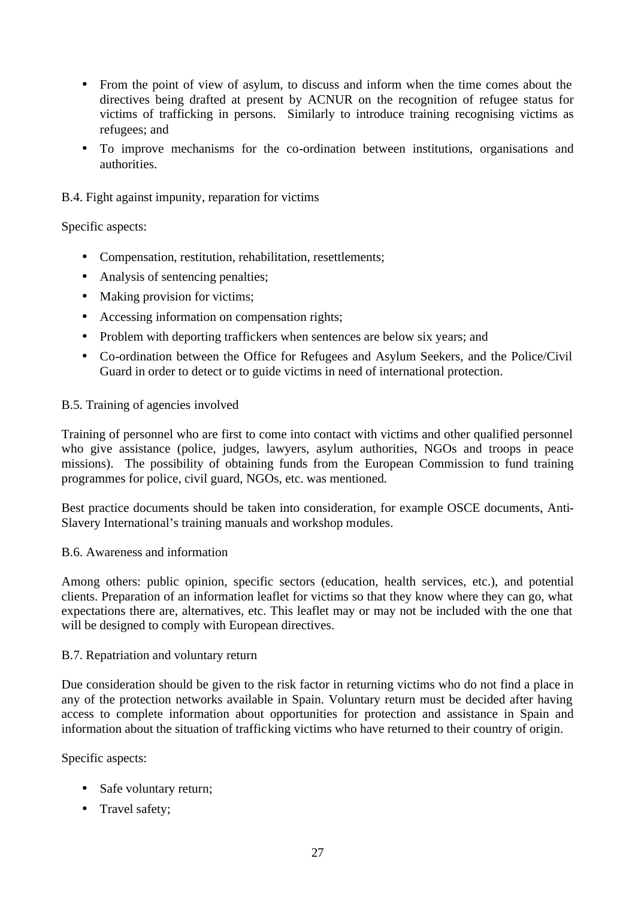- From the point of view of asylum, to discuss and inform when the time comes about the directives being drafted at present by ACNUR on the recognition of refugee status for victims of trafficking in persons. Similarly to introduce training recognising victims as refugees; and
- To improve mechanisms for the co-ordination between institutions, organisations and authorities.

B.4. Fight against impunity, reparation for victims

Specific aspects:

- Compensation, restitution, rehabilitation, resettlements;
- Analysis of sentencing penalties;
- Making provision for victims;
- Accessing information on compensation rights;
- Problem with deporting traffickers when sentences are below six years; and
- Co-ordination between the Office for Refugees and Asylum Seekers, and the Police/Civil Guard in order to detect or to guide victims in need of international protection.

B.5. Training of agencies involved

Training of personnel who are first to come into contact with victims and other qualified personnel who give assistance (police, judges, lawyers, asylum authorities, NGOs and troops in peace missions). The possibility of obtaining funds from the European Commission to fund training programmes for police, civil guard, NGOs, etc. was mentioned.

Best practice documents should be taken into consideration, for example OSCE documents, Anti-Slavery International's training manuals and workshop modules.

B.6. Awareness and information

Among others: public opinion, specific sectors (education, health services, etc.), and potential clients. Preparation of an information leaflet for victims so that they know where they can go, what expectations there are, alternatives, etc. This leaflet may or may not be included with the one that will be designed to comply with European directives.

B.7. Repatriation and voluntary return

Due consideration should be given to the risk factor in returning victims who do not find a place in any of the protection networks available in Spain. Voluntary return must be decided after having access to complete information about opportunities for protection and assistance in Spain and information about the situation of trafficking victims who have returned to their country of origin.

Specific aspects:

- Safe voluntary return;
- Travel safety;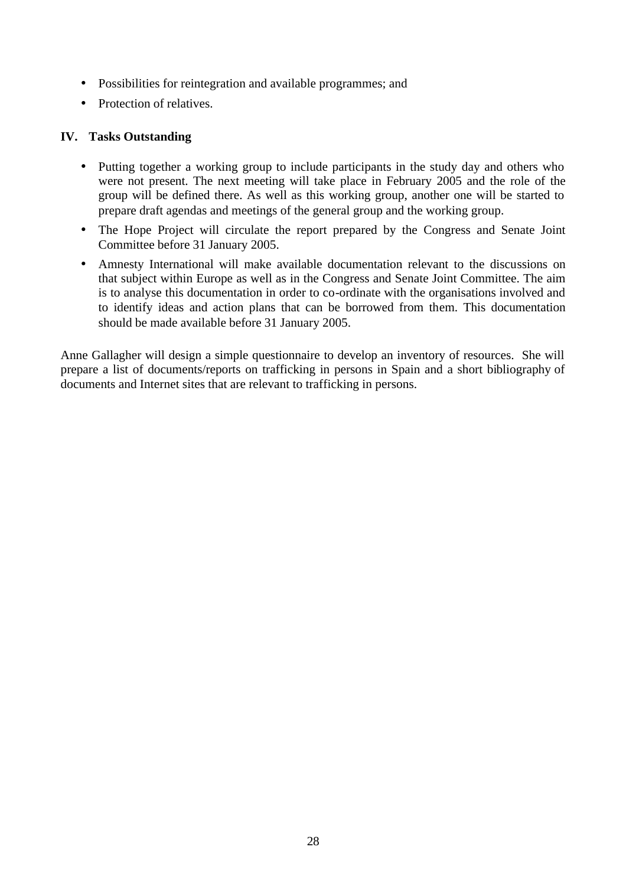- Possibilities for reintegration and available programmes; and
- Protection of relatives.

## IV. Tasks Outstanding

- Putting together a working group to include participants in the study day and others who were not present. The next meeting will take place in February 2005 and the role of the group will be defined there. As well as this working group, another one will be started to prepare draft agendas and meetings of the general group and the working group.
- The Hope Project will circulate the report prepared by the Congress and Senate Joint Committee before 31 January 2005.
- Amnesty International will make available documentation relevant to the discussions on that subject within Europe as well as in the Congress and Senate Joint Committee. The aim is to analyse this documentation in order to co-ordinate with the organisations involved and to identify ideas and action plans that can be borrowed from them. This documentation should be made available before 31 January 2005.

Anne Gallagher will design a simple questionnaire to develop an inventory of resources. She will prepare a list of documents/reports on trafficking in persons in Spain and a short bibliography of documents and Internet sites that are relevant to trafficking in persons.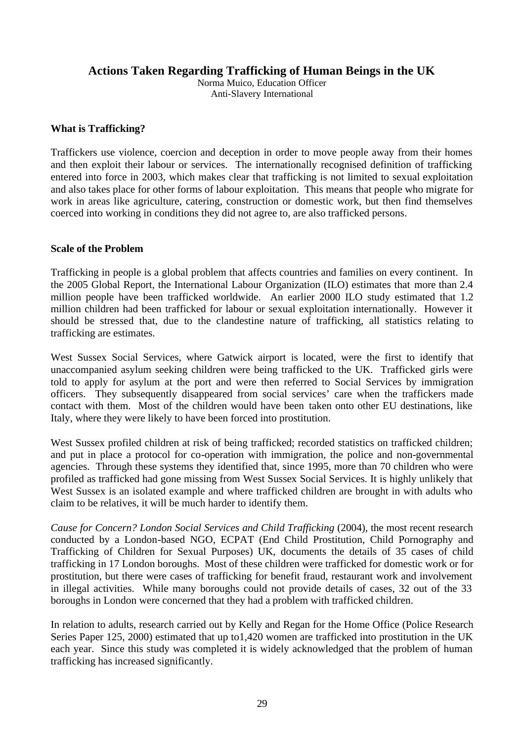## Actions Taken Regarding Trafficking of Human Beings in the UK

Norma Muico, Education Officer
Anti-Slavery International

### What is Trafficking?

Traffickers use violence, coercion and deception in order to move people away from their homes and then exploit their labour or services. The internationally recognised definition of trafficking entered into force in 2003, which makes clear that trafficking is not limited to sexual exploitation and also takes place for other forms of labour exploitation. This means that people who migrate for work in areas like agriculture, catering, construction or domestic work, but then find themselves coerced into working in conditions they did not agree to, are also trafficked persons.

### Scale of the Problem

Trafficking in people is a global problem that affects countries and families on every continent. In the 2005 Global Report, the International Labour Organization (ILO) estimates that more than 2.4 million people have been trafficked worldwide. An earlier 2000 ILO study estimated that 1.2 million children had been trafficked for labour or sexual exploitation internationally. However it should be stressed that, due to the clandestine nature of trafficking, all statistics relating to trafficking are estimates.

West Sussex Social Services, where Gatwick airport is located, were the first to identify that unaccompanied asylum seeking children were being trafficked to the UK. Trafficked girls were told to apply for asylum at the port and were then referred to Social Services by immigration officers. They subsequently disappeared from social services' care when the traffickers made contact with them. Most of the children would have been taken onto other EU destinations, like Italy, where they were likely to have been forced into prostitution.

West Sussex profiled children at risk of being trafficked; recorded statistics on trafficked children; and put in place a protocol for co-operation with immigration, the police and non-governmental agencies. Through these systems they identified that, since 1995, more than 70 children who were profiled as trafficked had gone missing from West Sussex Social Services. It is highly unlikely that West Sussex is an isolated example and where trafficked children are brought in with adults who claim to be relatives, it will be much harder to identify them.

*Cause for Concern? London Social Services and Child Trafficking* (2004), the most recent research conducted by a London-based NGO, ECPAT (End Child Prostitution, Child Pornography and Trafficking of Children for Sexual Purposes) UK, documents the details of 35 cases of child trafficking in 17 London boroughs. Most of these children were trafficked for domestic work or for prostitution, but there were cases of trafficking for benefit fraud, restaurant work and involvement in illegal activities. While many boroughs could not provide details of cases, 32 out of the 33 boroughs in London were concerned that they had a problem with trafficked children.

In relation to adults, research carried out by Kelly and Regan for the Home Office (Police Research Series Paper 125, 2000) estimated that up to1,420 women are trafficked into prostitution in the UK each year. Since this study was completed it is widely acknowledged that the problem of human trafficking has increased significantly.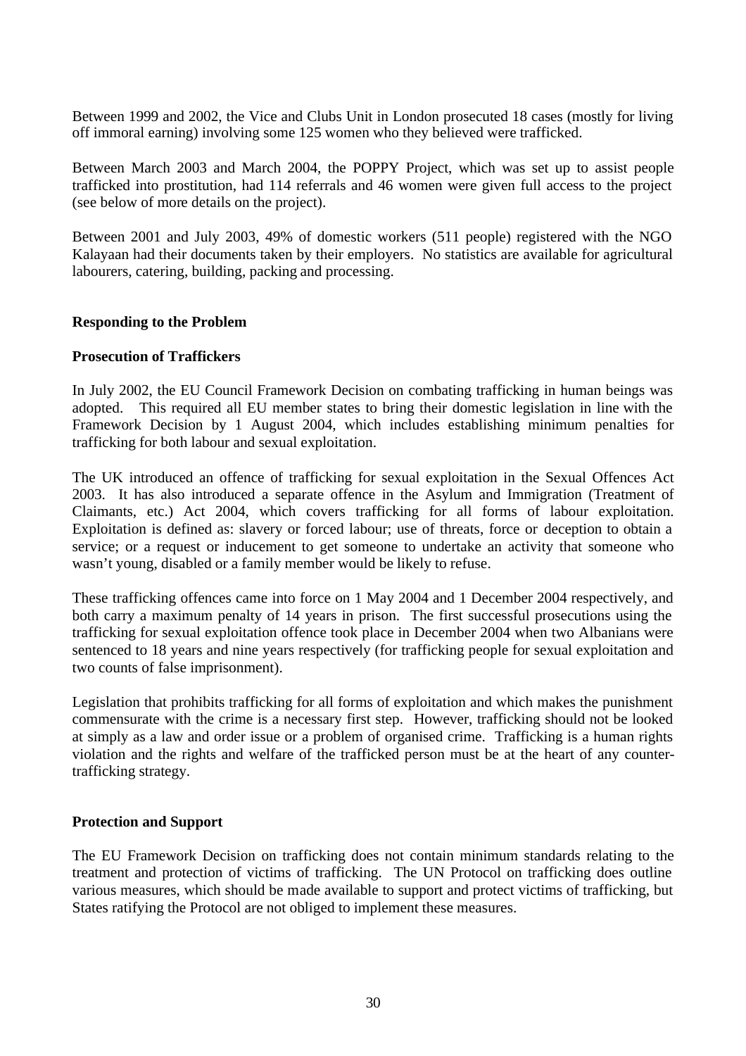Between 1999 and 2002, the Vice and Clubs Unit in London prosecuted 18 cases (mostly for living off immoral earning) involving some 125 women who they believed were trafficked.

Between March 2003 and March 2004, the POPPY Project, which was set up to assist people trafficked into prostitution, had 114 referrals and 46 women were given full access to the project (see below of more details on the project).

Between 2001 and July 2003, 49% of domestic workers (511 people) registered with the NGO Kalayaan had their documents taken by their employers. No statistics are available for agricultural labourers, catering, building, packing and processing.

## Responding to the Problem

### Prosecution of Traffickers

In July 2002, the EU Council Framework Decision on combating trafficking in human beings was adopted. This required all EU member states to bring their domestic legislation in line with the Framework Decision by 1 August 2004, which includes establishing minimum penalties for trafficking for both labour and sexual exploitation.

The UK introduced an offence of trafficking for sexual exploitation in the Sexual Offences Act 2003. It has also introduced a separate offence in the Asylum and Immigration (Treatment of Claimants, etc.) Act 2004, which covers trafficking for all forms of labour exploitation. Exploitation is defined as: slavery or forced labour; use of threats, force or deception to obtain a service; or a request or inducement to get someone to undertake an activity that someone who wasn't young, disabled or a family member would be likely to refuse.

These trafficking offences came into force on 1 May 2004 and 1 December 2004 respectively, and both carry a maximum penalty of 14 years in prison. The first successful prosecutions using the trafficking for sexual exploitation offence took place in December 2004 when two Albanians were sentenced to 18 years and nine years respectively (for trafficking people for sexual exploitation and two counts of false imprisonment).

Legislation that prohibits trafficking for all forms of exploitation and which makes the punishment commensurate with the crime is a necessary first step. However, trafficking should not be looked at simply as a law and order issue or a problem of organised crime. Trafficking is a human rights violation and the rights and welfare of the trafficked person must be at the heart of any counter-trafficking strategy.

### Protection and Support

The EU Framework Decision on trafficking does not contain minimum standards relating to the treatment and protection of victims of trafficking. The UN Protocol on trafficking does outline various measures, which should be made available to support and protect victims of trafficking, but States ratifying the Protocol are not obliged to implement these measures.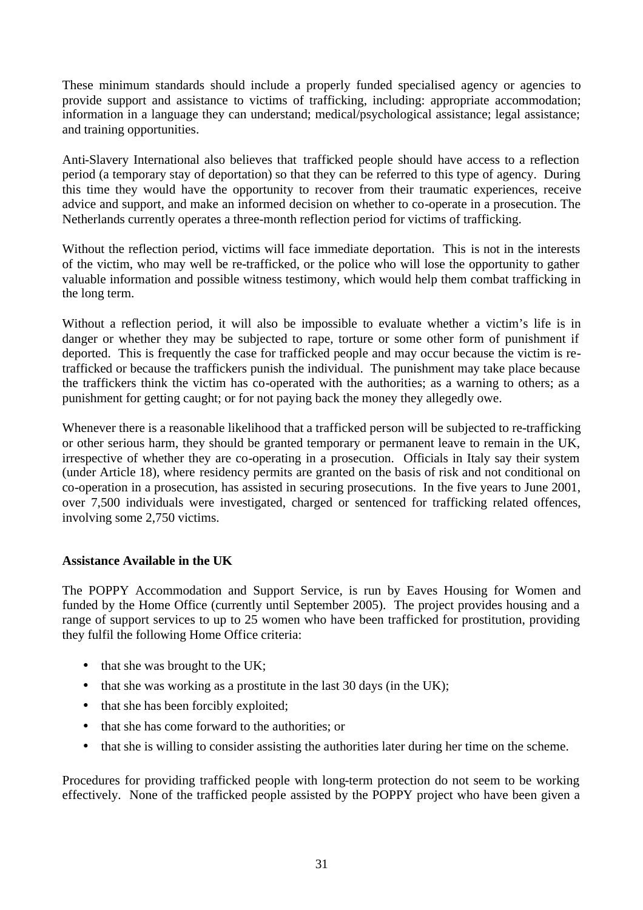These minimum standards should include a properly funded specialised agency or agencies to provide support and assistance to victims of trafficking, including: appropriate accommodation; information in a language they can understand; medical/psychological assistance; legal assistance; and training opportunities.

Anti-Slavery International also believes that trafficked people should have access to a reflection period (a temporary stay of deportation) so that they can be referred to this type of agency. During this time they would have the opportunity to recover from their traumatic experiences, receive advice and support, and make an informed decision on whether to co-operate in a prosecution. The Netherlands currently operates a three-month reflection period for victims of trafficking.

Without the reflection period, victims will face immediate deportation. This is not in the interests of the victim, who may well be re-trafficked, or the police who will lose the opportunity to gather valuable information and possible witness testimony, which would help them combat trafficking in the long term.

Without a reflection period, it will also be impossible to evaluate whether a victim's life is in danger or whether they may be subjected to rape, torture or some other form of punishment if deported. This is frequently the case for trafficked people and may occur because the victim is re-trafficked or because the traffickers punish the individual. The punishment may take place because the traffickers think the victim has co-operated with the authorities; as a warning to others; as a punishment for getting caught; or for not paying back the money they allegedly owe.

Whenever there is a reasonable likelihood that a trafficked person will be subjected to re-trafficking or other serious harm, they should be granted temporary or permanent leave to remain in the UK, irrespective of whether they are co-operating in a prosecution. Officials in Italy say their system (under Article 18), where residency permits are granted on the basis of risk and not conditional on co-operation in a prosecution, has assisted in securing prosecutions. In the five years to June 2001, over 7,500 individuals were investigated, charged or sentenced for trafficking related offences, involving some 2,750 victims.

**Assistance Available in the UK**

The POPPY Accommodation and Support Service, is run by Eaves Housing for Women and funded by the Home Office (currently until September 2005). The project provides housing and a range of support services to up to 25 women who have been trafficked for prostitution, providing they fulfil the following Home Office criteria:

- that she was brought to the UK;
- that she was working as a prostitute in the last 30 days (in the UK);
- that she has been forcibly exploited;
- that she has come forward to the authorities; or
- that she is willing to consider assisting the authorities later during her time on the scheme.

Procedures for providing trafficked people with long-term protection do not seem to be working effectively. None of the trafficked people assisted by the POPPY project who have been given a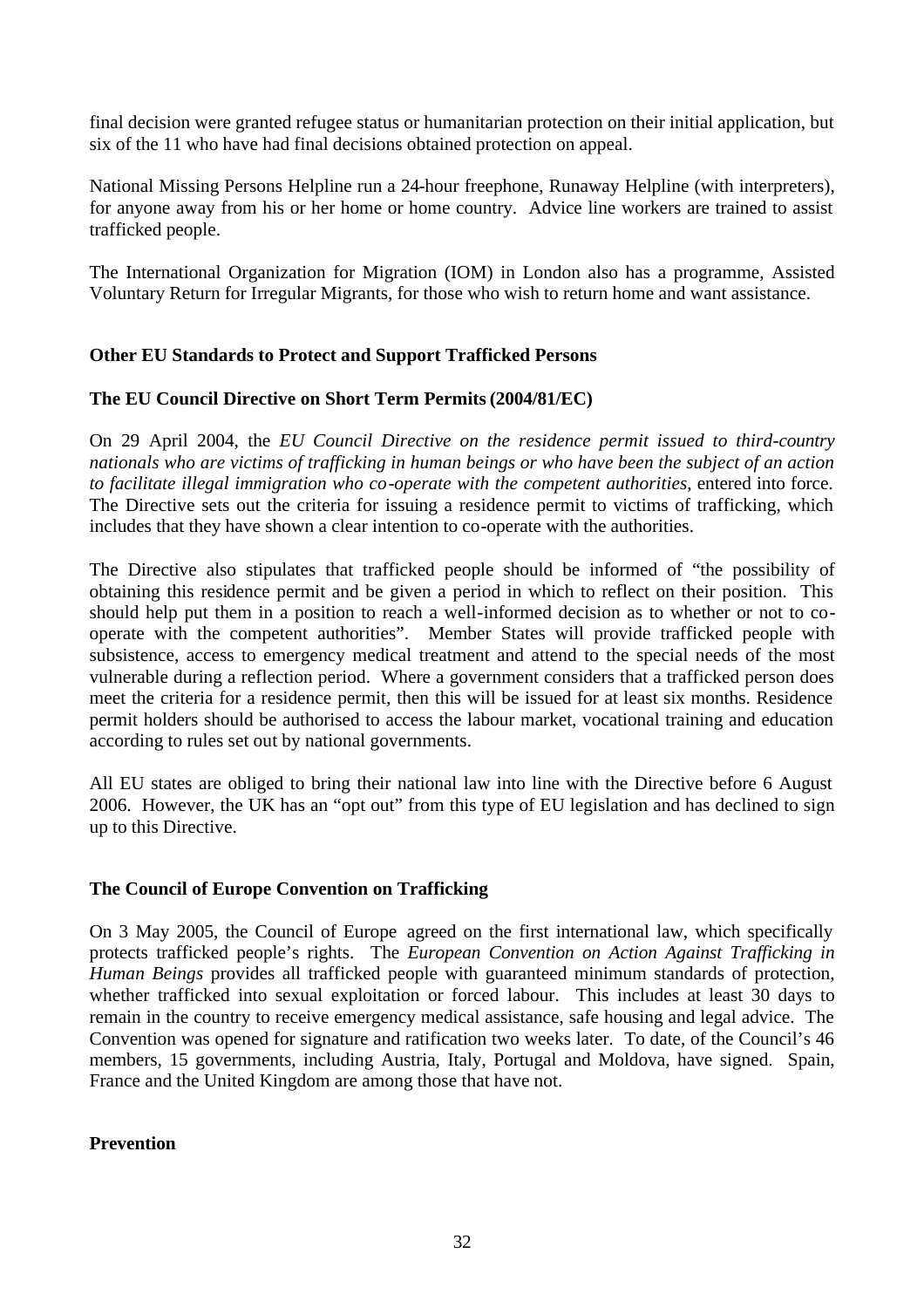final decision were granted refugee status or humanitarian protection on their initial application, but six of the 11 who have had final decisions obtained protection on appeal.

National Missing Persons Helpline run a 24-hour freephone, Runaway Helpline (with interpreters), for anyone away from his or her home or home country. Advice line workers are trained to assist trafficked people.

The International Organization for Migration (IOM) in London also has a programme, Assisted Voluntary Return for Irregular Migrants, for those who wish to return home and want assistance.

**Other EU Standards to Protect and Support Trafficked Persons**

**The EU Council Directive on Short Term Permits (2004/81/EC)**

On 29 April 2004, the *EU Council Directive on the residence permit issued to third-country nationals who are victims of trafficking in human beings or who have been the subject of an action to facilitate illegal immigration who co-operate with the competent authorities*, entered into force. The Directive sets out the criteria for issuing a residence permit to victims of trafficking, which includes that they have shown a clear intention to co-operate with the authorities.

The Directive also stipulates that trafficked people should be informed of "the possibility of obtaining this residence permit and be given a period in which to reflect on their position. This should help put them in a position to reach a well-informed decision as to whether or not to co-operate with the competent authorities". Member States will provide trafficked people with subsistence, access to emergency medical treatment and attend to the special needs of the most vulnerable during a reflection period. Where a government considers that a trafficked person does meet the criteria for a residence permit, then this will be issued for at least six months. Residence permit holders should be authorised to access the labour market, vocational training and education according to rules set out by national governments.

All EU states are obliged to bring their national law into line with the Directive before 6 August 2006. However, the UK has an "opt out" from this type of EU legislation and has declined to sign up to this Directive.

**The Council of Europe Convention on Trafficking**

On 3 May 2005, the Council of Europe agreed on the first international law, which specifically protects trafficked people's rights. The *European Convention on Action Against Trafficking in Human Beings* provides all trafficked people with guaranteed minimum standards of protection, whether trafficked into sexual exploitation or forced labour. This includes at least 30 days to remain in the country to receive emergency medical assistance, safe housing and legal advice. The Convention was opened for signature and ratification two weeks later. To date, of the Council's 46 members, 15 governments, including Austria, Italy, Portugal and Moldova, have signed. Spain, France and the United Kingdom are among those that have not.

**Prevention**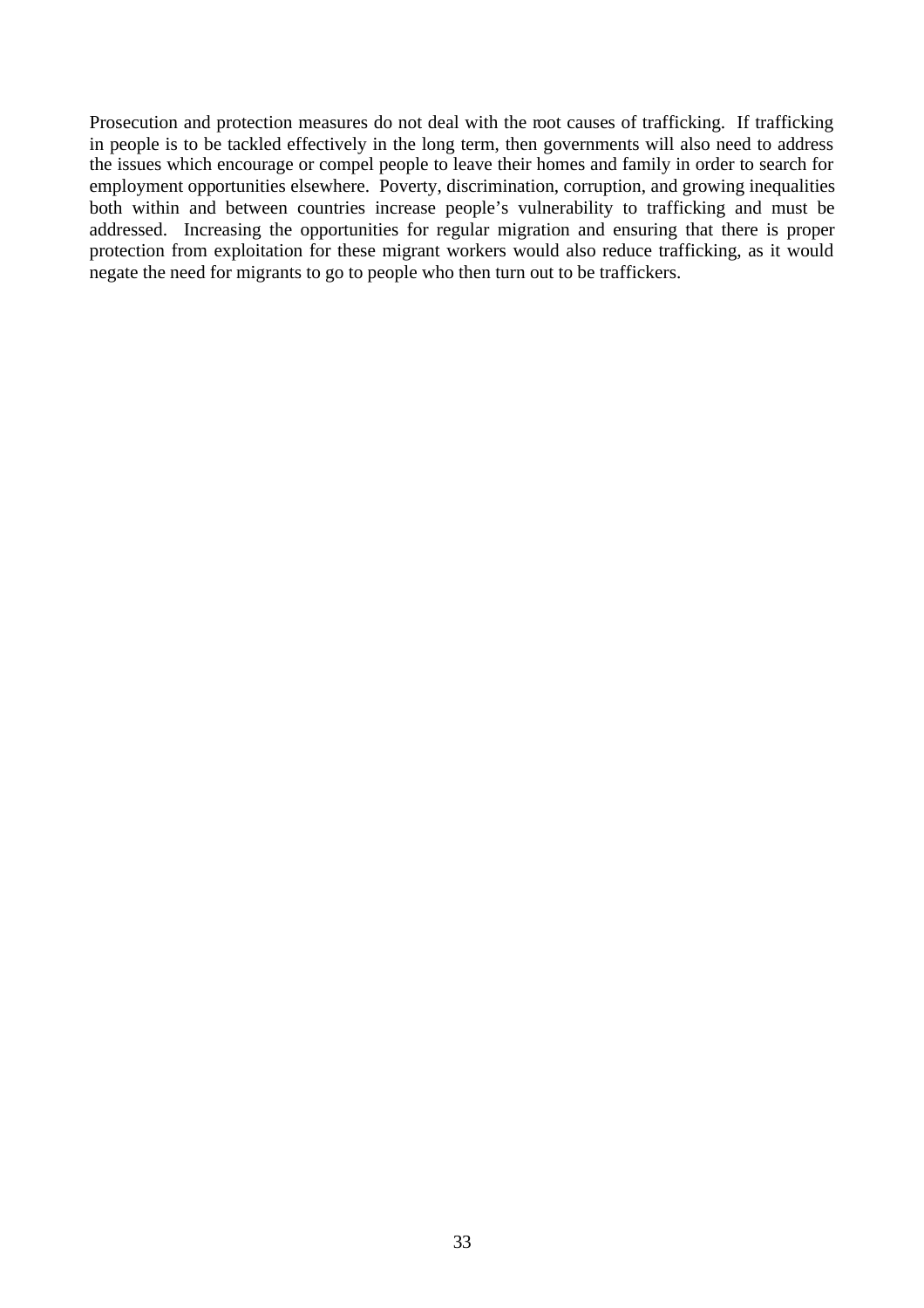Prosecution and protection measures do not deal with the root causes of trafficking. If trafficking in people is to be tackled effectively in the long term, then governments will also need to address the issues which encourage or compel people to leave their homes and family in order to search for employment opportunities elsewhere. Poverty, discrimination, corruption, and growing inequalities both within and between countries increase people's vulnerability to trafficking and must be addressed. Increasing the opportunities for regular migration and ensuring that there is proper protection from exploitation for these migrant workers would also reduce trafficking, as it would negate the need for migrants to go to people who then turn out to be traffickers.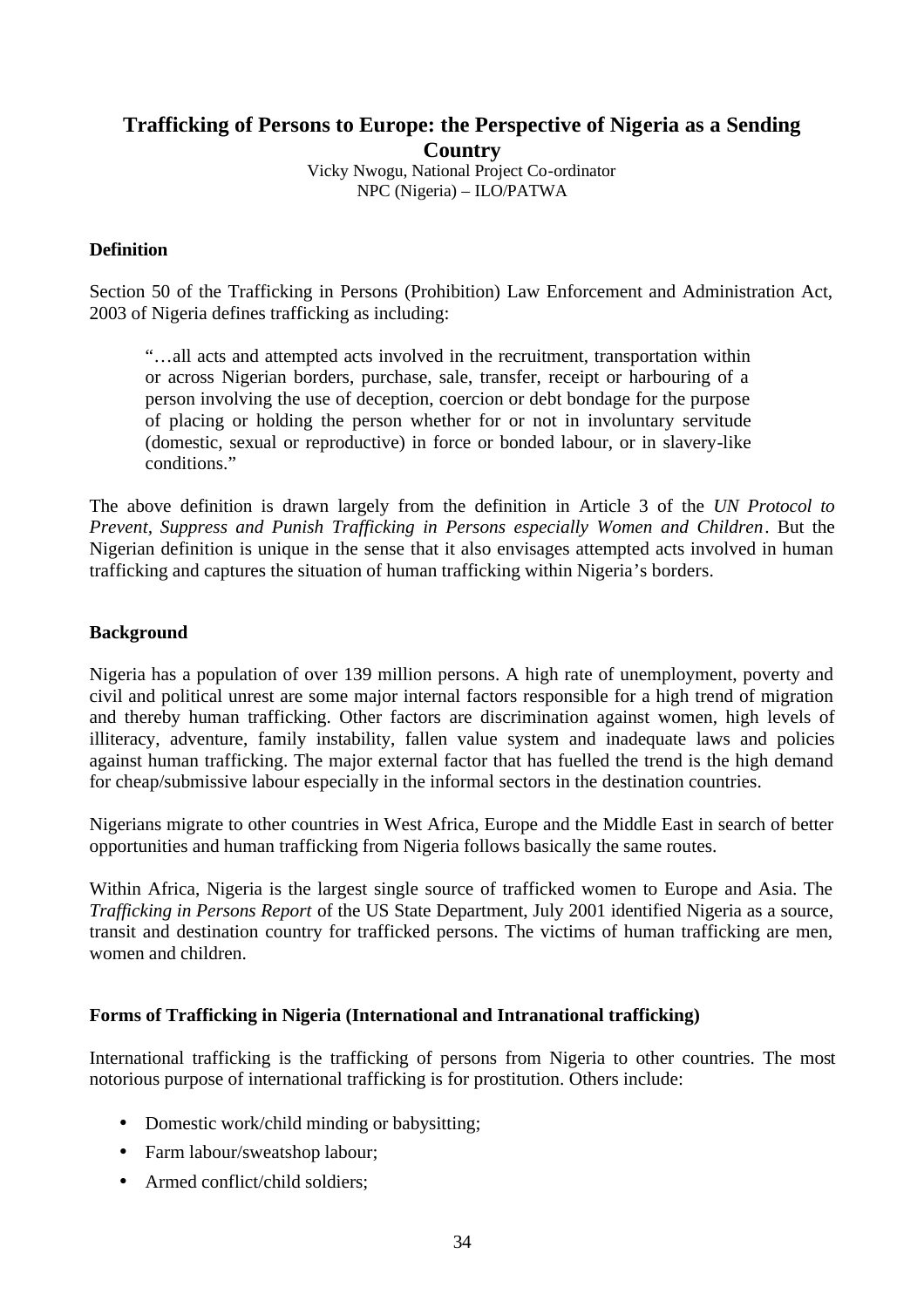# Trafficking of Persons to Europe: the Perspective of Nigeria as a Sending Country

Vicky Nwogu, National Project Co-ordinator
NPC (Nigeria) – ILO/PATWA

### Definition

Section 50 of the Trafficking in Persons (Prohibition) Law Enforcement and Administration Act, 2003 of Nigeria defines trafficking as including:

> "…all acts and attempted acts involved in the recruitment, transportation within or across Nigerian borders, purchase, sale, transfer, receipt or harbouring of a person involving the use of deception, coercion or debt bondage for the purpose of placing or holding the person whether for or not in involuntary servitude (domestic, sexual or reproductive) in force or bonded labour, or in slavery-like conditions."

The above definition is drawn largely from the definition in Article 3 of the *UN Protocol to Prevent, Suppress and Punish Trafficking in Persons especially Women and Children*. But the Nigerian definition is unique in the sense that it also envisages attempted acts involved in human trafficking and captures the situation of human trafficking within Nigeria's borders.

### Background

Nigeria has a population of over 139 million persons. A high rate of unemployment, poverty and civil and political unrest are some major internal factors responsible for a high trend of migration and thereby human trafficking. Other factors are discrimination against women, high levels of illiteracy, adventure, family instability, fallen value system and inadequate laws and policies against human trafficking. The major external factor that has fuelled the trend is the high demand for cheap/submissive labour especially in the informal sectors in the destination countries.

Nigerians migrate to other countries in West Africa, Europe and the Middle East in search of better opportunities and human trafficking from Nigeria follows basically the same routes.

Within Africa, Nigeria is the largest single source of trafficked women to Europe and Asia. The *Trafficking in Persons Report* of the US State Department, July 2001 identified Nigeria as a source, transit and destination country for trafficked persons. The victims of human trafficking are men, women and children.

### Forms of Trafficking in Nigeria (International and Intranational trafficking)

International trafficking is the trafficking of persons from Nigeria to other countries. The most notorious purpose of international trafficking is for prostitution. Others include:

- Domestic work/child minding or babysitting;
- Farm labour/sweatshop labour;
- Armed conflict/child soldiers;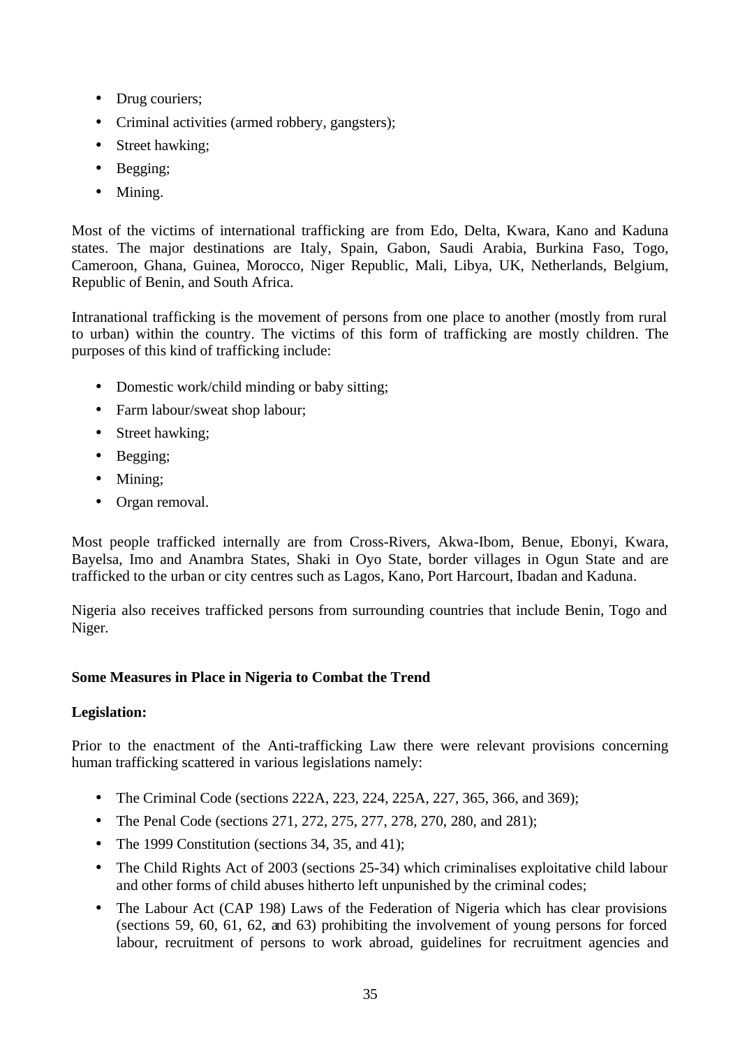- Drug couriers;
- Criminal activities (armed robbery, gangsters);
- Street hawking;
- Begging;
- Mining.

Most of the victims of international trafficking are from Edo, Delta, Kwara, Kano and Kaduna states. The major destinations are Italy, Spain, Gabon, Saudi Arabia, Burkina Faso, Togo, Cameroon, Ghana, Guinea, Morocco, Niger Republic, Mali, Libya, UK, Netherlands, Belgium, Republic of Benin, and South Africa.

Intranational trafficking is the movement of persons from one place to another (mostly from rural to urban) within the country. The victims of this form of trafficking are mostly children. The purposes of this kind of trafficking include:

- Domestic work/child minding or baby sitting;
- Farm labour/sweat shop labour;
- Street hawking;
- Begging;
- Mining;
- Organ removal.

Most people trafficked internally are from Cross-Rivers, Akwa-Ibom, Benue, Ebonyi, Kwara, Bayelsa, Imo and Anambra States, Shaki in Oyo State, border villages in Ogun State and are trafficked to the urban or city centres such as Lagos, Kano, Port Harcourt, Ibadan and Kaduna.

Nigeria also receives trafficked persons from surrounding countries that include Benin, Togo and Niger.

**Some Measures in Place in Nigeria to Combat the Trend**

**Legislation:**

Prior to the enactment of the Anti-trafficking Law there were relevant provisions concerning human trafficking scattered in various legislations namely:

- The Criminal Code (sections 222A, 223, 224, 225A, 227, 365, 366, and 369);
- The Penal Code (sections 271, 272, 275, 277, 278, 270, 280, and 281);
- The 1999 Constitution (sections 34, 35, and 41);
- The Child Rights Act of 2003 (sections 25-34) which criminalises exploitative child labour and other forms of child abuses hitherto left unpunished by the criminal codes;
- The Labour Act (CAP 198) Laws of the Federation of Nigeria which has clear provisions (sections 59, 60, 61, 62, and 63) prohibiting the involvement of young persons for forced labour, recruitment of persons to work abroad, guidelines for recruitment agencies and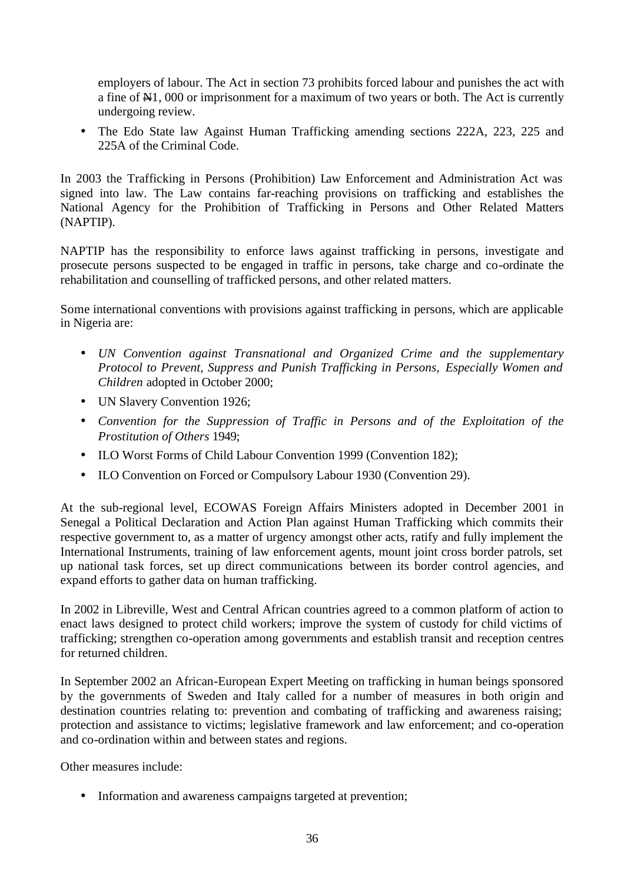employers of labour. The Act in section 73 prohibits forced labour and punishes the act with a fine of ₦1, 000 or imprisonment for a maximum of two years or both. The Act is currently undergoing review.

- The Edo State law Against Human Trafficking amending sections 222A, 223, 225 and 225A of the Criminal Code.

In 2003 the Trafficking in Persons (Prohibition) Law Enforcement and Administration Act was signed into law. The Law contains far-reaching provisions on trafficking and establishes the National Agency for the Prohibition of Trafficking in Persons and Other Related Matters (NAPTIP).

NAPTIP has the responsibility to enforce laws against trafficking in persons, investigate and prosecute persons suspected to be engaged in traffic in persons, take charge and co-ordinate the rehabilitation and counselling of trafficked persons, and other related matters.

Some international conventions with provisions against trafficking in persons, which are applicable in Nigeria are:

- *UN Convention against Transnational and Organized Crime and the supplementary Protocol to Prevent, Suppress and Punish Trafficking in Persons, Especially Women and Children* adopted in October 2000;
- UN Slavery Convention 1926;
- *Convention for the Suppression of Traffic in Persons and of the Exploitation of the Prostitution of Others* 1949;
- ILO Worst Forms of Child Labour Convention 1999 (Convention 182);
- ILO Convention on Forced or Compulsory Labour 1930 (Convention 29).

At the sub-regional level, ECOWAS Foreign Affairs Ministers adopted in December 2001 in Senegal a Political Declaration and Action Plan against Human Trafficking which commits their respective government to, as a matter of urgency amongst other acts, ratify and fully implement the International Instruments, training of law enforcement agents, mount joint cross border patrols, set up national task forces, set up direct communications between its border control agencies, and expand efforts to gather data on human trafficking.

In 2002 in Libreville, West and Central African countries agreed to a common platform of action to enact laws designed to protect child workers; improve the system of custody for child victims of trafficking; strengthen co-operation among governments and establish transit and reception centres for returned children.

In September 2002 an African-European Expert Meeting on trafficking in human beings sponsored by the governments of Sweden and Italy called for a number of measures in both origin and destination countries relating to: prevention and combating of trafficking and awareness raising; protection and assistance to victims; legislative framework and law enforcement; and co-operation and co-ordination within and between states and regions.

Other measures include:

- Information and awareness campaigns targeted at prevention;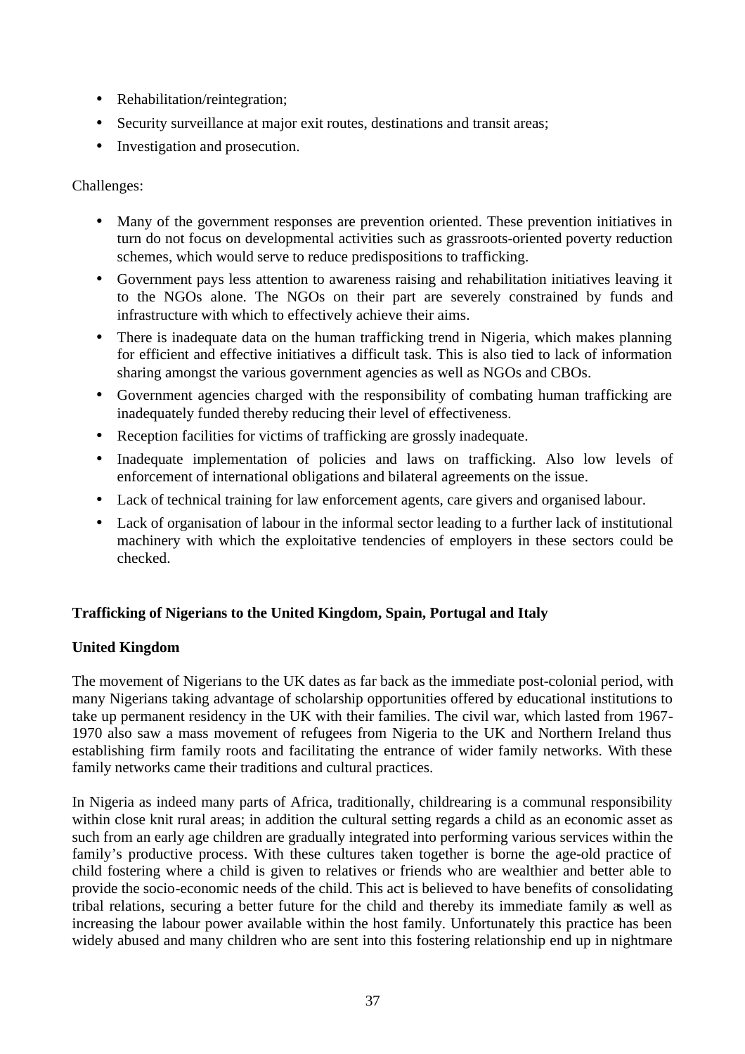- Rehabilitation/reintegration;
- Security surveillance at major exit routes, destinations and transit areas;
- Investigation and prosecution.

Challenges:

- Many of the government responses are prevention oriented. These prevention initiatives in turn do not focus on developmental activities such as grassroots-oriented poverty reduction schemes, which would serve to reduce predispositions to trafficking.
- Government pays less attention to awareness raising and rehabilitation initiatives leaving it to the NGOs alone. The NGOs on their part are severely constrained by funds and infrastructure with which to effectively achieve their aims.
- There is inadequate data on the human trafficking trend in Nigeria, which makes planning for efficient and effective initiatives a difficult task. This is also tied to lack of information sharing amongst the various government agencies as well as NGOs and CBOs.
- Government agencies charged with the responsibility of combating human trafficking are inadequately funded thereby reducing their level of effectiveness.
- Reception facilities for victims of trafficking are grossly inadequate.
- Inadequate implementation of policies and laws on trafficking. Also low levels of enforcement of international obligations and bilateral agreements on the issue.
- Lack of technical training for law enforcement agents, care givers and organised labour.
- Lack of organisation of labour in the informal sector leading to a further lack of institutional machinery with which the exploitative tendencies of employers in these sectors could be checked.

**Trafficking of Nigerians to the United Kingdom, Spain, Portugal and Italy**

**United Kingdom**

The movement of Nigerians to the UK dates as far back as the immediate post-colonial period, with many Nigerians taking advantage of scholarship opportunities offered by educational institutions to take up permanent residency in the UK with their families. The civil war, which lasted from 1967-1970 also saw a mass movement of refugees from Nigeria to the UK and Northern Ireland thus establishing firm family roots and facilitating the entrance of wider family networks. With these family networks came their traditions and cultural practices.

In Nigeria as indeed many parts of Africa, traditionally, childrearing is a communal responsibility within close knit rural areas; in addition the cultural setting regards a child as an economic asset as such from an early age children are gradually integrated into performing various services within the family's productive process. With these cultures taken together is borne the age-old practice of child fostering where a child is given to relatives or friends who are wealthier and better able to provide the socio-economic needs of the child. This act is believed to have benefits of consolidating tribal relations, securing a better future for the child and thereby its immediate family as well as increasing the labour power available within the host family. Unfortunately this practice has been widely abused and many children who are sent into this fostering relationship end up in nightmare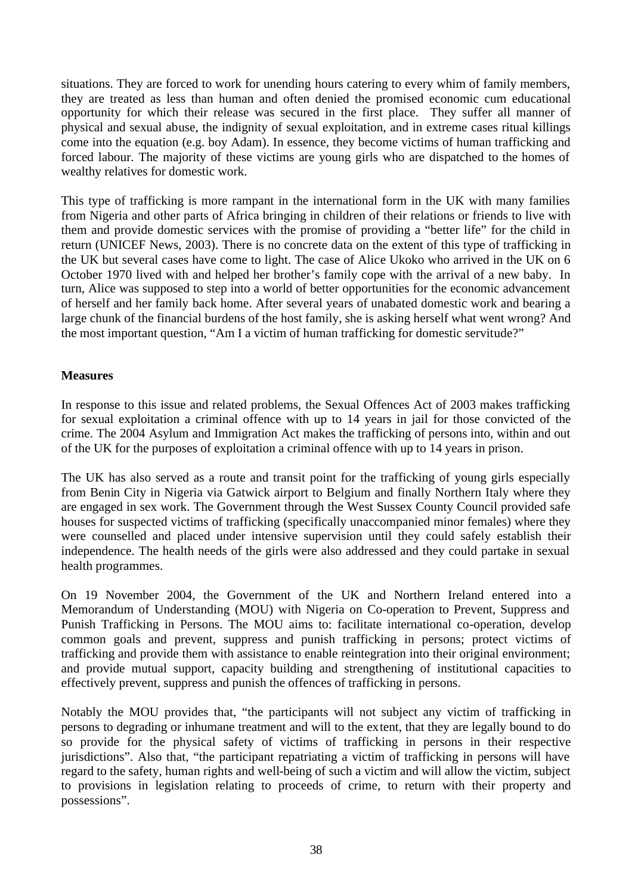situations. They are forced to work for unending hours catering to every whim of family members, they are treated as less than human and often denied the promised economic cum educational opportunity for which their release was secured in the first place. They suffer all manner of physical and sexual abuse, the indignity of sexual exploitation, and in extreme cases ritual killings come into the equation (e.g. boy Adam). In essence, they become victims of human trafficking and forced labour. The majority of these victims are young girls who are dispatched to the homes of wealthy relatives for domestic work.

This type of trafficking is more rampant in the international form in the UK with many families from Nigeria and other parts of Africa bringing in children of their relations or friends to live with them and provide domestic services with the promise of providing a "better life" for the child in return (UNICEF News, 2003). There is no concrete data on the extent of this type of trafficking in the UK but several cases have come to light. The case of Alice Ukoko who arrived in the UK on 6 October 1970 lived with and helped her brother's family cope with the arrival of a new baby. In turn, Alice was supposed to step into a world of better opportunities for the economic advancement of herself and her family back home. After several years of unabated domestic work and bearing a large chunk of the financial burdens of the host family, she is asking herself what went wrong? And the most important question, "Am I a victim of human trafficking for domestic servitude?"

**Measures**

In response to this issue and related problems, the Sexual Offences Act of 2003 makes trafficking for sexual exploitation a criminal offence with up to 14 years in jail for those convicted of the crime. The 2004 Asylum and Immigration Act makes the trafficking of persons into, within and out of the UK for the purposes of exploitation a criminal offence with up to 14 years in prison.

The UK has also served as a route and transit point for the trafficking of young girls especially from Benin City in Nigeria via Gatwick airport to Belgium and finally Northern Italy where they are engaged in sex work. The Government through the West Sussex County Council provided safe houses for suspected victims of trafficking (specifically unaccompanied minor females) where they were counselled and placed under intensive supervision until they could safely establish their independence. The health needs of the girls were also addressed and they could partake in sexual health programmes.

On 19 November 2004, the Government of the UK and Northern Ireland entered into a Memorandum of Understanding (MOU) with Nigeria on Co-operation to Prevent, Suppress and Punish Trafficking in Persons. The MOU aims to: facilitate international co-operation, develop common goals and prevent, suppress and punish trafficking in persons; protect victims of trafficking and provide them with assistance to enable reintegration into their original environment; and provide mutual support, capacity building and strengthening of institutional capacities to effectively prevent, suppress and punish the offences of trafficking in persons.

Notably the MOU provides that, "the participants will not subject any victim of trafficking in persons to degrading or inhumane treatment and will to the extent, that they are legally bound to do so provide for the physical safety of victims of trafficking in persons in their respective jurisdictions". Also that, "the participant repatriating a victim of trafficking in persons will have regard to the safety, human rights and well-being of such a victim and will allow the victim, subject to provisions in legislation relating to proceeds of crime, to return with their property and possessions".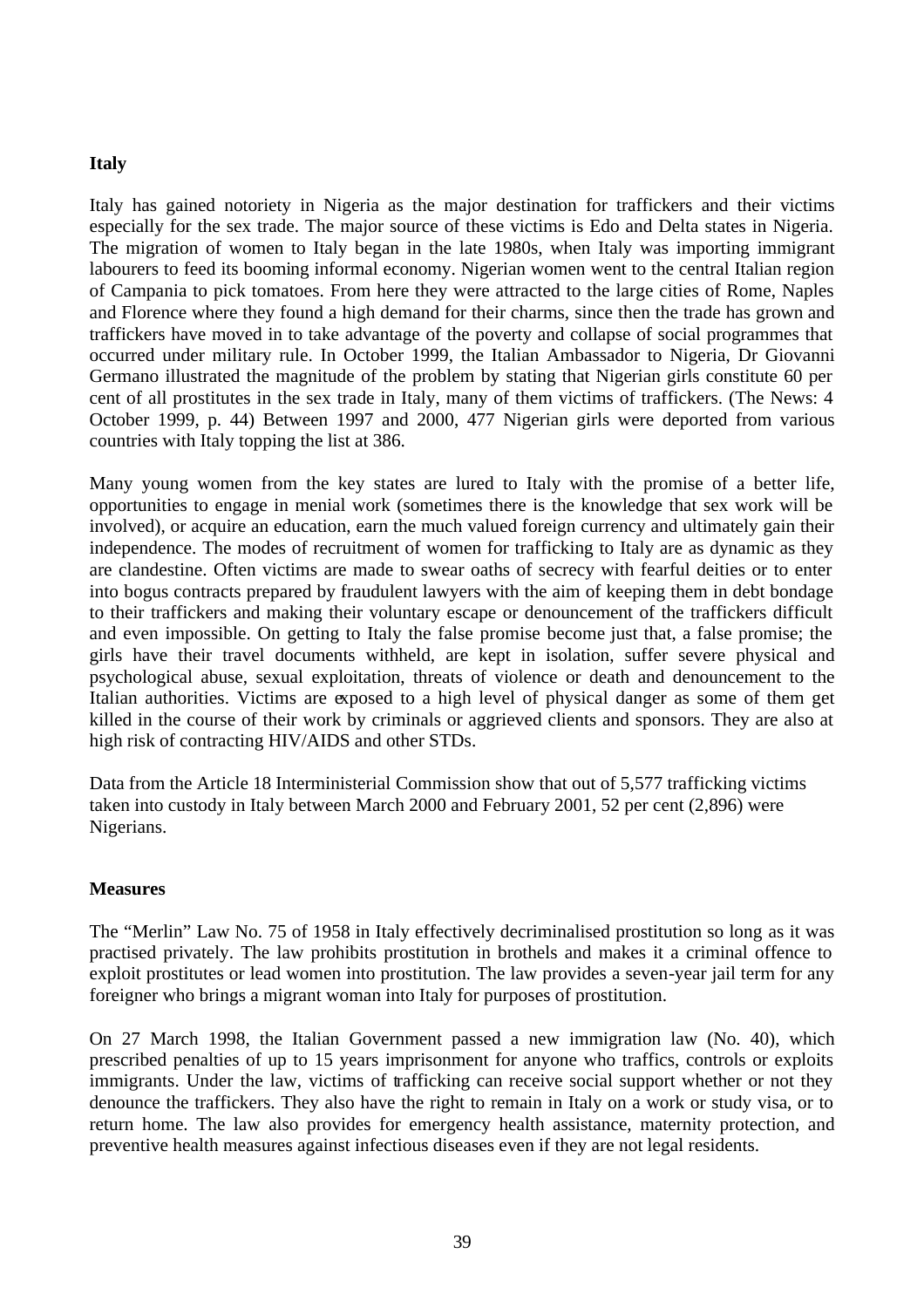**Italy**

Italy has gained notoriety in Nigeria as the major destination for traffickers and their victims especially for the sex trade. The major source of these victims is Edo and Delta states in Nigeria. The migration of women to Italy began in the late 1980s, when Italy was importing immigrant labourers to feed its booming informal economy. Nigerian women went to the central Italian region of Campania to pick tomatoes. From here they were attracted to the large cities of Rome, Naples and Florence where they found a high demand for their charms, since then the trade has grown and traffickers have moved in to take advantage of the poverty and collapse of social programmes that occurred under military rule. In October 1999, the Italian Ambassador to Nigeria, Dr Giovanni Germano illustrated the magnitude of the problem by stating that Nigerian girls constitute 60 per cent of all prostitutes in the sex trade in Italy, many of them victims of traffickers. (The News: 4 October 1999, p. 44) Between 1997 and 2000, 477 Nigerian girls were deported from various countries with Italy topping the list at 386.

Many young women from the key states are lured to Italy with the promise of a better life, opportunities to engage in menial work (sometimes there is the knowledge that sex work will be involved), or acquire an education, earn the much valued foreign currency and ultimately gain their independence. The modes of recruitment of women for trafficking to Italy are as dynamic as they are clandestine. Often victims are made to swear oaths of secrecy with fearful deities or to enter into bogus contracts prepared by fraudulent lawyers with the aim of keeping them in debt bondage to their traffickers and making their voluntary escape or denouncement of the traffickers difficult and even impossible. On getting to Italy the false promise become just that, a false promise; the girls have their travel documents withheld, are kept in isolation, suffer severe physical and psychological abuse, sexual exploitation, threats of violence or death and denouncement to the Italian authorities. Victims are exposed to a high level of physical danger as some of them get killed in the course of their work by criminals or aggrieved clients and sponsors. They are also at high risk of contracting HIV/AIDS and other STDs.

Data from the Article 18 Interministerial Commission show that out of 5,577 trafficking victims taken into custody in Italy between March 2000 and February 2001, 52 per cent (2,896) were Nigerians.

**Measures**

The "Merlin" Law No. 75 of 1958 in Italy effectively decriminalised prostitution so long as it was practised privately. The law prohibits prostitution in brothels and makes it a criminal offence to exploit prostitutes or lead women into prostitution. The law provides a seven-year jail term for any foreigner who brings a migrant woman into Italy for purposes of prostitution.

On 27 March 1998, the Italian Government passed a new immigration law (No. 40), which prescribed penalties of up to 15 years imprisonment for anyone who traffics, controls or exploits immigrants. Under the law, victims of trafficking can receive social support whether or not they denounce the traffickers. They also have the right to remain in Italy on a work or study visa, or to return home. The law also provides for emergency health assistance, maternity protection, and preventive health measures against infectious diseases even if they are not legal residents.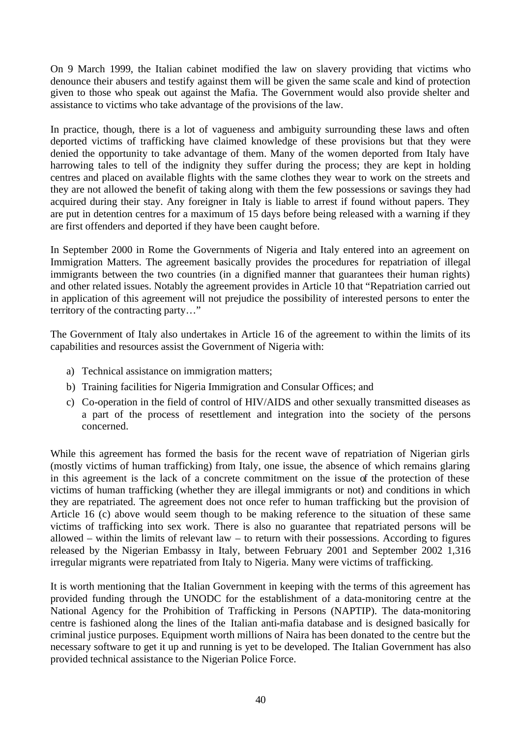On 9 March 1999, the Italian cabinet modified the law on slavery providing that victims who denounce their abusers and testify against them will be given the same scale and kind of protection given to those who speak out against the Mafia. The Government would also provide shelter and assistance to victims who take advantage of the provisions of the law.

In practice, though, there is a lot of vagueness and ambiguity surrounding these laws and often deported victims of trafficking have claimed knowledge of these provisions but that they were denied the opportunity to take advantage of them. Many of the women deported from Italy have harrowing tales to tell of the indignity they suffer during the process; they are kept in holding centres and placed on available flights with the same clothes they wear to work on the streets and they are not allowed the benefit of taking along with them the few possessions or savings they had acquired during their stay. Any foreigner in Italy is liable to arrest if found without papers. They are put in detention centres for a maximum of 15 days before being released with a warning if they are first offenders and deported if they have been caught before.

In September 2000 in Rome the Governments of Nigeria and Italy entered into an agreement on Immigration Matters. The agreement basically provides the procedures for repatriation of illegal immigrants between the two countries (in a dignified manner that guarantees their human rights) and other related issues. Notably the agreement provides in Article 10 that "Repatriation carried out in application of this agreement will not prejudice the possibility of interested persons to enter the territory of the contracting party…"

The Government of Italy also undertakes in Article 16 of the agreement to within the limits of its capabilities and resources assist the Government of Nigeria with:

a) Technical assistance on immigration matters;
b) Training facilities for Nigeria Immigration and Consular Offices; and
c) Co-operation in the field of control of HIV/AIDS and other sexually transmitted diseases as a part of the process of resettlement and integration into the society of the persons concerned.

While this agreement has formed the basis for the recent wave of repatriation of Nigerian girls (mostly victims of human trafficking) from Italy, one issue, the absence of which remains glaring in this agreement is the lack of a concrete commitment on the issue of the protection of these victims of human trafficking (whether they are illegal immigrants or not) and conditions in which they are repatriated. The agreement does not once refer to human trafficking but the provision of Article 16 (c) above would seem though to be making reference to the situation of these same victims of trafficking into sex work. There is also no guarantee that repatriated persons will be allowed – within the limits of relevant law – to return with their possessions. According to figures released by the Nigerian Embassy in Italy, between February 2001 and September 2002 1,316 irregular migrants were repatriated from Italy to Nigeria. Many were victims of trafficking.

It is worth mentioning that the Italian Government in keeping with the terms of this agreement has provided funding through the UNODC for the establishment of a data-monitoring centre at the National Agency for the Prohibition of Trafficking in Persons (NAPTIP). The data-monitoring centre is fashioned along the lines of the Italian anti-mafia database and is designed basically for criminal justice purposes. Equipment worth millions of Naira has been donated to the centre but the necessary software to get it up and running is yet to be developed. The Italian Government has also provided technical assistance to the Nigerian Police Force.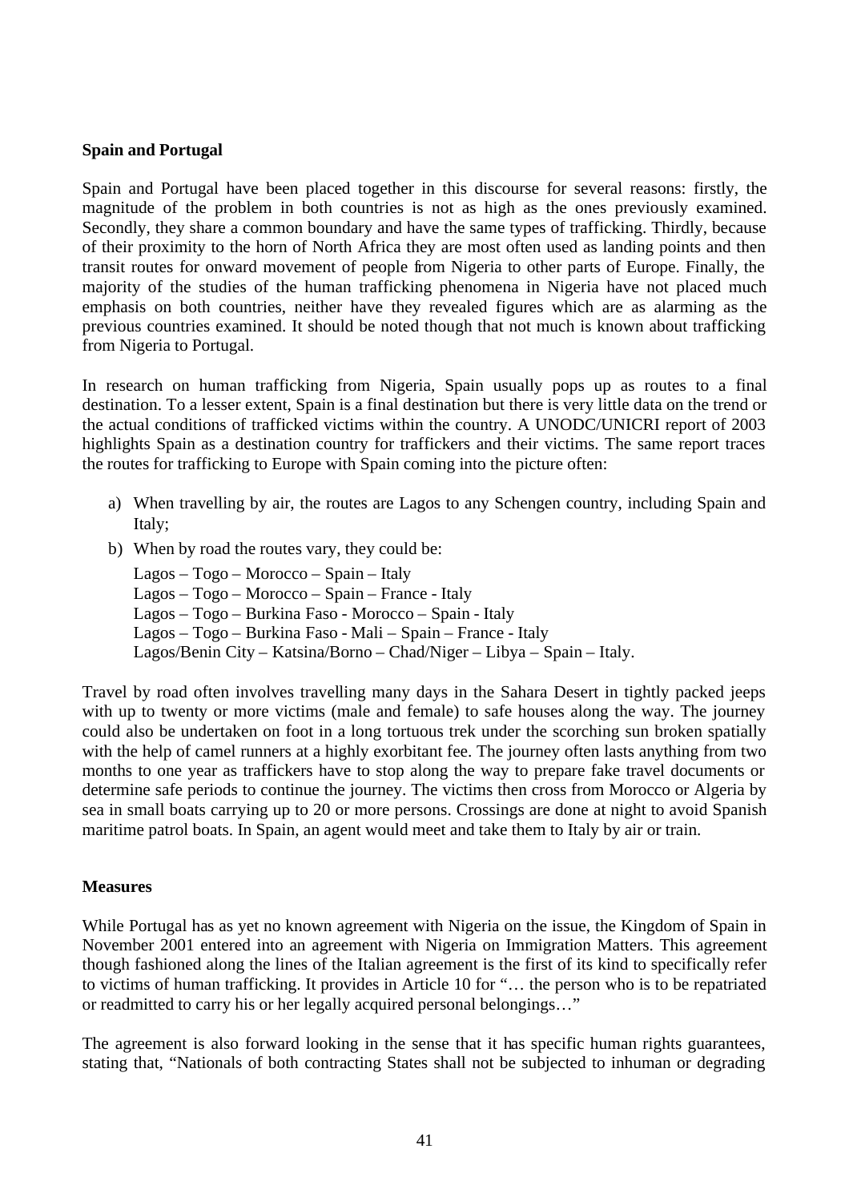**Spain and Portugal**

Spain and Portugal have been placed together in this discourse for several reasons: firstly, the magnitude of the problem in both countries is not as high as the ones previously examined. Secondly, they share a common boundary and have the same types of trafficking. Thirdly, because of their proximity to the horn of North Africa they are most often used as landing points and then transit routes for onward movement of people from Nigeria to other parts of Europe. Finally, the majority of the studies of the human trafficking phenomena in Nigeria have not placed much emphasis on both countries, neither have they revealed figures which are as alarming as the previous countries examined. It should be noted though that not much is known about trafficking from Nigeria to Portugal.

In research on human trafficking from Nigeria, Spain usually pops up as routes to a final destination. To a lesser extent, Spain is a final destination but there is very little data on the trend or the actual conditions of trafficked victims within the country. A UNODC/UNICRI report of 2003 highlights Spain as a destination country for traffickers and their victims. The same report traces the routes for trafficking to Europe with Spain coming into the picture often:

a) When travelling by air, the routes are Lagos to any Schengen country, including Spain and Italy;
b) When by road the routes vary, they could be:

   Lagos – Togo – Morocco – Spain – Italy
   Lagos – Togo – Morocco – Spain – France - Italy
   Lagos – Togo – Burkina Faso - Morocco – Spain - Italy
   Lagos – Togo – Burkina Faso - Mali – Spain – France - Italy
   Lagos/Benin City – Katsina/Borno – Chad/Niger – Libya – Spain – Italy.

Travel by road often involves travelling many days in the Sahara Desert in tightly packed jeeps with up to twenty or more victims (male and female) to safe houses along the way. The journey could also be undertaken on foot in a long tortuous trek under the scorching sun broken spatially with the help of camel runners at a highly exorbitant fee. The journey often lasts anything from two months to one year as traffickers have to stop along the way to prepare fake travel documents or determine safe periods to continue the journey. The victims then cross from Morocco or Algeria by sea in small boats carrying up to 20 or more persons. Crossings are done at night to avoid Spanish maritime patrol boats. In Spain, an agent would meet and take them to Italy by air or train.

**Measures**

While Portugal has as yet no known agreement with Nigeria on the issue, the Kingdom of Spain in November 2001 entered into an agreement with Nigeria on Immigration Matters. This agreement though fashioned along the lines of the Italian agreement is the first of its kind to specifically refer to victims of human trafficking. It provides in Article 10 for "… the person who is to be repatriated or readmitted to carry his or her legally acquired personal belongings…"

The agreement is also forward looking in the sense that it has specific human rights guarantees, stating that, "Nationals of both contracting States shall not be subjected to inhuman or degrading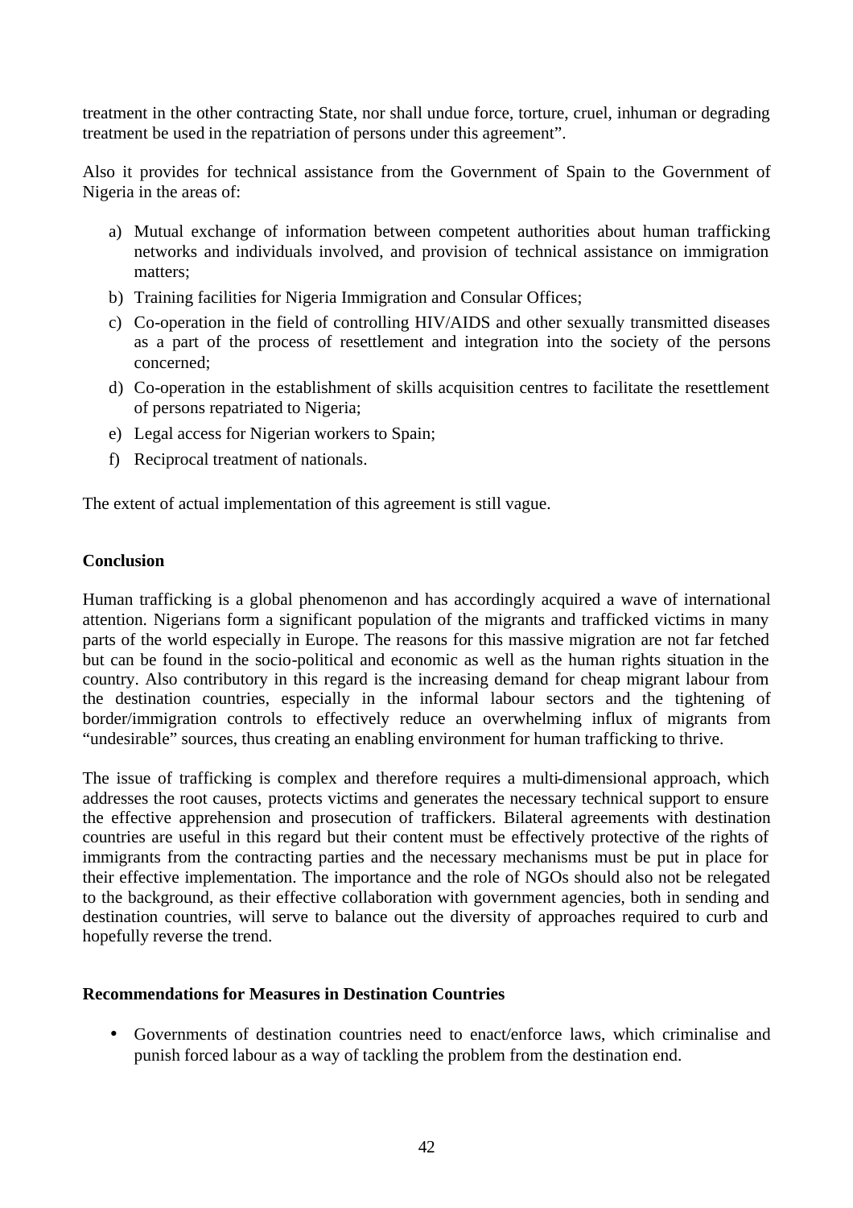treatment in the other contracting State, nor shall undue force, torture, cruel, inhuman or degrading treatment be used in the repatriation of persons under this agreement".

Also it provides for technical assistance from the Government of Spain to the Government of Nigeria in the areas of:

a) Mutual exchange of information between competent authorities about human trafficking networks and individuals involved, and provision of technical assistance on immigration matters;
b) Training facilities for Nigeria Immigration and Consular Offices;
c) Co-operation in the field of controlling HIV/AIDS and other sexually transmitted diseases as a part of the process of resettlement and integration into the society of the persons concerned;
d) Co-operation in the establishment of skills acquisition centres to facilitate the resettlement of persons repatriated to Nigeria;
e) Legal access for Nigerian workers to Spain;
f) Reciprocal treatment of nationals.

The extent of actual implementation of this agreement is still vague.

**Conclusion**

Human trafficking is a global phenomenon and has accordingly acquired a wave of international attention. Nigerians form a significant population of the migrants and trafficked victims in many parts of the world especially in Europe. The reasons for this massive migration are not far fetched but can be found in the socio-political and economic as well as the human rights situation in the country. Also contributory in this regard is the increasing demand for cheap migrant labour from the destination countries, especially in the informal labour sectors and the tightening of border/immigration controls to effectively reduce an overwhelming influx of migrants from "undesirable" sources, thus creating an enabling environment for human trafficking to thrive.

The issue of trafficking is complex and therefore requires a multi-dimensional approach, which addresses the root causes, protects victims and generates the necessary technical support to ensure the effective apprehension and prosecution of traffickers. Bilateral agreements with destination countries are useful in this regard but their content must be effectively protective of the rights of immigrants from the contracting parties and the necessary mechanisms must be put in place for their effective implementation. The importance and the role of NGOs should also not be relegated to the background, as their effective collaboration with government agencies, both in sending and destination countries, will serve to balance out the diversity of approaches required to curb and hopefully reverse the trend.

**Recommendations for Measures in Destination Countries**

- Governments of destination countries need to enact/enforce laws, which criminalise and punish forced labour as a way of tackling the problem from the destination end.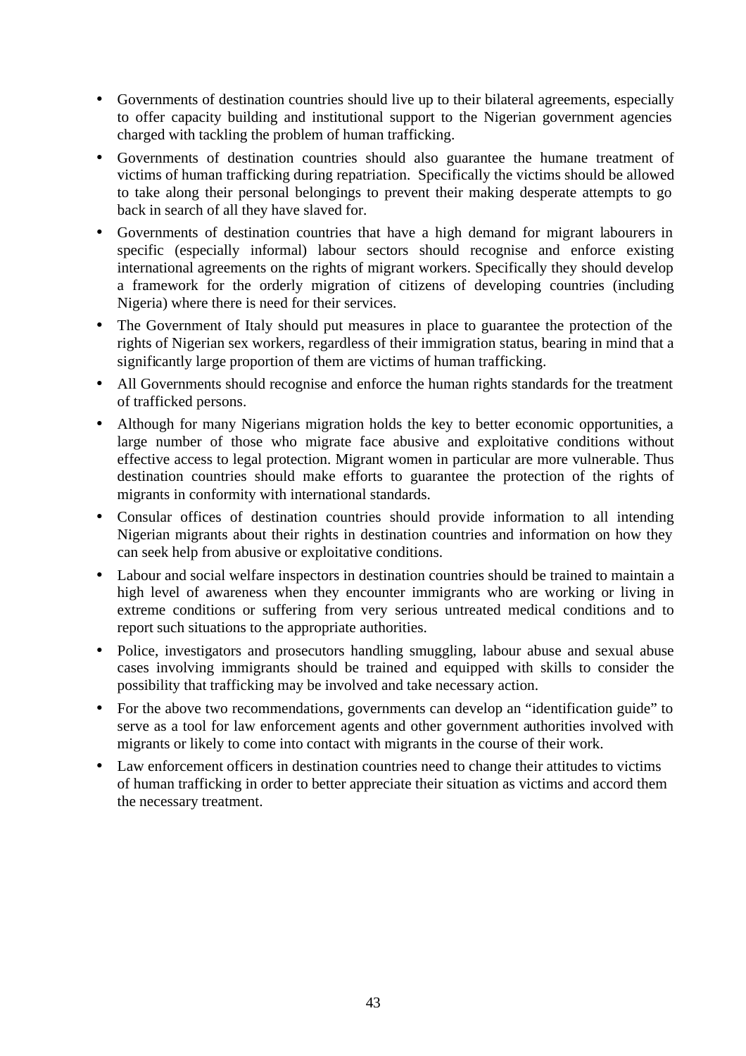- Governments of destination countries should live up to their bilateral agreements, especially to offer capacity building and institutional support to the Nigerian government agencies charged with tackling the problem of human trafficking.
- Governments of destination countries should also guarantee the humane treatment of victims of human trafficking during repatriation. Specifically the victims should be allowed to take along their personal belongings to prevent their making desperate attempts to go back in search of all they have slaved for.
- Governments of destination countries that have a high demand for migrant labourers in specific (especially informal) labour sectors should recognise and enforce existing international agreements on the rights of migrant workers. Specifically they should develop a framework for the orderly migration of citizens of developing countries (including Nigeria) where there is need for their services.
- The Government of Italy should put measures in place to guarantee the protection of the rights of Nigerian sex workers, regardless of their immigration status, bearing in mind that a significantly large proportion of them are victims of human trafficking.
- All Governments should recognise and enforce the human rights standards for the treatment of trafficked persons.
- Although for many Nigerians migration holds the key to better economic opportunities, a large number of those who migrate face abusive and exploitative conditions without effective access to legal protection. Migrant women in particular are more vulnerable. Thus destination countries should make efforts to guarantee the protection of the rights of migrants in conformity with international standards.
- Consular offices of destination countries should provide information to all intending Nigerian migrants about their rights in destination countries and information on how they can seek help from abusive or exploitative conditions.
- Labour and social welfare inspectors in destination countries should be trained to maintain a high level of awareness when they encounter immigrants who are working or living in extreme conditions or suffering from very serious untreated medical conditions and to report such situations to the appropriate authorities.
- Police, investigators and prosecutors handling smuggling, labour abuse and sexual abuse cases involving immigrants should be trained and equipped with skills to consider the possibility that trafficking may be involved and take necessary action.
- For the above two recommendations, governments can develop an "identification guide" to serve as a tool for law enforcement agents and other government authorities involved with migrants or likely to come into contact with migrants in the course of their work.
- Law enforcement officers in destination countries need to change their attitudes to victims of human trafficking in order to better appreciate their situation as victims and accord them the necessary treatment.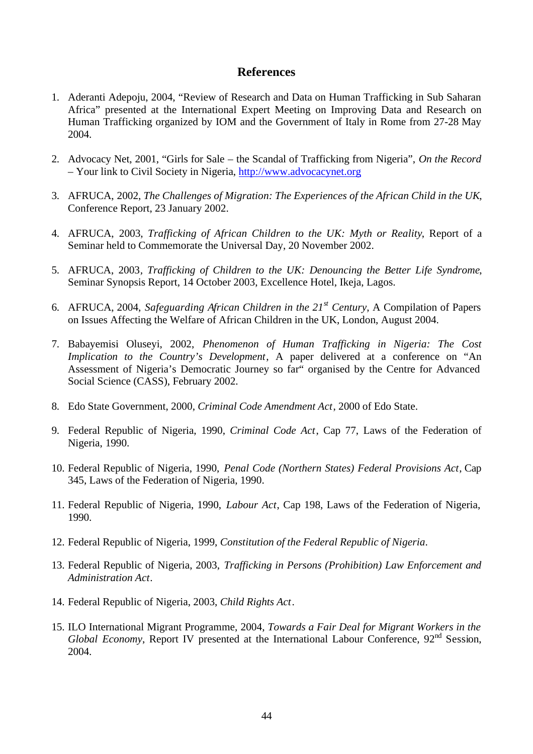## References

1. Aderanti Adepoju, 2004, "Review of Research and Data on Human Trafficking in Sub Saharan Africa" presented at the International Expert Meeting on Improving Data and Research on Human Trafficking organized by IOM and the Government of Italy in Rome from 27-28 May 2004.

2. Advocacy Net, 2001, "Girls for Sale – the Scandal of Trafficking from Nigeria", *On the Record* – Your link to Civil Society in Nigeria, http://www.advocacynet.org

3. AFRUCA, 2002, *The Challenges of Migration: The Experiences of the African Child in the UK*, Conference Report, 23 January 2002.

4. AFRUCA, 2003, *Trafficking of African Children to the UK: Myth or Reality*, Report of a Seminar held to Commemorate the Universal Day, 20 November 2002.

5. AFRUCA, 2003, *Trafficking of Children to the UK: Denouncing the Better Life Syndrome*, Seminar Synopsis Report, 14 October 2003, Excellence Hotel, Ikeja, Lagos.

6. AFRUCA, 2004, *Safeguarding African Children in the 21st Century*, A Compilation of Papers on Issues Affecting the Welfare of African Children in the UK, London, August 2004.

7. Babayemisi Oluseyi, 2002, *Phenomenon of Human Trafficking in Nigeria: The Cost Implication to the Country's Development*, A paper delivered at a conference on "An Assessment of Nigeria's Democratic Journey so far" organised by the Centre for Advanced Social Science (CASS), February 2002.

8. Edo State Government, 2000, *Criminal Code Amendment Act*, 2000 of Edo State.

9. Federal Republic of Nigeria, 1990, *Criminal Code Act*, Cap 77, Laws of the Federation of Nigeria, 1990.

10. Federal Republic of Nigeria, 1990, *Penal Code (Northern States) Federal Provisions Act*, Cap 345, Laws of the Federation of Nigeria, 1990.

11. Federal Republic of Nigeria, 1990, *Labour Act*, Cap 198, Laws of the Federation of Nigeria, 1990.

12. Federal Republic of Nigeria, 1999, *Constitution of the Federal Republic of Nigeria*.

13. Federal Republic of Nigeria, 2003, *Trafficking in Persons (Prohibition) Law Enforcement and Administration Act*.

14. Federal Republic of Nigeria, 2003, *Child Rights Act*.

15. ILO International Migrant Programme, 2004, *Towards a Fair Deal for Migrant Workers in the Global Economy*, Report IV presented at the International Labour Conference, 92nd Session, 2004.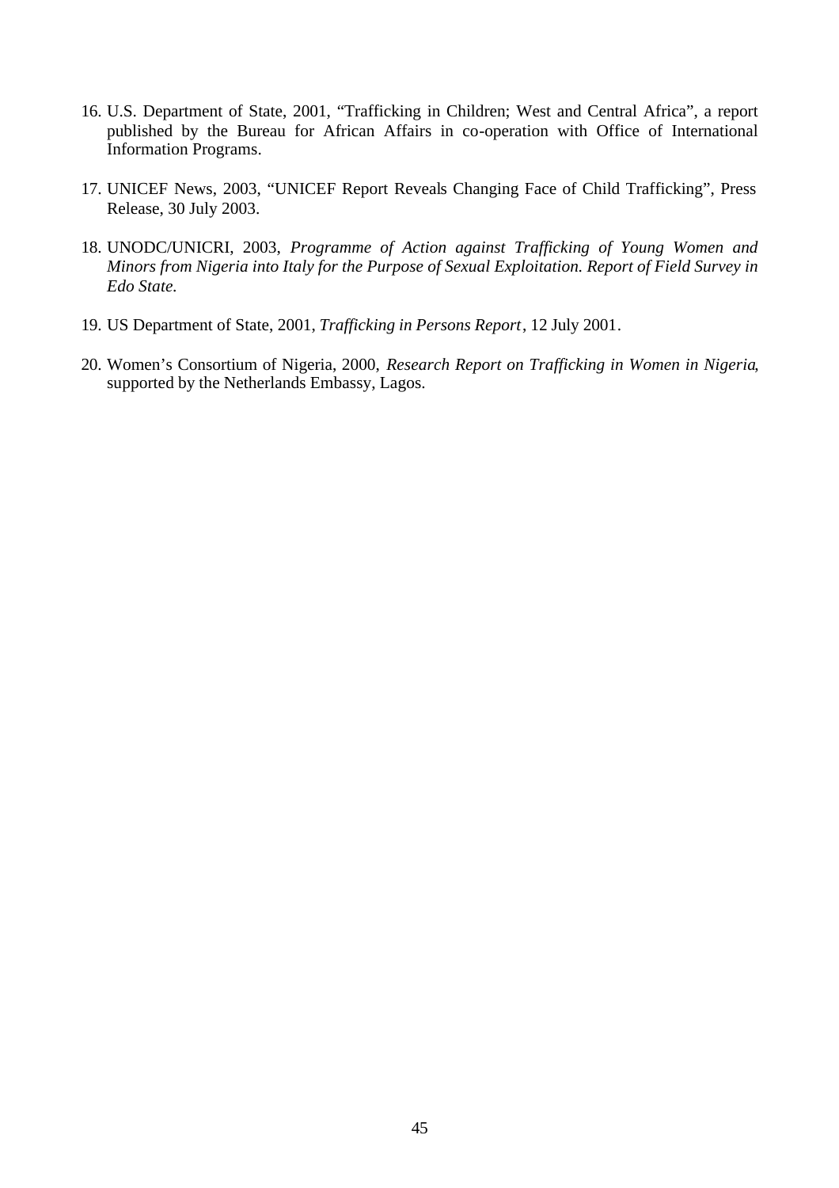16. U.S. Department of State, 2001, "Trafficking in Children; West and Central Africa", a report published by the Bureau for African Affairs in co-operation with Office of International Information Programs.

17. UNICEF News, 2003, "UNICEF Report Reveals Changing Face of Child Trafficking", Press Release, 30 July 2003.

18. UNODC/UNICRI, 2003, *Programme of Action against Trafficking of Young Women and Minors from Nigeria into Italy for the Purpose of Sexual Exploitation. Report of Field Survey in Edo State.*

19. US Department of State, 2001, *Trafficking in Persons Report*, 12 July 2001.

20. Women's Consortium of Nigeria, 2000, *Research Report on Trafficking in Women in Nigeria*, supported by the Netherlands Embassy, Lagos.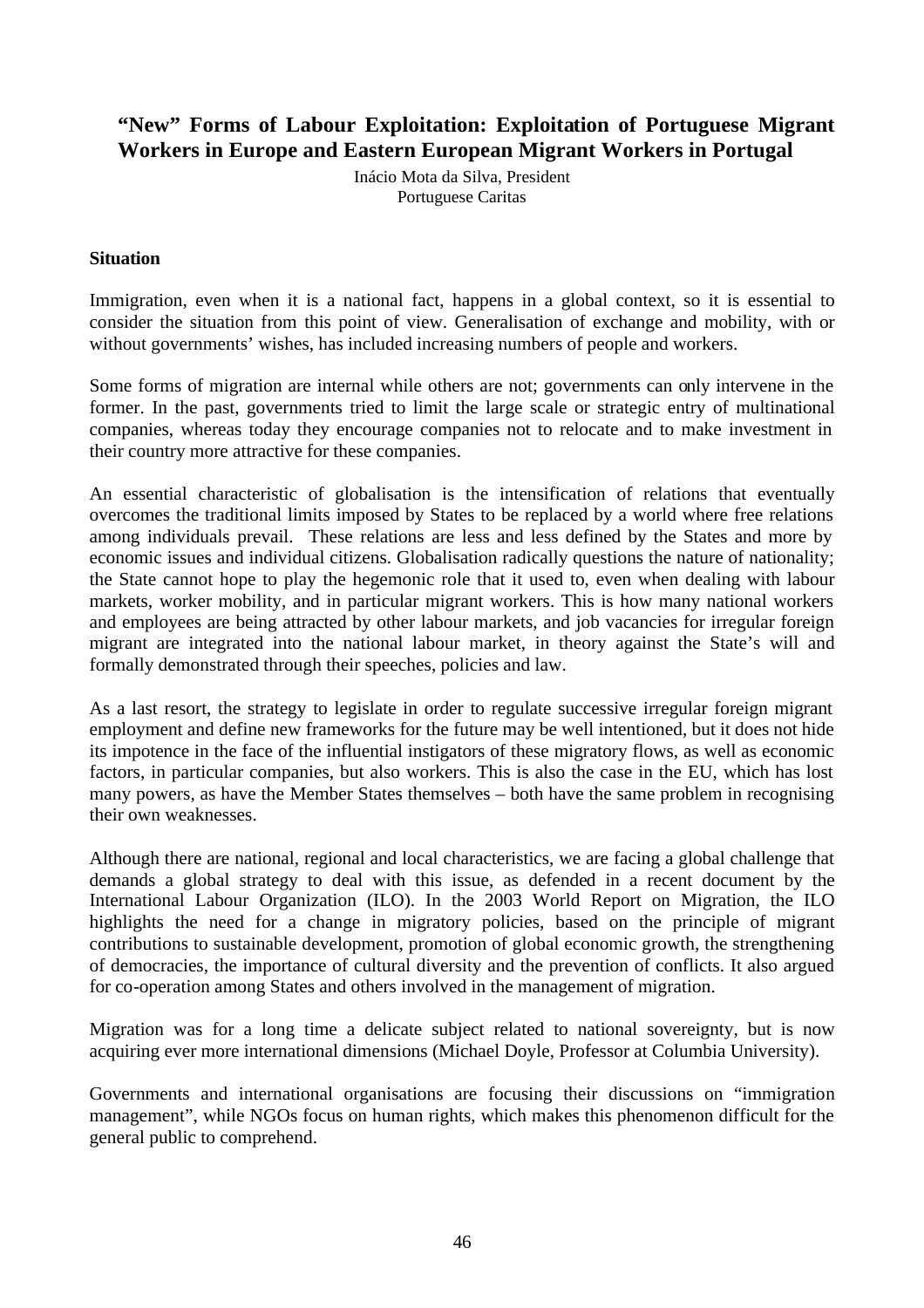## "New" Forms of Labour Exploitation: Exploitation of Portuguese Migrant Workers in Europe and Eastern European Migrant Workers in Portugal

Inácio Mota da Silva, President
Portuguese Caritas

### Situation

Immigration, even when it is a national fact, happens in a global context, so it is essential to consider the situation from this point of view. Generalisation of exchange and mobility, with or without governments' wishes, has included increasing numbers of people and workers.

Some forms of migration are internal while others are not; governments can only intervene in the former. In the past, governments tried to limit the large scale or strategic entry of multinational companies, whereas today they encourage companies not to relocate and to make investment in their country more attractive for these companies.

An essential characteristic of globalisation is the intensification of relations that eventually overcomes the traditional limits imposed by States to be replaced by a world where free relations among individuals prevail. These relations are less and less defined by the States and more by economic issues and individual citizens. Globalisation radically questions the nature of nationality; the State cannot hope to play the hegemonic role that it used to, even when dealing with labour markets, worker mobility, and in particular migrant workers. This is how many national workers and employees are being attracted by other labour markets, and job vacancies for irregular foreign migrant are integrated into the national labour market, in theory against the State's will and formally demonstrated through their speeches, policies and law.

As a last resort, the strategy to legislate in order to regulate successive irregular foreign migrant employment and define new frameworks for the future may be well intentioned, but it does not hide its impotence in the face of the influential instigators of these migratory flows, as well as economic factors, in particular companies, but also workers. This is also the case in the EU, which has lost many powers, as have the Member States themselves – both have the same problem in recognising their own weaknesses.

Although there are national, regional and local characteristics, we are facing a global challenge that demands a global strategy to deal with this issue, as defended in a recent document by the International Labour Organization (ILO). In the 2003 World Report on Migration, the ILO highlights the need for a change in migratory policies, based on the principle of migrant contributions to sustainable development, promotion of global economic growth, the strengthening of democracies, the importance of cultural diversity and the prevention of conflicts. It also argued for co-operation among States and others involved in the management of migration.

Migration was for a long time a delicate subject related to national sovereignty, but is now acquiring ever more international dimensions (Michael Doyle, Professor at Columbia University).

Governments and international organisations are focusing their discussions on "immigration management", while NGOs focus on human rights, which makes this phenomenon difficult for the general public to comprehend.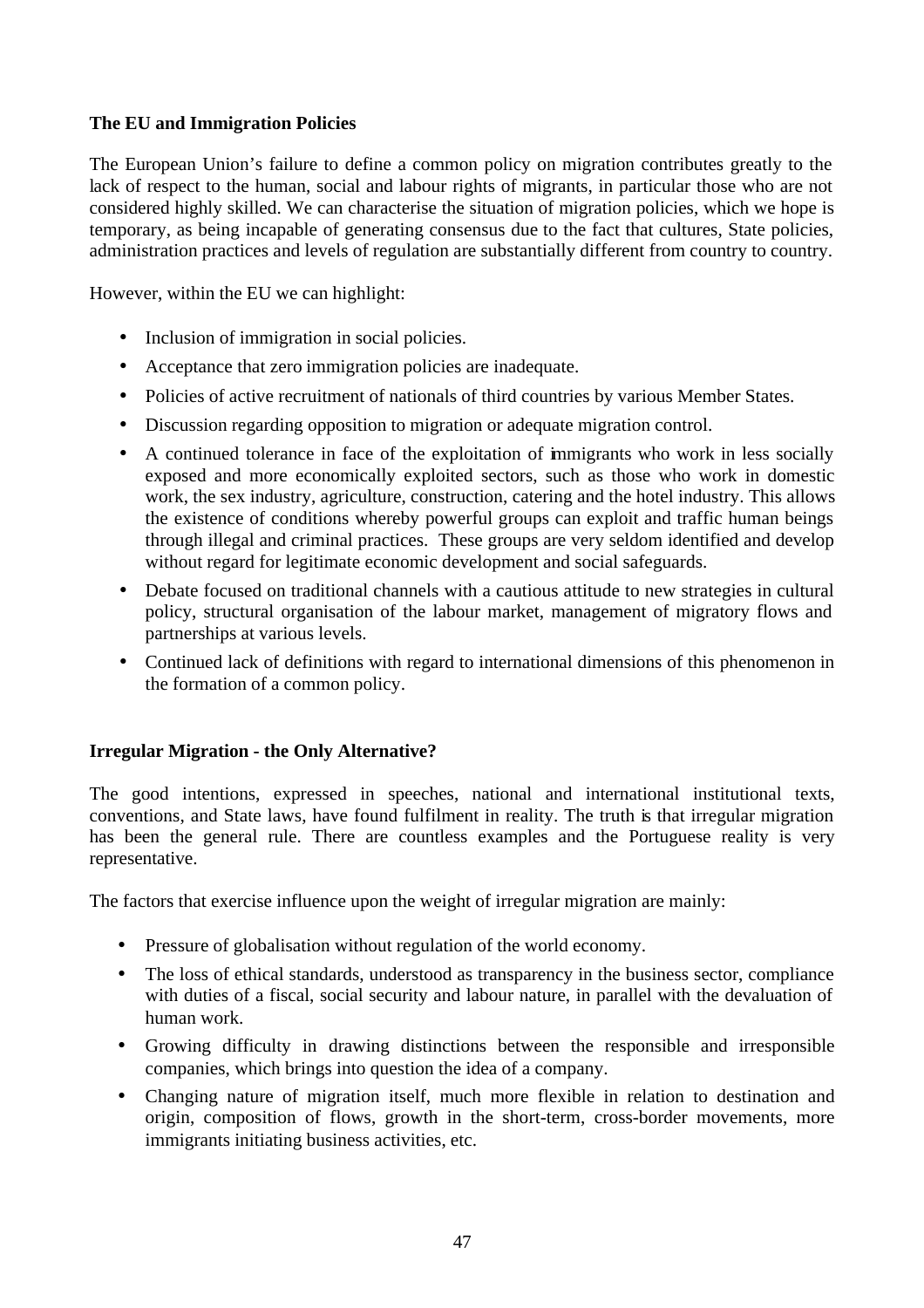**The EU and Immigration Policies**

The European Union's failure to define a common policy on migration contributes greatly to the lack of respect to the human, social and labour rights of migrants, in particular those who are not considered highly skilled. We can characterise the situation of migration policies, which we hope is temporary, as being incapable of generating consensus due to the fact that cultures, State policies, administration practices and levels of regulation are substantially different from country to country.

However, within the EU we can highlight:

- Inclusion of immigration in social policies.
- Acceptance that zero immigration policies are inadequate.
- Policies of active recruitment of nationals of third countries by various Member States.
- Discussion regarding opposition to migration or adequate migration control.
- A continued tolerance in face of the exploitation of immigrants who work in less socially exposed and more economically exploited sectors, such as those who work in domestic work, the sex industry, agriculture, construction, catering and the hotel industry. This allows the existence of conditions whereby powerful groups can exploit and traffic human beings through illegal and criminal practices. These groups are very seldom identified and develop without regard for legitimate economic development and social safeguards.
- Debate focused on traditional channels with a cautious attitude to new strategies in cultural policy, structural organisation of the labour market, management of migratory flows and partnerships at various levels.
- Continued lack of definitions with regard to international dimensions of this phenomenon in the formation of a common policy.

**Irregular Migration - the Only Alternative?**

The good intentions, expressed in speeches, national and international institutional texts, conventions, and State laws, have found fulfilment in reality. The truth is that irregular migration has been the general rule. There are countless examples and the Portuguese reality is very representative.

The factors that exercise influence upon the weight of irregular migration are mainly:

- Pressure of globalisation without regulation of the world economy.
- The loss of ethical standards, understood as transparency in the business sector, compliance with duties of a fiscal, social security and labour nature, in parallel with the devaluation of human work.
- Growing difficulty in drawing distinctions between the responsible and irresponsible companies, which brings into question the idea of a company.
- Changing nature of migration itself, much more flexible in relation to destination and origin, composition of flows, growth in the short-term, cross-border movements, more immigrants initiating business activities, etc.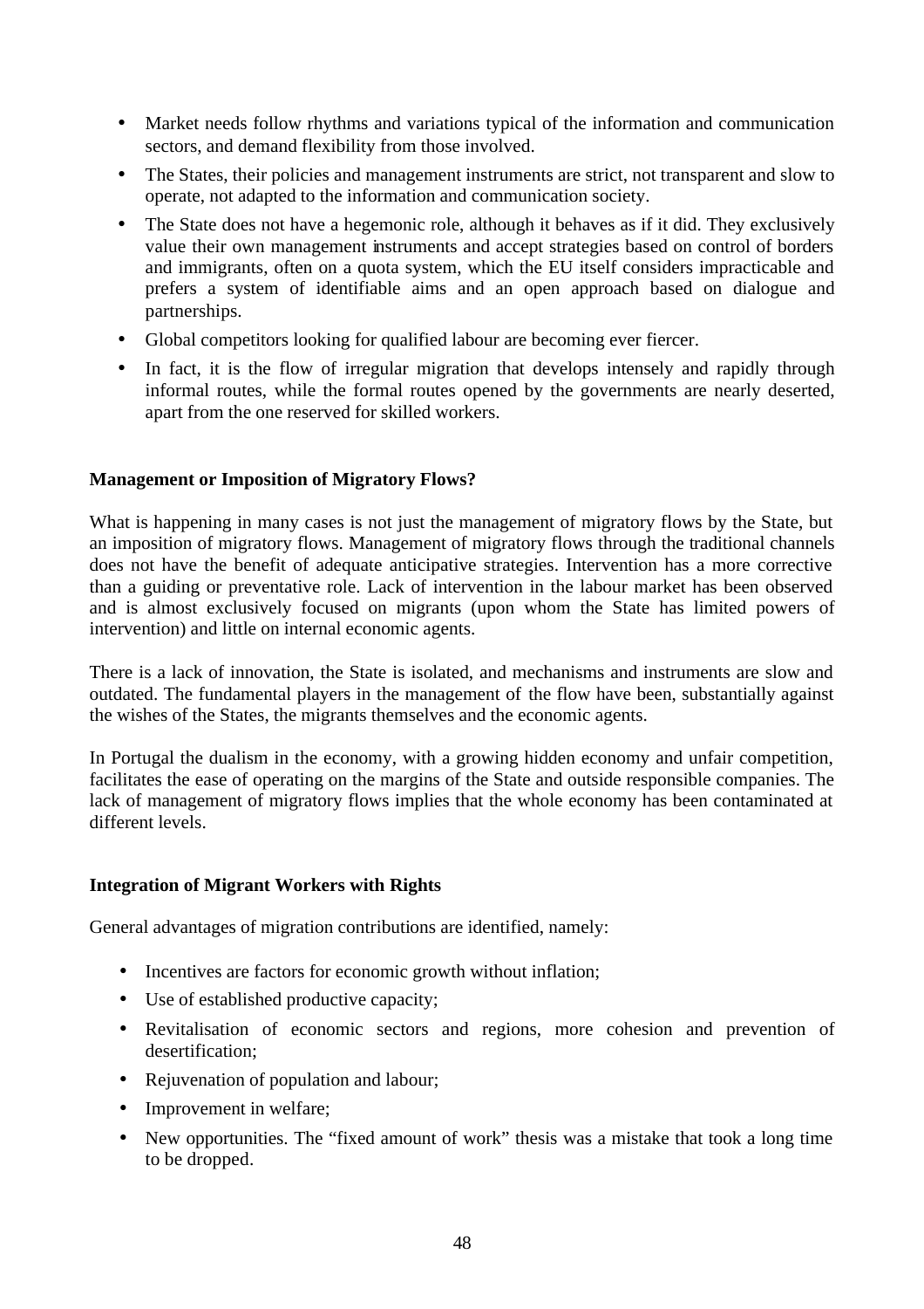- Market needs follow rhythms and variations typical of the information and communication sectors, and demand flexibility from those involved.
- The States, their policies and management instruments are strict, not transparent and slow to operate, not adapted to the information and communication society.
- The State does not have a hegemonic role, although it behaves as if it did. They exclusively value their own management instruments and accept strategies based on control of borders and immigrants, often on a quota system, which the EU itself considers impracticable and prefers a system of identifiable aims and an open approach based on dialogue and partnerships.
- Global competitors looking for qualified labour are becoming ever fiercer.
- In fact, it is the flow of irregular migration that develops intensely and rapidly through informal routes, while the formal routes opened by the governments are nearly deserted, apart from the one reserved for skilled workers.

**Management or Imposition of Migratory Flows?**

What is happening in many cases is not just the management of migratory flows by the State, but an imposition of migratory flows. Management of migratory flows through the traditional channels does not have the benefit of adequate anticipative strategies. Intervention has a more corrective than a guiding or preventative role. Lack of intervention in the labour market has been observed and is almost exclusively focused on migrants (upon whom the State has limited powers of intervention) and little on internal economic agents.

There is a lack of innovation, the State is isolated, and mechanisms and instruments are slow and outdated. The fundamental players in the management of the flow have been, substantially against the wishes of the States, the migrants themselves and the economic agents.

In Portugal the dualism in the economy, with a growing hidden economy and unfair competition, facilitates the ease of operating on the margins of the State and outside responsible companies. The lack of management of migratory flows implies that the whole economy has been contaminated at different levels.

**Integration of Migrant Workers with Rights**

General advantages of migration contributions are identified, namely:

- Incentives are factors for economic growth without inflation;
- Use of established productive capacity;
- Revitalisation of economic sectors and regions, more cohesion and prevention of desertification;
- Rejuvenation of population and labour;
- Improvement in welfare;
- New opportunities. The “fixed amount of work” thesis was a mistake that took a long time to be dropped.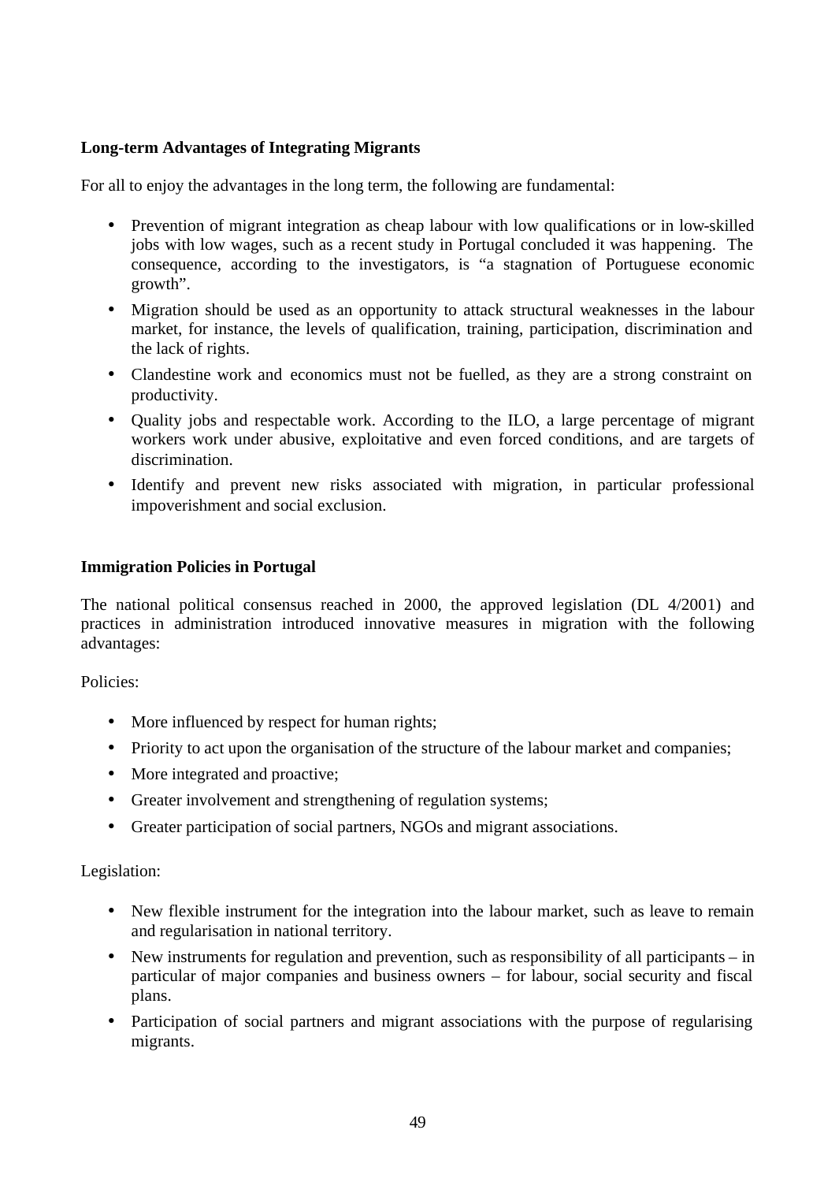**Long-term Advantages of Integrating Migrants**

For all to enjoy the advantages in the long term, the following are fundamental:

- Prevention of migrant integration as cheap labour with low qualifications or in low-skilled jobs with low wages, such as a recent study in Portugal concluded it was happening. The consequence, according to the investigators, is "a stagnation of Portuguese economic growth".
- Migration should be used as an opportunity to attack structural weaknesses in the labour market, for instance, the levels of qualification, training, participation, discrimination and the lack of rights.
- Clandestine work and economics must not be fuelled, as they are a strong constraint on productivity.
- Quality jobs and respectable work. According to the ILO, a large percentage of migrant workers work under abusive, exploitative and even forced conditions, and are targets of discrimination.
- Identify and prevent new risks associated with migration, in particular professional impoverishment and social exclusion.

**Immigration Policies in Portugal**

The national political consensus reached in 2000, the approved legislation (DL 4/2001) and practices in administration introduced innovative measures in migration with the following advantages:

Policies:

- More influenced by respect for human rights;
- Priority to act upon the organisation of the structure of the labour market and companies;
- More integrated and proactive;
- Greater involvement and strengthening of regulation systems;
- Greater participation of social partners, NGOs and migrant associations.

Legislation:

- New flexible instrument for the integration into the labour market, such as leave to remain and regularisation in national territory.
- New instruments for regulation and prevention, such as responsibility of all participants – in particular of major companies and business owners – for labour, social security and fiscal plans.
- Participation of social partners and migrant associations with the purpose of regularising migrants.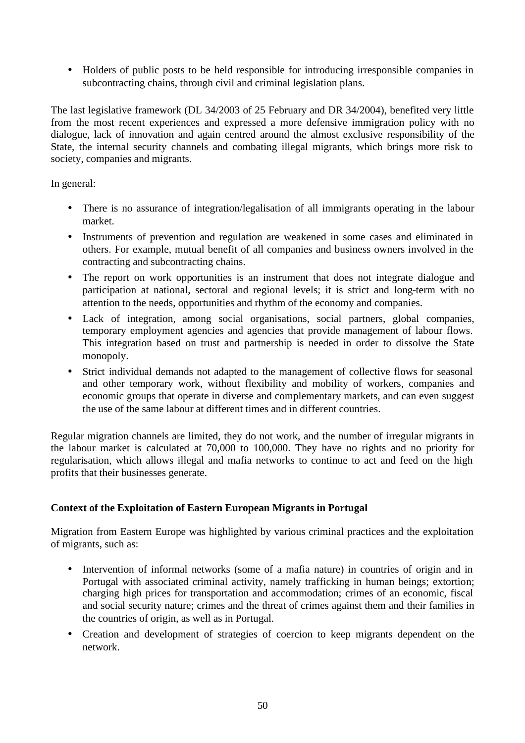- Holders of public posts to be held responsible for introducing irresponsible companies in subcontracting chains, through civil and criminal legislation plans.

The last legislative framework (DL 34/2003 of 25 February and DR 34/2004), benefited very little from the most recent experiences and expressed a more defensive immigration policy with no dialogue, lack of innovation and again centred around the almost exclusive responsibility of the State, the internal security channels and combating illegal migrants, which brings more risk to society, companies and migrants.

In general:

- There is no assurance of integration/legalisation of all immigrants operating in the labour market.
- Instruments of prevention and regulation are weakened in some cases and eliminated in others. For example, mutual benefit of all companies and business owners involved in the contracting and subcontracting chains.
- The report on work opportunities is an instrument that does not integrate dialogue and participation at national, sectoral and regional levels; it is strict and long-term with no attention to the needs, opportunities and rhythm of the economy and companies.
- Lack of integration, among social organisations, social partners, global companies, temporary employment agencies and agencies that provide management of labour flows. This integration based on trust and partnership is needed in order to dissolve the State monopoly.
- Strict individual demands not adapted to the management of collective flows for seasonal and other temporary work, without flexibility and mobility of workers, companies and economic groups that operate in diverse and complementary markets, and can even suggest the use of the same labour at different times and in different countries.

Regular migration channels are limited, they do not work, and the number of irregular migrants in the labour market is calculated at 70,000 to 100,000. They have no rights and no priority for regularisation, which allows illegal and mafia networks to continue to act and feed on the high profits that their businesses generate.

**Context of the Exploitation of Eastern European Migrants in Portugal**

Migration from Eastern Europe was highlighted by various criminal practices and the exploitation of migrants, such as:

- Intervention of informal networks (some of a mafia nature) in countries of origin and in Portugal with associated criminal activity, namely trafficking in human beings; extortion; charging high prices for transportation and accommodation; crimes of an economic, fiscal and social security nature; crimes and the threat of crimes against them and their families in the countries of origin, as well as in Portugal.
- Creation and development of strategies of coercion to keep migrants dependent on the network.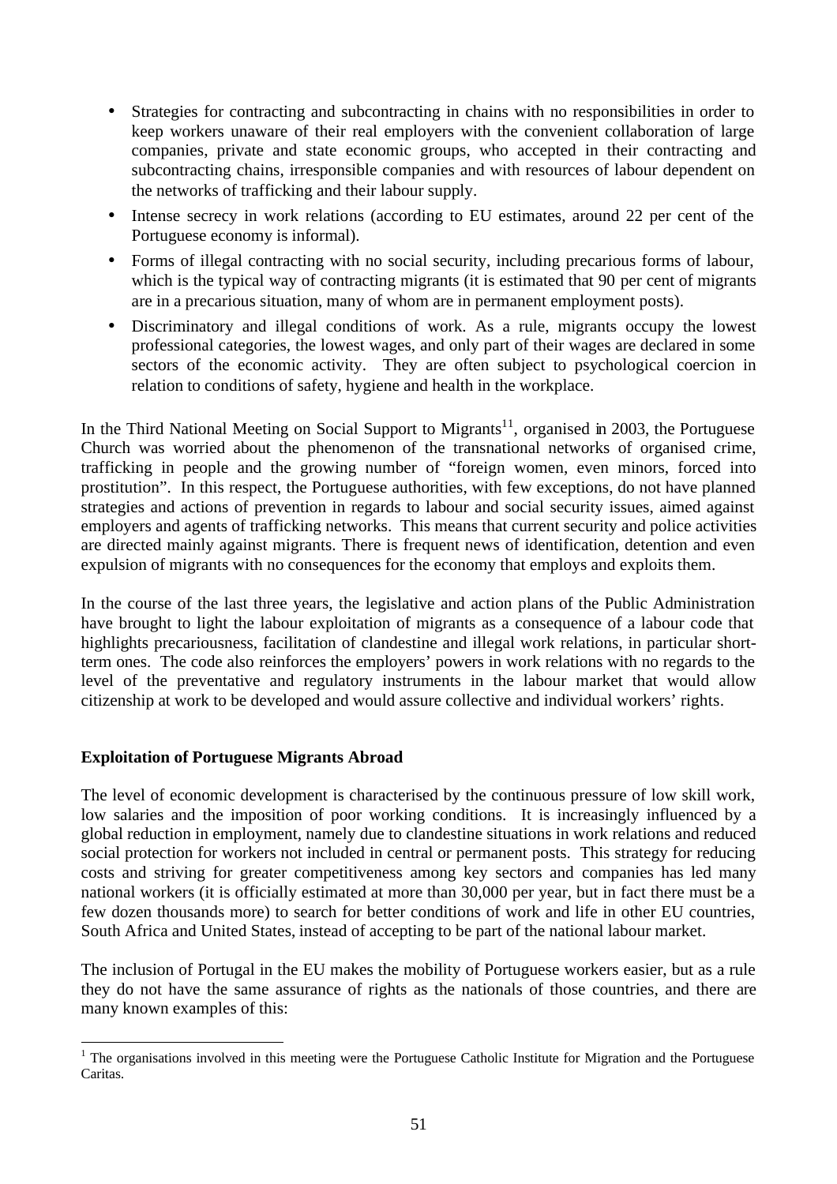- Strategies for contracting and subcontracting in chains with no responsibilities in order to keep workers unaware of their real employers with the convenient collaboration of large companies, private and state economic groups, who accepted in their contracting and subcontracting chains, irresponsible companies and with resources of labour dependent on the networks of trafficking and their labour supply.
- Intense secrecy in work relations (according to EU estimates, around 22 per cent of the Portuguese economy is informal).
- Forms of illegal contracting with no social security, including precarious forms of labour, which is the typical way of contracting migrants (it is estimated that 90 per cent of migrants are in a precarious situation, many of whom are in permanent employment posts).
- Discriminatory and illegal conditions of work. As a rule, migrants occupy the lowest professional categories, the lowest wages, and only part of their wages are declared in some sectors of the economic activity. They are often subject to psychological coercion in relation to conditions of safety, hygiene and health in the workplace.

In the Third National Meeting on Social Support to Migrants[11], organised in 2003, the Portuguese Church was worried about the phenomenon of the transnational networks of organised crime, trafficking in people and the growing number of "foreign women, even minors, forced into prostitution". In this respect, the Portuguese authorities, with few exceptions, do not have planned strategies and actions of prevention in regards to labour and social security issues, aimed against employers and agents of trafficking networks. This means that current security and police activities are directed mainly against migrants. There is frequent news of identification, detention and even expulsion of migrants with no consequences for the economy that employs and exploits them.

In the course of the last three years, the legislative and action plans of the Public Administration have brought to light the labour exploitation of migrants as a consequence of a labour code that highlights precariousness, facilitation of clandestine and illegal work relations, in particular short-term ones. The code also reinforces the employers' powers in work relations with no regards to the level of the preventative and regulatory instruments in the labour market that would allow citizenship at work to be developed and would assure collective and individual workers' rights.

**Exploitation of Portuguese Migrants Abroad**

The level of economic development is characterised by the continuous pressure of low skill work, low salaries and the imposition of poor working conditions. It is increasingly influenced by a global reduction in employment, namely due to clandestine situations in work relations and reduced social protection for workers not included in central or permanent posts. This strategy for reducing costs and striving for greater competitiveness among key sectors and companies has led many national workers (it is officially estimated at more than 30,000 per year, but in fact there must be a few dozen thousands more) to search for better conditions of work and life in other EU countries, South Africa and United States, instead of accepting to be part of the national labour market.

The inclusion of Portugal in the EU makes the mobility of Portuguese workers easier, but as a rule they do not have the same assurance of rights as the nationals of those countries, and there are many known examples of this:

[1] The organisations involved in this meeting were the Portuguese Catholic Institute for Migration and the Portuguese Caritas.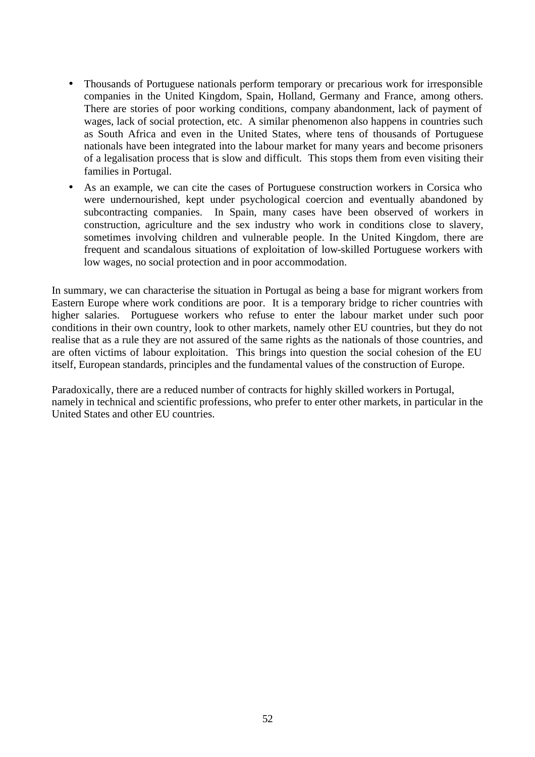- Thousands of Portuguese nationals perform temporary or precarious work for irresponsible companies in the United Kingdom, Spain, Holland, Germany and France, among others. There are stories of poor working conditions, company abandonment, lack of payment of wages, lack of social protection, etc. A similar phenomenon also happens in countries such as South Africa and even in the United States, where tens of thousands of Portuguese nationals have been integrated into the labour market for many years and become prisoners of a legalisation process that is slow and difficult. This stops them from even visiting their families in Portugal.
- As an example, we can cite the cases of Portuguese construction workers in Corsica who were undernourished, kept under psychological coercion and eventually abandoned by subcontracting companies. In Spain, many cases have been observed of workers in construction, agriculture and the sex industry who work in conditions close to slavery, sometimes involving children and vulnerable people. In the United Kingdom, there are frequent and scandalous situations of exploitation of low-skilled Portuguese workers with low wages, no social protection and in poor accommodation.

In summary, we can characterise the situation in Portugal as being a base for migrant workers from Eastern Europe where work conditions are poor. It is a temporary bridge to richer countries with higher salaries. Portuguese workers who refuse to enter the labour market under such poor conditions in their own country, look to other markets, namely other EU countries, but they do not realise that as a rule they are not assured of the same rights as the nationals of those countries, and are often victims of labour exploitation. This brings into question the social cohesion of the EU itself, European standards, principles and the fundamental values of the construction of Europe.

Paradoxically, there are a reduced number of contracts for highly skilled workers in Portugal, namely in technical and scientific professions, who prefer to enter other markets, in particular in the United States and other EU countries.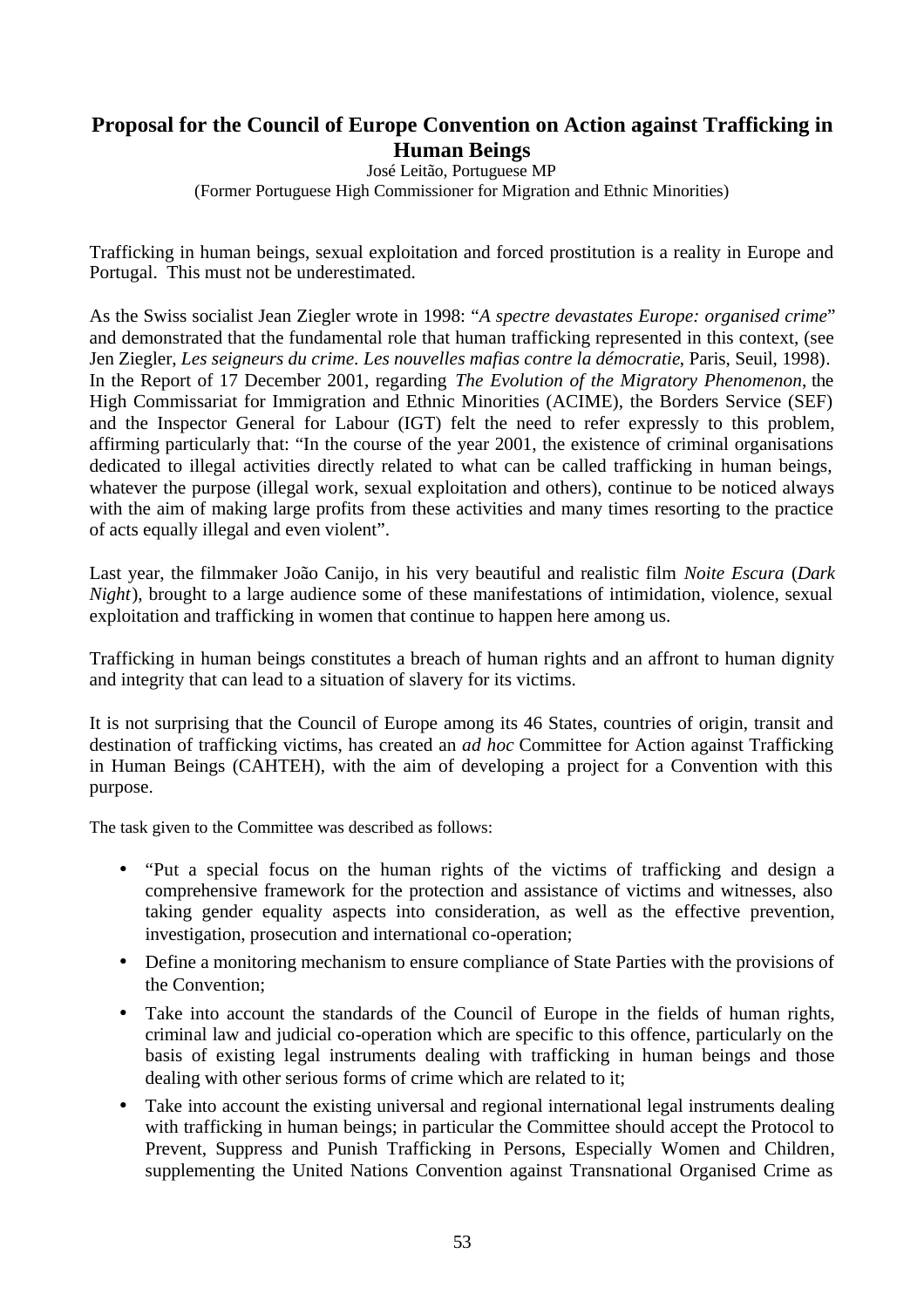## Proposal for the Council of Europe Convention on Action against Trafficking in Human Beings

José Leitão, Portuguese MP

(Former Portuguese High Commissioner for Migration and Ethnic Minorities)

Trafficking in human beings, sexual exploitation and forced prostitution is a reality in Europe and Portugal. This must not be underestimated.

As the Swiss socialist Jean Ziegler wrote in 1998: "*A spectre devastates Europe: organised crime*" and demonstrated that the fundamental role that human trafficking represented in this context, (see Jen Ziegler, *Les seigneurs du crime. Les nouvelles mafias contre la démocratie*, Paris, Seuil, 1998). In the Report of 17 December 2001, regarding *The Evolution of the Migratory Phenomenon*, the High Commissariat for Immigration and Ethnic Minorities (ACIME), the Borders Service (SEF) and the Inspector General for Labour (IGT) felt the need to refer expressly to this problem, affirming particularly that: "In the course of the year 2001, the existence of criminal organisations dedicated to illegal activities directly related to what can be called trafficking in human beings, whatever the purpose (illegal work, sexual exploitation and others), continue to be noticed always with the aim of making large profits from these activities and many times resorting to the practice of acts equally illegal and even violent".

Last year, the filmmaker João Canijo, in his very beautiful and realistic film *Noite Escura* (*Dark Night*), brought to a large audience some of these manifestations of intimidation, violence, sexual exploitation and trafficking in women that continue to happen here among us.

Trafficking in human beings constitutes a breach of human rights and an affront to human dignity and integrity that can lead to a situation of slavery for its victims.

It is not surprising that the Council of Europe among its 46 States, countries of origin, transit and destination of trafficking victims, has created an *ad hoc* Committee for Action against Trafficking in Human Beings (CAHTEH), with the aim of developing a project for a Convention with this purpose.

The task given to the Committee was described as follows:

- "Put a special focus on the human rights of the victims of trafficking and design a comprehensive framework for the protection and assistance of victims and witnesses, also taking gender equality aspects into consideration, as well as the effective prevention, investigation, prosecution and international co-operation;
- Define a monitoring mechanism to ensure compliance of State Parties with the provisions of the Convention;
- Take into account the standards of the Council of Europe in the fields of human rights, criminal law and judicial co-operation which are specific to this offence, particularly on the basis of existing legal instruments dealing with trafficking in human beings and those dealing with other serious forms of crime which are related to it;
- Take into account the existing universal and regional international legal instruments dealing with trafficking in human beings; in particular the Committee should accept the Protocol to Prevent, Suppress and Punish Trafficking in Persons, Especially Women and Children, supplementing the United Nations Convention against Transnational Organised Crime as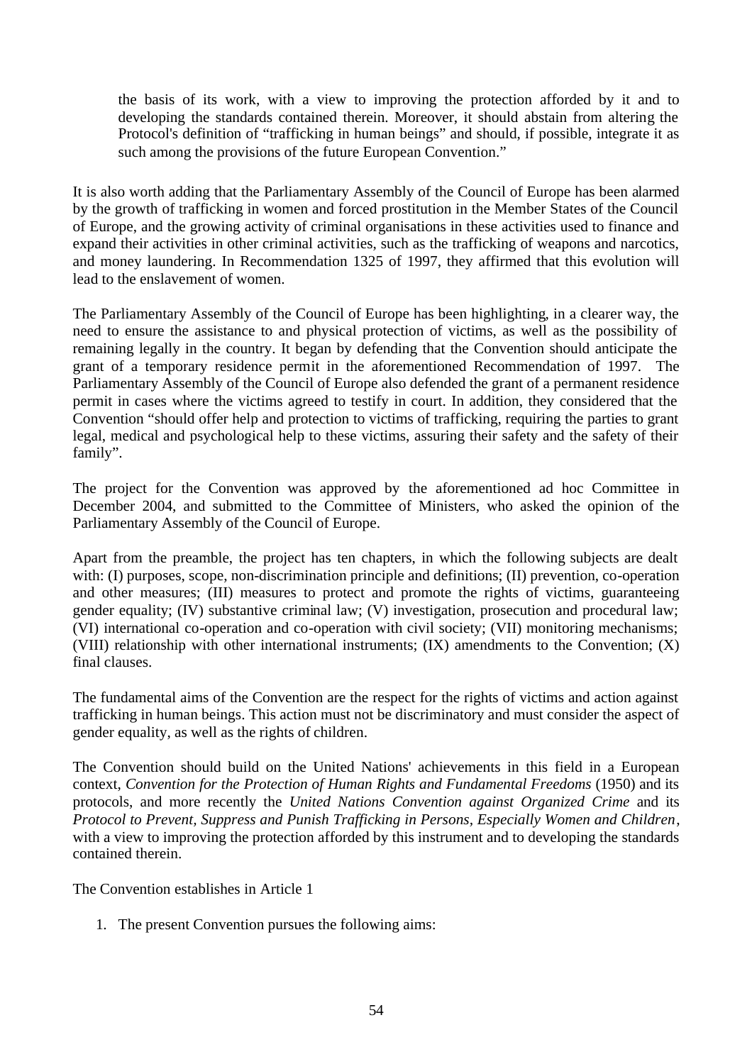> the basis of its work, with a view to improving the protection afforded by it and to developing the standards contained therein. Moreover, it should abstain from altering the Protocol's definition of "trafficking in human beings" and should, if possible, integrate it as such among the provisions of the future European Convention."

It is also worth adding that the Parliamentary Assembly of the Council of Europe has been alarmed by the growth of trafficking in women and forced prostitution in the Member States of the Council of Europe, and the growing activity of criminal organisations in these activities used to finance and expand their activities in other criminal activities, such as the trafficking of weapons and narcotics, and money laundering. In Recommendation 1325 of 1997, they affirmed that this evolution will lead to the enslavement of women.

The Parliamentary Assembly of the Council of Europe has been highlighting, in a clearer way, the need to ensure the assistance to and physical protection of victims, as well as the possibility of remaining legally in the country. It began by defending that the Convention should anticipate the grant of a temporary residence permit in the aforementioned Recommendation of 1997. The Parliamentary Assembly of the Council of Europe also defended the grant of a permanent residence permit in cases where the victims agreed to testify in court. In addition, they considered that the Convention "should offer help and protection to victims of trafficking, requiring the parties to grant legal, medical and psychological help to these victims, assuring their safety and the safety of their family".

The project for the Convention was approved by the aforementioned ad hoc Committee in December 2004, and submitted to the Committee of Ministers, who asked the opinion of the Parliamentary Assembly of the Council of Europe.

Apart from the preamble, the project has ten chapters, in which the following subjects are dealt with: (I) purposes, scope, non-discrimination principle and definitions; (II) prevention, co-operation and other measures; (III) measures to protect and promote the rights of victims, guaranteeing gender equality; (IV) substantive criminal law; (V) investigation, prosecution and procedural law; (VI) international co-operation and co-operation with civil society; (VII) monitoring mechanisms; (VIII) relationship with other international instruments; (IX) amendments to the Convention; (X) final clauses.

The fundamental aims of the Convention are the respect for the rights of victims and action against trafficking in human beings. This action must not be discriminatory and must consider the aspect of gender equality, as well as the rights of children.

The Convention should build on the United Nations' achievements in this field in a European context, *Convention for the Protection of Human Rights and Fundamental Freedoms* (1950) and its protocols, and more recently the *United Nations Convention against Organized Crime* and its *Protocol to Prevent, Suppress and Punish Trafficking in Persons, Especially Women and Children*, with a view to improving the protection afforded by this instrument and to developing the standards contained therein.

The Convention establishes in Article 1

1. The present Convention pursues the following aims: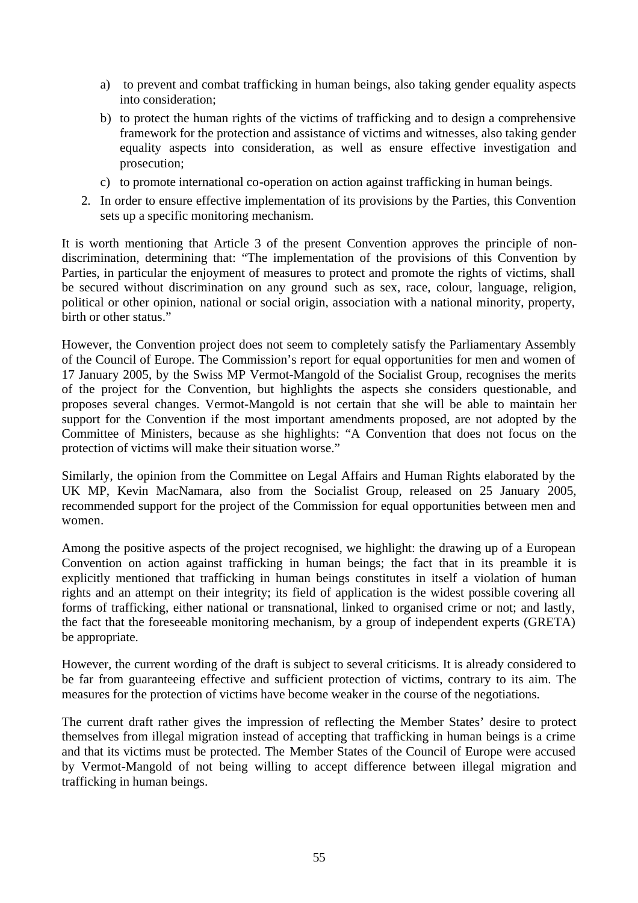a) to prevent and combat trafficking in human beings, also taking gender equality aspects into consideration;

   b) to protect the human rights of the victims of trafficking and to design a comprehensive framework for the protection and assistance of victims and witnesses, also taking gender equality aspects into consideration, as well as ensure effective investigation and prosecution;

   c) to promote international co-operation on action against trafficking in human beings.

2. In order to ensure effective implementation of its provisions by the Parties, this Convention sets up a specific monitoring mechanism.

It is worth mentioning that Article 3 of the present Convention approves the principle of non-discrimination, determining that: "The implementation of the provisions of this Convention by Parties, in particular the enjoyment of measures to protect and promote the rights of victims, shall be secured without discrimination on any ground such as sex, race, colour, language, religion, political or other opinion, national or social origin, association with a national minority, property, birth or other status."

However, the Convention project does not seem to completely satisfy the Parliamentary Assembly of the Council of Europe. The Commission's report for equal opportunities for men and women of 17 January 2005, by the Swiss MP Vermot-Mangold of the Socialist Group, recognises the merits of the project for the Convention, but highlights the aspects she considers questionable, and proposes several changes. Vermot-Mangold is not certain that she will be able to maintain her support for the Convention if the most important amendments proposed, are not adopted by the Committee of Ministers, because as she highlights: "A Convention that does not focus on the protection of victims will make their situation worse."

Similarly, the opinion from the Committee on Legal Affairs and Human Rights elaborated by the UK MP, Kevin MacNamara, also from the Socialist Group, released on 25 January 2005, recommended support for the project of the Commission for equal opportunities between men and women.

Among the positive aspects of the project recognised, we highlight: the drawing up of a European Convention on action against trafficking in human beings; the fact that in its preamble it is explicitly mentioned that trafficking in human beings constitutes in itself a violation of human rights and an attempt on their integrity; its field of application is the widest possible covering all forms of trafficking, either national or transnational, linked to organised crime or not; and lastly, the fact that the foreseeable monitoring mechanism, by a group of independent experts (GRETA) be appropriate.

However, the current wording of the draft is subject to several criticisms. It is already considered to be far from guaranteeing effective and sufficient protection of victims, contrary to its aim. The measures for the protection of victims have become weaker in the course of the negotiations.

The current draft rather gives the impression of reflecting the Member States' desire to protect themselves from illegal migration instead of accepting that trafficking in human beings is a crime and that its victims must be protected. The Member States of the Council of Europe were accused by Vermot-Mangold of not being willing to accept difference between illegal migration and trafficking in human beings.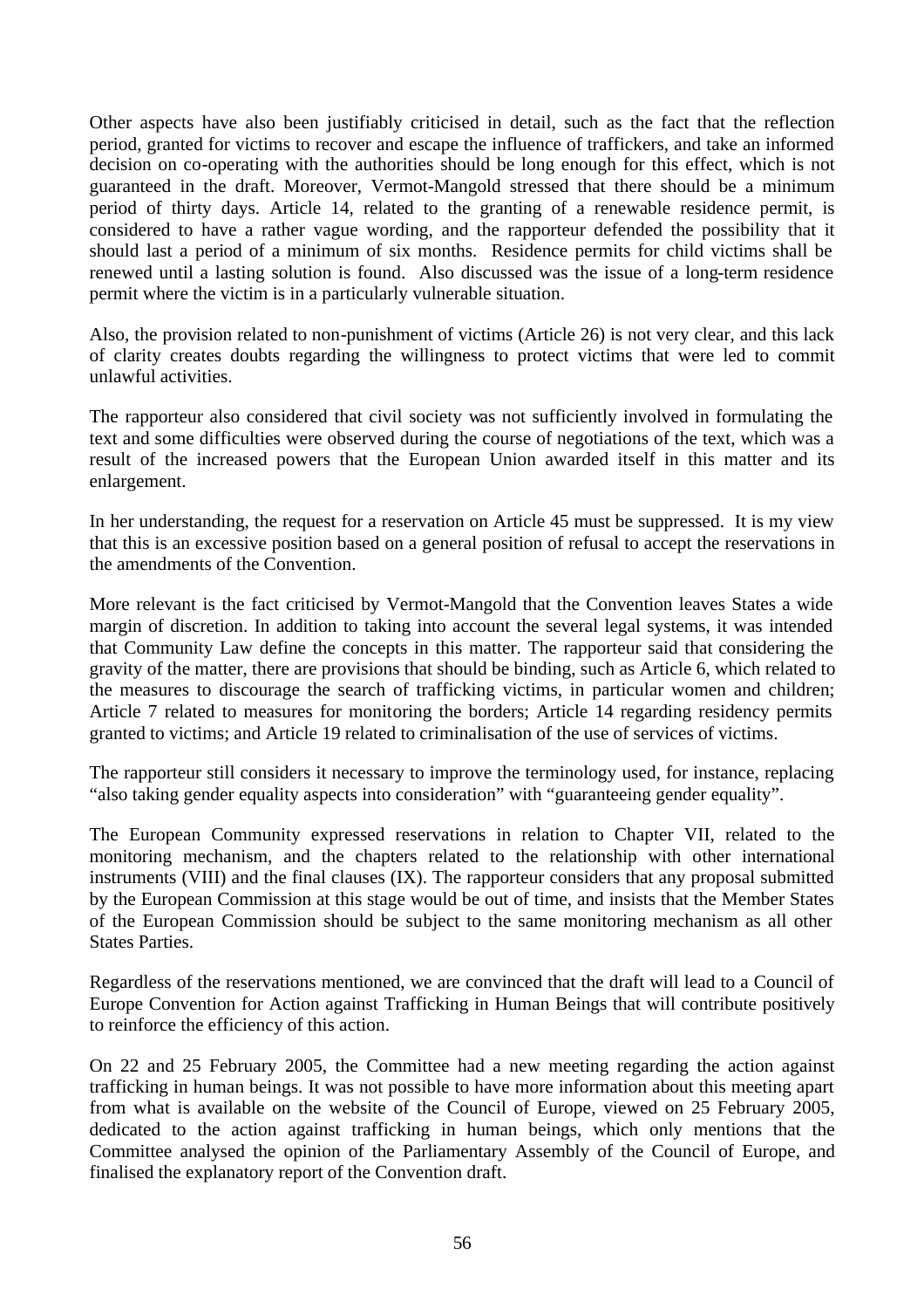Other aspects have also been justifiably criticised in detail, such as the fact that the reflection period, granted for victims to recover and escape the influence of traffickers, and take an informed decision on co-operating with the authorities should be long enough for this effect, which is not guaranteed in the draft. Moreover, Vermot-Mangold stressed that there should be a minimum period of thirty days. Article 14, related to the granting of a renewable residence permit, is considered to have a rather vague wording, and the rapporteur defended the possibility that it should last a period of a minimum of six months. Residence permits for child victims shall be renewed until a lasting solution is found. Also discussed was the issue of a long-term residence permit where the victim is in a particularly vulnerable situation.

Also, the provision related to non-punishment of victims (Article 26) is not very clear, and this lack of clarity creates doubts regarding the willingness to protect victims that were led to commit unlawful activities.

The rapporteur also considered that civil society was not sufficiently involved in formulating the text and some difficulties were observed during the course of negotiations of the text, which was a result of the increased powers that the European Union awarded itself in this matter and its enlargement.

In her understanding, the request for a reservation on Article 45 must be suppressed. It is my view that this is an excessive position based on a general position of refusal to accept the reservations in the amendments of the Convention.

More relevant is the fact criticised by Vermot-Mangold that the Convention leaves States a wide margin of discretion. In addition to taking into account the several legal systems, it was intended that Community Law define the concepts in this matter. The rapporteur said that considering the gravity of the matter, there are provisions that should be binding, such as Article 6, which related to the measures to discourage the search of trafficking victims, in particular women and children; Article 7 related to measures for monitoring the borders; Article 14 regarding residency permits granted to victims; and Article 19 related to criminalisation of the use of services of victims.

The rapporteur still considers it necessary to improve the terminology used, for instance, replacing "also taking gender equality aspects into consideration" with "guaranteeing gender equality".

The European Community expressed reservations in relation to Chapter VII, related to the monitoring mechanism, and the chapters related to the relationship with other international instruments (VIII) and the final clauses (IX). The rapporteur considers that any proposal submitted by the European Commission at this stage would be out of time, and insists that the Member States of the European Commission should be subject to the same monitoring mechanism as all other States Parties.

Regardless of the reservations mentioned, we are convinced that the draft will lead to a Council of Europe Convention for Action against Trafficking in Human Beings that will contribute positively to reinforce the efficiency of this action.

On 22 and 25 February 2005, the Committee had a new meeting regarding the action against trafficking in human beings. It was not possible to have more information about this meeting apart from what is available on the website of the Council of Europe, viewed on 25 February 2005, dedicated to the action against trafficking in human beings, which only mentions that the Committee analysed the opinion of the Parliamentary Assembly of the Council of Europe, and finalised the explanatory report of the Convention draft.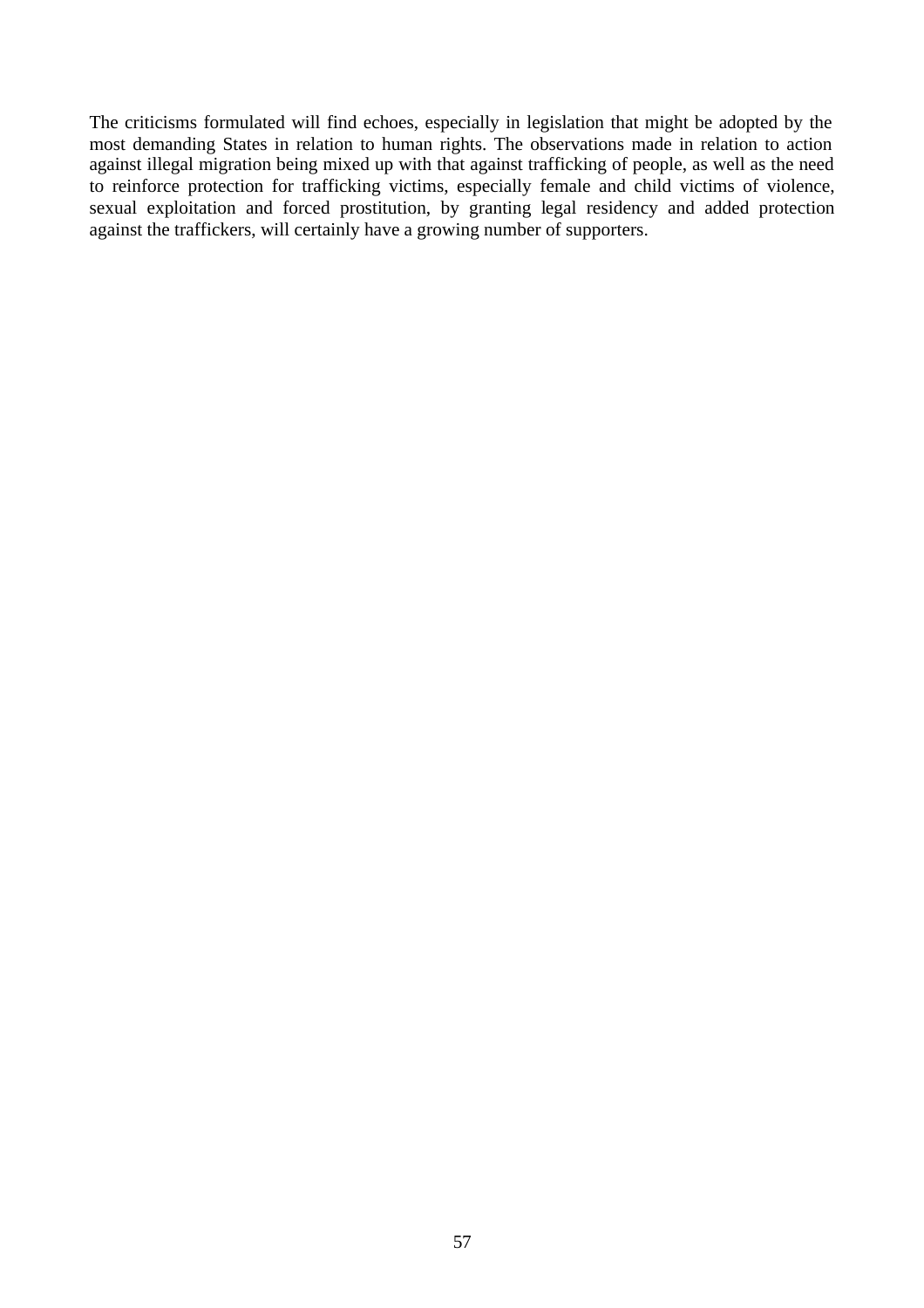The criticisms formulated will find echoes, especially in legislation that might be adopted by the most demanding States in relation to human rights. The observations made in relation to action against illegal migration being mixed up with that against trafficking of people, as well as the need to reinforce protection for trafficking victims, especially female and child victims of violence, sexual exploitation and forced prostitution, by granting legal residency and added protection against the traffickers, will certainly have a growing number of supporters.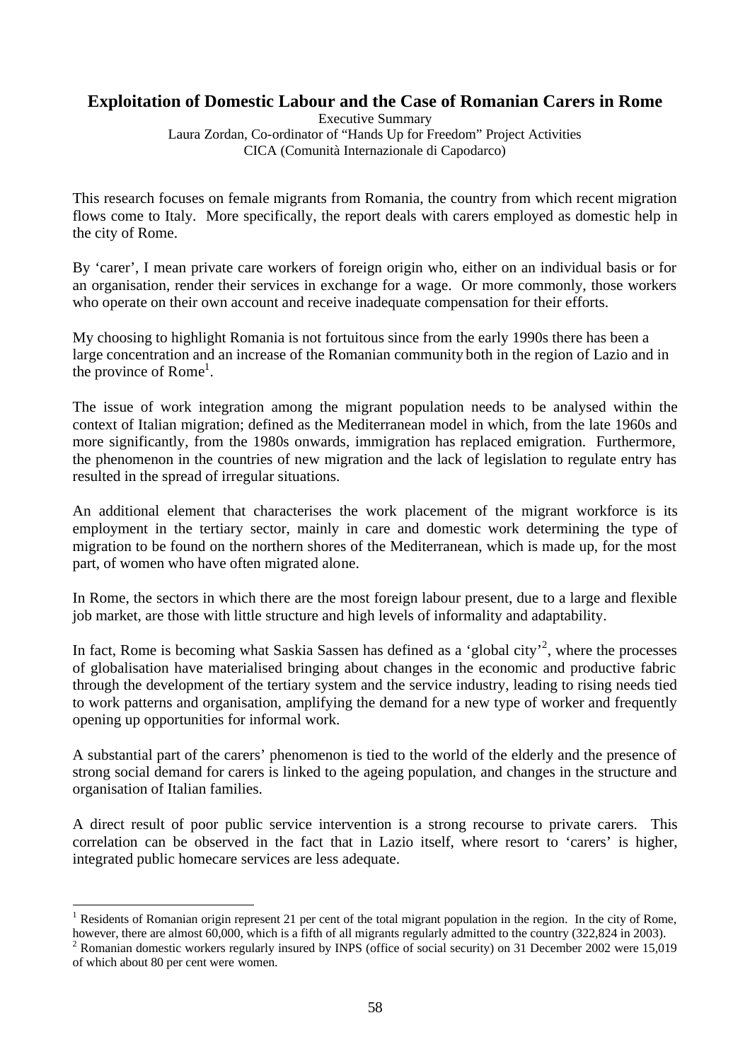# Exploitation of Domestic Labour and the Case of Romanian Carers in Rome

Executive Summary

Laura Zordan, Co-ordinator of "Hands Up for Freedom" Project Activities

CICA (Comunità Internazionale di Capodarco)

This research focuses on female migrants from Romania, the country from which recent migration flows come to Italy. More specifically, the report deals with carers employed as domestic help in the city of Rome.

By 'carer', I mean private care workers of foreign origin who, either on an individual basis or for an organisation, render their services in exchange for a wage. Or more commonly, those workers who operate on their own account and receive inadequate compensation for their efforts.

My choosing to highlight Romania is not fortuitous since from the early 1990s there has been a large concentration and an increase of the Romanian community both in the region of Lazio and in the province of Rome[1].

The issue of work integration among the migrant population needs to be analysed within the context of Italian migration; defined as the Mediterranean model in which, from the late 1960s and more significantly, from the 1980s onwards, immigration has replaced emigration. Furthermore, the phenomenon in the countries of new migration and the lack of legislation to regulate entry has resulted in the spread of irregular situations.

An additional element that characterises the work placement of the migrant workforce is its employment in the tertiary sector, mainly in care and domestic work determining the type of migration to be found on the northern shores of the Mediterranean, which is made up, for the most part, of women who have often migrated alone.

In Rome, the sectors in which there are the most foreign labour present, due to a large and flexible job market, are those with little structure and high levels of informality and adaptability.

In fact, Rome is becoming what Saskia Sassen has defined as a 'global city'[2], where the processes of globalisation have materialised bringing about changes in the economic and productive fabric through the development of the tertiary system and the service industry, leading to rising needs tied to work patterns and organisation, amplifying the demand for a new type of worker and frequently opening up opportunities for informal work.

A substantial part of the carers' phenomenon is tied to the world of the elderly and the presence of strong social demand for carers is linked to the ageing population, and changes in the structure and organisation of Italian families.

A direct result of poor public service intervention is a strong recourse to private carers. This correlation can be observed in the fact that in Lazio itself, where resort to 'carers' is higher, integrated public homecare services are less adequate.

---

[1] Residents of Romanian origin represent 21 per cent of the total migrant population in the region. In the city of Rome, however, there are almost 60,000, which is a fifth of all migrants regularly admitted to the country (322,824 in 2003).

[2] Romanian domestic workers regularly insured by INPS (office of social security) on 31 December 2002 were 15,019 of which about 80 per cent were women.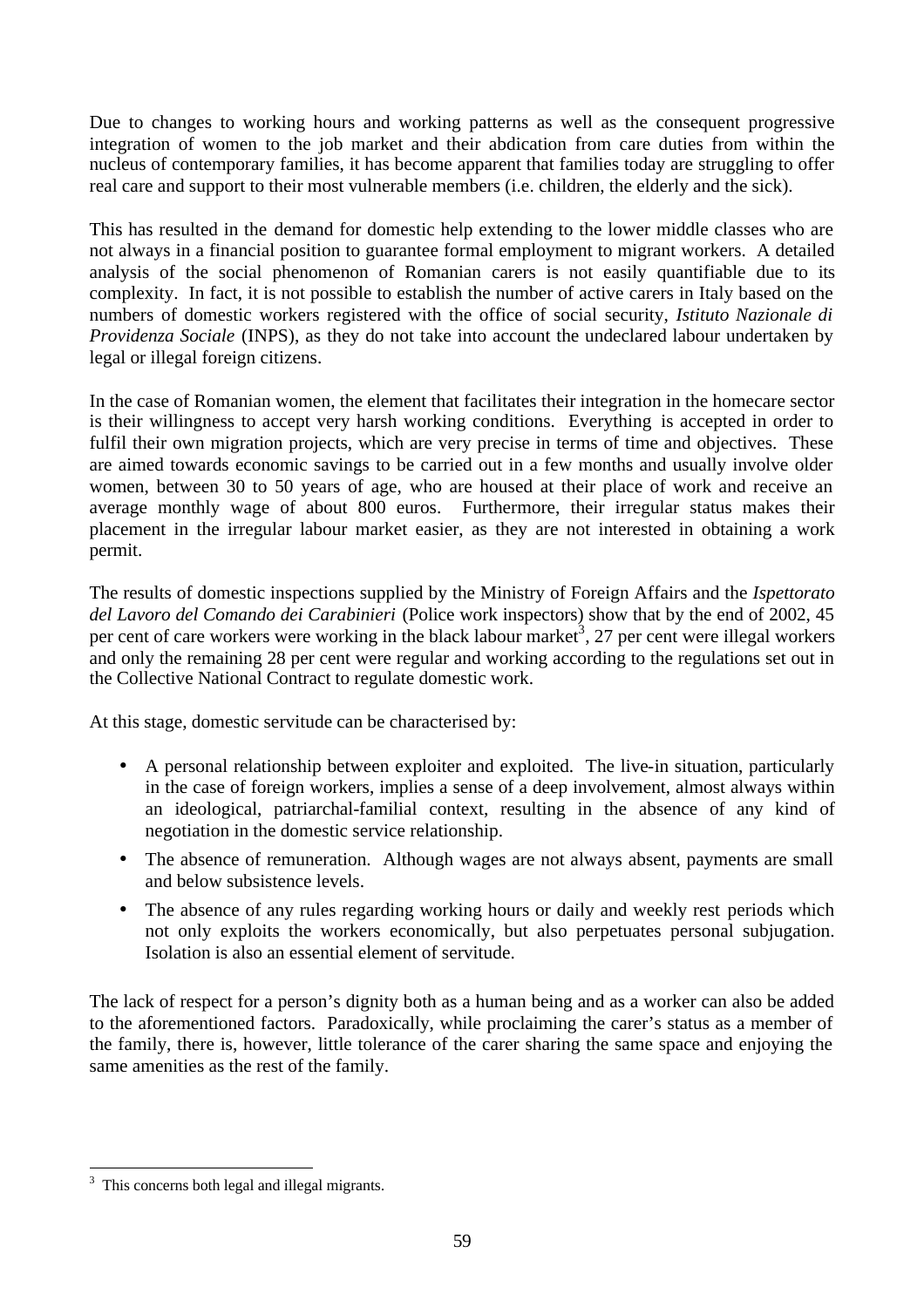Due to changes to working hours and working patterns as well as the consequent progressive integration of women to the job market and their abdication from care duties from within the nucleus of contemporary families, it has become apparent that families today are struggling to offer real care and support to their most vulnerable members (i.e. children, the elderly and the sick).

This has resulted in the demand for domestic help extending to the lower middle classes who are not always in a financial position to guarantee formal employment to migrant workers. A detailed analysis of the social phenomenon of Romanian carers is not easily quantifiable due to its complexity. In fact, it is not possible to establish the number of active carers in Italy based on the numbers of domestic workers registered with the office of social security, *Istituto Nazionale di Providenza Sociale* (INPS), as they do not take into account the undeclared labour undertaken by legal or illegal foreign citizens.

In the case of Romanian women, the element that facilitates their integration in the homecare sector is their willingness to accept very harsh working conditions. Everything is accepted in order to fulfil their own migration projects, which are very precise in terms of time and objectives. These are aimed towards economic savings to be carried out in a few months and usually involve older women, between 30 to 50 years of age, who are housed at their place of work and receive an average monthly wage of about 800 euros. Furthermore, their irregular status makes their placement in the irregular labour market easier, as they are not interested in obtaining a work permit.

The results of domestic inspections supplied by the Ministry of Foreign Affairs and the *Ispettorato del Lavoro del Comando dei Carabinieri* (Police work inspectors) show that by the end of 2002, 45 per cent of care workers were working in the black labour market[3], 27 per cent were illegal workers and only the remaining 28 per cent were regular and working according to the regulations set out in the Collective National Contract to regulate domestic work.

At this stage, domestic servitude can be characterised by:

- A personal relationship between exploiter and exploited. The live-in situation, particularly in the case of foreign workers, implies a sense of a deep involvement, almost always within an ideological, patriarchal-familial context, resulting in the absence of any kind of negotiation in the domestic service relationship.
- The absence of remuneration. Although wages are not always absent, payments are small and below subsistence levels.
- The absence of any rules regarding working hours or daily and weekly rest periods which not only exploits the workers economically, but also perpetuates personal subjugation. Isolation is also an essential element of servitude.

The lack of respect for a person's dignity both as a human being and as a worker can also be added to the aforementioned factors. Paradoxically, while proclaiming the carer's status as a member of the family, there is, however, little tolerance of the carer sharing the same space and enjoying the same amenities as the rest of the family.

---

[3] This concerns both legal and illegal migrants.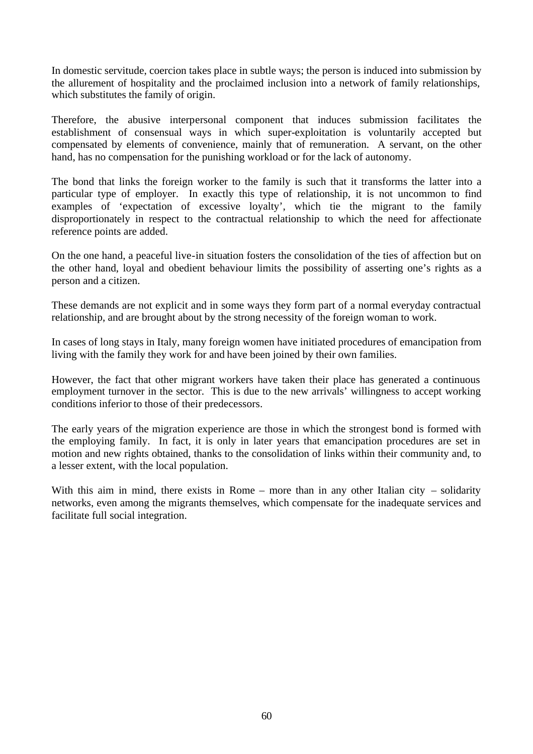In domestic servitude, coercion takes place in subtle ways; the person is induced into submission by the allurement of hospitality and the proclaimed inclusion into a network of family relationships, which substitutes the family of origin.

Therefore, the abusive interpersonal component that induces submission facilitates the establishment of consensual ways in which super-exploitation is voluntarily accepted but compensated by elements of convenience, mainly that of remuneration. A servant, on the other hand, has no compensation for the punishing workload or for the lack of autonomy.

The bond that links the foreign worker to the family is such that it transforms the latter into a particular type of employer. In exactly this type of relationship, it is not uncommon to find examples of 'expectation of excessive loyalty', which tie the migrant to the family disproportionately in respect to the contractual relationship to which the need for affectionate reference points are added.

On the one hand, a peaceful live-in situation fosters the consolidation of the ties of affection but on the other hand, loyal and obedient behaviour limits the possibility of asserting one's rights as a person and a citizen.

These demands are not explicit and in some ways they form part of a normal everyday contractual relationship, and are brought about by the strong necessity of the foreign woman to work.

In cases of long stays in Italy, many foreign women have initiated procedures of emancipation from living with the family they work for and have been joined by their own families.

However, the fact that other migrant workers have taken their place has generated a continuous employment turnover in the sector. This is due to the new arrivals' willingness to accept working conditions inferior to those of their predecessors.

The early years of the migration experience are those in which the strongest bond is formed with the employing family. In fact, it is only in later years that emancipation procedures are set in motion and new rights obtained, thanks to the consolidation of links within their community and, to a lesser extent, with the local population.

With this aim in mind, there exists in Rome – more than in any other Italian city – solidarity networks, even among the migrants themselves, which compensate for the inadequate services and facilitate full social integration.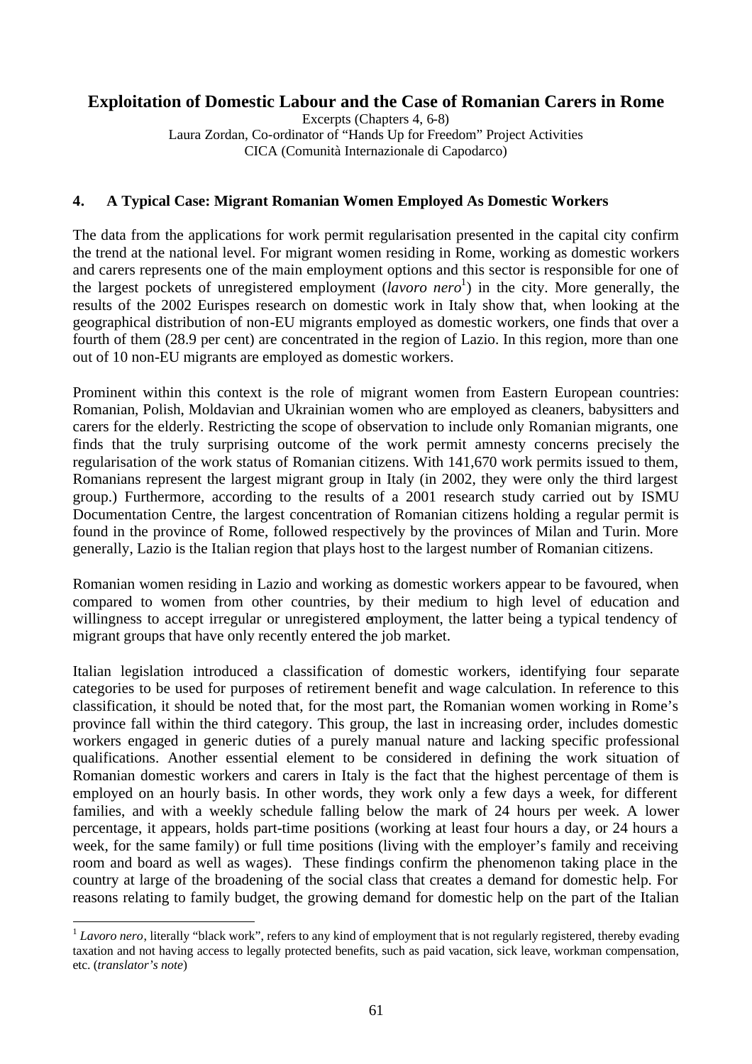# Exploitation of Domestic Labour and the Case of Romanian Carers in Rome

Excerpts (Chapters 4, 6-8)
Laura Zordan, Co-ordinator of "Hands Up for Freedom" Project Activities
CICA (Comunità Internazionale di Capodarco)

## 4. A Typical Case: Migrant Romanian Women Employed As Domestic Workers

The data from the applications for work permit regularisation presented in the capital city confirm the trend at the national level. For migrant women residing in Rome, working as domestic workers and carers represents one of the main employment options and this sector is responsible for one of the largest pockets of unregistered employment (*lavoro nero*[1]) in the city. More generally, the results of the 2002 Eurispes research on domestic work in Italy show that, when looking at the geographical distribution of non-EU migrants employed as domestic workers, one finds that over a fourth of them (28.9 per cent) are concentrated in the region of Lazio. In this region, more than one out of 10 non-EU migrants are employed as domestic workers.

Prominent within this context is the role of migrant women from Eastern European countries: Romanian, Polish, Moldavian and Ukrainian women who are employed as cleaners, babysitters and carers for the elderly. Restricting the scope of observation to include only Romanian migrants, one finds that the truly surprising outcome of the work permit amnesty concerns precisely the regularisation of the work status of Romanian citizens. With 141,670 work permits issued to them, Romanians represent the largest migrant group in Italy (in 2002, they were only the third largest group.) Furthermore, according to the results of a 2001 research study carried out by ISMU Documentation Centre, the largest concentration of Romanian citizens holding a regular permit is found in the province of Rome, followed respectively by the provinces of Milan and Turin. More generally, Lazio is the Italian region that plays host to the largest number of Romanian citizens.

Romanian women residing in Lazio and working as domestic workers appear to be favoured, when compared to women from other countries, by their medium to high level of education and willingness to accept irregular or unregistered employment, the latter being a typical tendency of migrant groups that have only recently entered the job market.

Italian legislation introduced a classification of domestic workers, identifying four separate categories to be used for purposes of retirement benefit and wage calculation. In reference to this classification, it should be noted that, for the most part, the Romanian women working in Rome's province fall within the third category. This group, the last in increasing order, includes domestic workers engaged in generic duties of a purely manual nature and lacking specific professional qualifications. Another essential element to be considered in defining the work situation of Romanian domestic workers and carers in Italy is the fact that the highest percentage of them is employed on an hourly basis. In other words, they work only a few days a week, for different families, and with a weekly schedule falling below the mark of 24 hours per week. A lower percentage, it appears, holds part-time positions (working at least four hours a day, or 24 hours a week, for the same family) or full time positions (living with the employer's family and receiving room and board as well as wages). These findings confirm the phenomenon taking place in the country at large of the broadening of the social class that creates a demand for domestic help. For reasons relating to family budget, the growing demand for domestic help on the part of the Italian

[1] *Lavoro nero*, literally "black work", refers to any kind of employment that is not regularly registered, thereby evading taxation and not having access to legally protected benefits, such as paid vacation, sick leave, workman compensation, etc. (*translator's note*)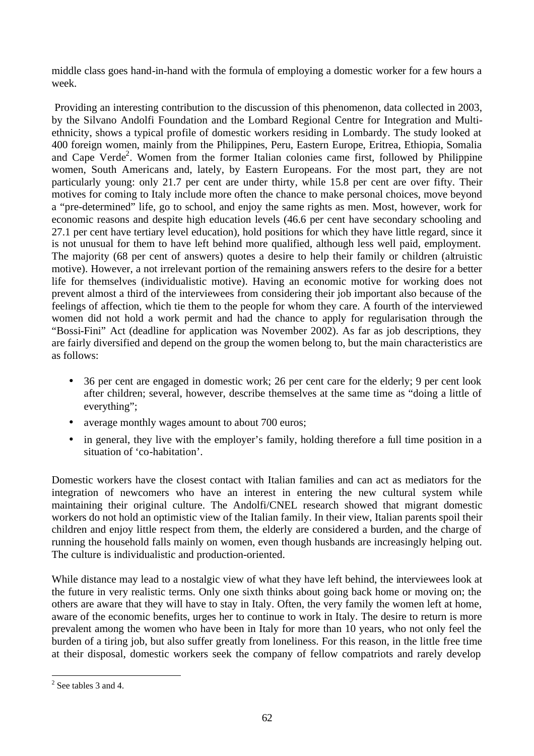middle class goes hand-in-hand with the formula of employing a domestic worker for a few hours a week.

Providing an interesting contribution to the discussion of this phenomenon, data collected in 2003, by the Silvano Andolfi Foundation and the Lombard Regional Centre for Integration and Multi-ethnicity, shows a typical profile of domestic workers residing in Lombardy. The study looked at 400 foreign women, mainly from the Philippines, Peru, Eastern Europe, Eritrea, Ethiopia, Somalia and Cape Verde[2]. Women from the former Italian colonies came first, followed by Philippine women, South Americans and, lately, by Eastern Europeans. For the most part, they are not particularly young: only 21.7 per cent are under thirty, while 15.8 per cent are over fifty. Their motives for coming to Italy include more often the chance to make personal choices, move beyond a "pre-determined" life, go to school, and enjoy the same rights as men. Most, however, work for economic reasons and despite high education levels (46.6 per cent have secondary schooling and 27.1 per cent have tertiary level education), hold positions for which they have little regard, since it is not unusual for them to have left behind more qualified, although less well paid, employment. The majority (68 per cent of answers) quotes a desire to help their family or children (altruistic motive). However, a not irrelevant portion of the remaining answers refers to the desire for a better life for themselves (individualistic motive). Having an economic motive for working does not prevent almost a third of the interviewees from considering their job important also because of the feelings of affection, which tie them to the people for whom they care. A fourth of the interviewed women did not hold a work permit and had the chance to apply for regularisation through the "Bossi-Fini" Act (deadline for application was November 2002). As far as job descriptions, they are fairly diversified and depend on the group the women belong to, but the main characteristics are as follows:

- 36 per cent are engaged in domestic work; 26 per cent care for the elderly; 9 per cent look after children; several, however, describe themselves at the same time as "doing a little of everything";
- average monthly wages amount to about 700 euros;
- in general, they live with the employer's family, holding therefore a full time position in a situation of 'co-habitation'.

Domestic workers have the closest contact with Italian families and can act as mediators for the integration of newcomers who have an interest in entering the new cultural system while maintaining their original culture. The Andolfi/CNEL research showed that migrant domestic workers do not hold an optimistic view of the Italian family. In their view, Italian parents spoil their children and enjoy little respect from them, the elderly are considered a burden, and the charge of running the household falls mainly on women, even though husbands are increasingly helping out. The culture is individualistic and production-oriented.

While distance may lead to a nostalgic view of what they have left behind, the interviewees look at the future in very realistic terms. Only one sixth thinks about going back home or moving on; the others are aware that they will have to stay in Italy. Often, the very family the women left at home, aware of the economic benefits, urges her to continue to work in Italy. The desire to return is more prevalent among the women who have been in Italy for more than 10 years, who not only feel the burden of a tiring job, but also suffer greatly from loneliness. For this reason, in the little free time at their disposal, domestic workers seek the company of fellow compatriots and rarely develop

[2] See tables 3 and 4.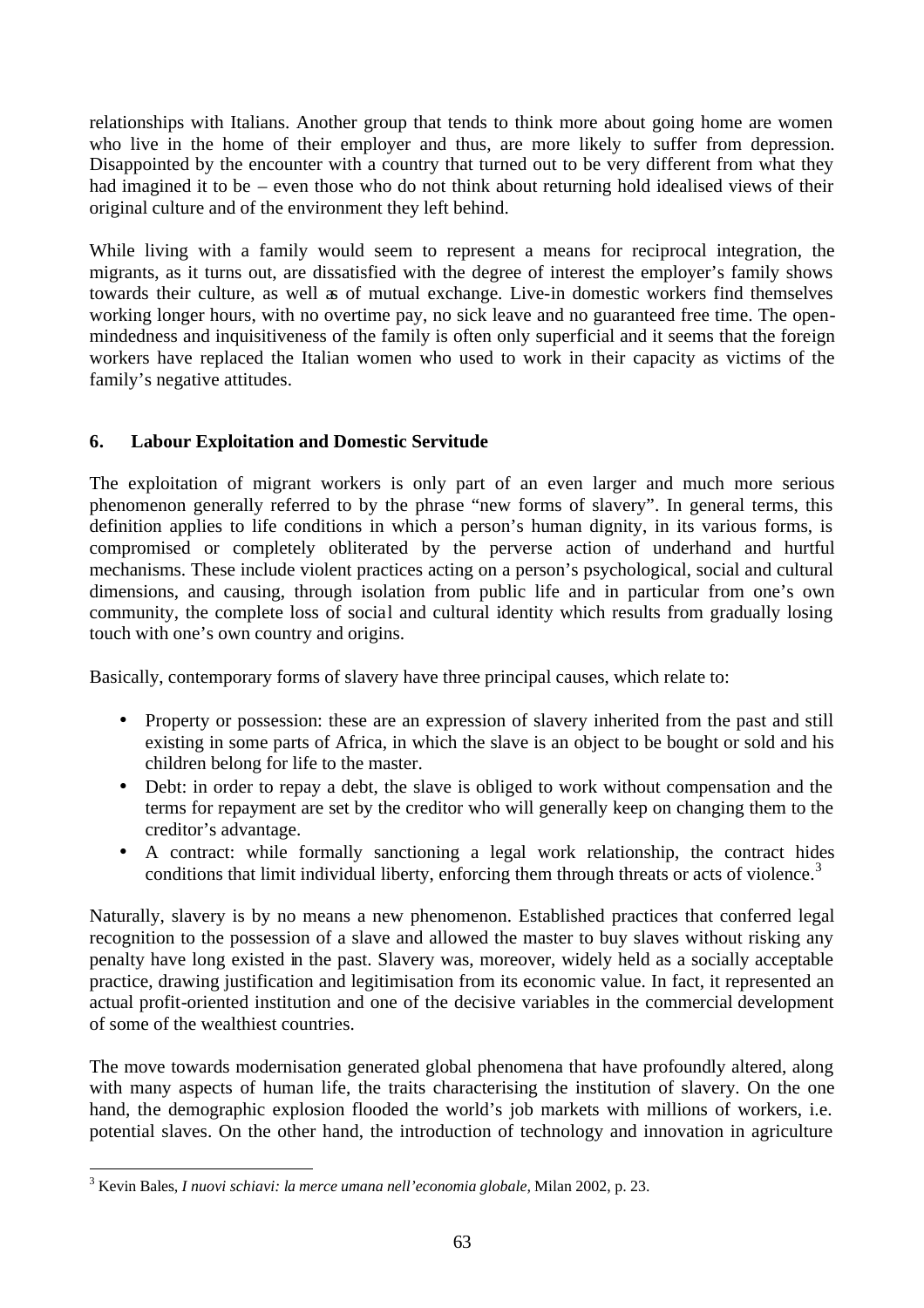relationships with Italians. Another group that tends to think more about going home are women who live in the home of their employer and thus, are more likely to suffer from depression. Disappointed by the encounter with a country that turned out to be very different from what they had imagined it to be – even those who do not think about returning hold idealised views of their original culture and of the environment they left behind.

While living with a family would seem to represent a means for reciprocal integration, the migrants, as it turns out, are dissatisfied with the degree of interest the employer's family shows towards their culture, as well as of mutual exchange. Live-in domestic workers find themselves working longer hours, with no overtime pay, no sick leave and no guaranteed free time. The open-mindedness and inquisitiveness of the family is often only superficial and it seems that the foreign workers have replaced the Italian women who used to work in their capacity as victims of the family's negative attitudes.

## 6. Labour Exploitation and Domestic Servitude

The exploitation of migrant workers is only part of an even larger and much more serious phenomenon generally referred to by the phrase "new forms of slavery". In general terms, this definition applies to life conditions in which a person's human dignity, in its various forms, is compromised or completely obliterated by the perverse action of underhand and hurtful mechanisms. These include violent practices acting on a person's psychological, social and cultural dimensions, and causing, through isolation from public life and in particular from one's own community, the complete loss of social and cultural identity which results from gradually losing touch with one's own country and origins.

Basically, contemporary forms of slavery have three principal causes, which relate to:

- Property or possession: these are an expression of slavery inherited from the past and still existing in some parts of Africa, in which the slave is an object to be bought or sold and his children belong for life to the master.
- Debt: in order to repay a debt, the slave is obliged to work without compensation and the terms for repayment are set by the creditor who will generally keep on changing them to the creditor's advantage.
- A contract: while formally sanctioning a legal work relationship, the contract hides conditions that limit individual liberty, enforcing them through threats or acts of violence.[3]

Naturally, slavery is by no means a new phenomenon. Established practices that conferred legal recognition to the possession of a slave and allowed the master to buy slaves without risking any penalty have long existed in the past. Slavery was, moreover, widely held as a socially acceptable practice, drawing justification and legitimisation from its economic value. In fact, it represented an actual profit-oriented institution and one of the decisive variables in the commercial development of some of the wealthiest countries.

The move towards modernisation generated global phenomena that have profoundly altered, along with many aspects of human life, the traits characterising the institution of slavery. On the one hand, the demographic explosion flooded the world's job markets with millions of workers, i.e. potential slaves. On the other hand, the introduction of technology and innovation in agriculture

[3] Kevin Bales, *I nuovi schiavi: la merce umana nell'economia globale,* Milan 2002, p. 23.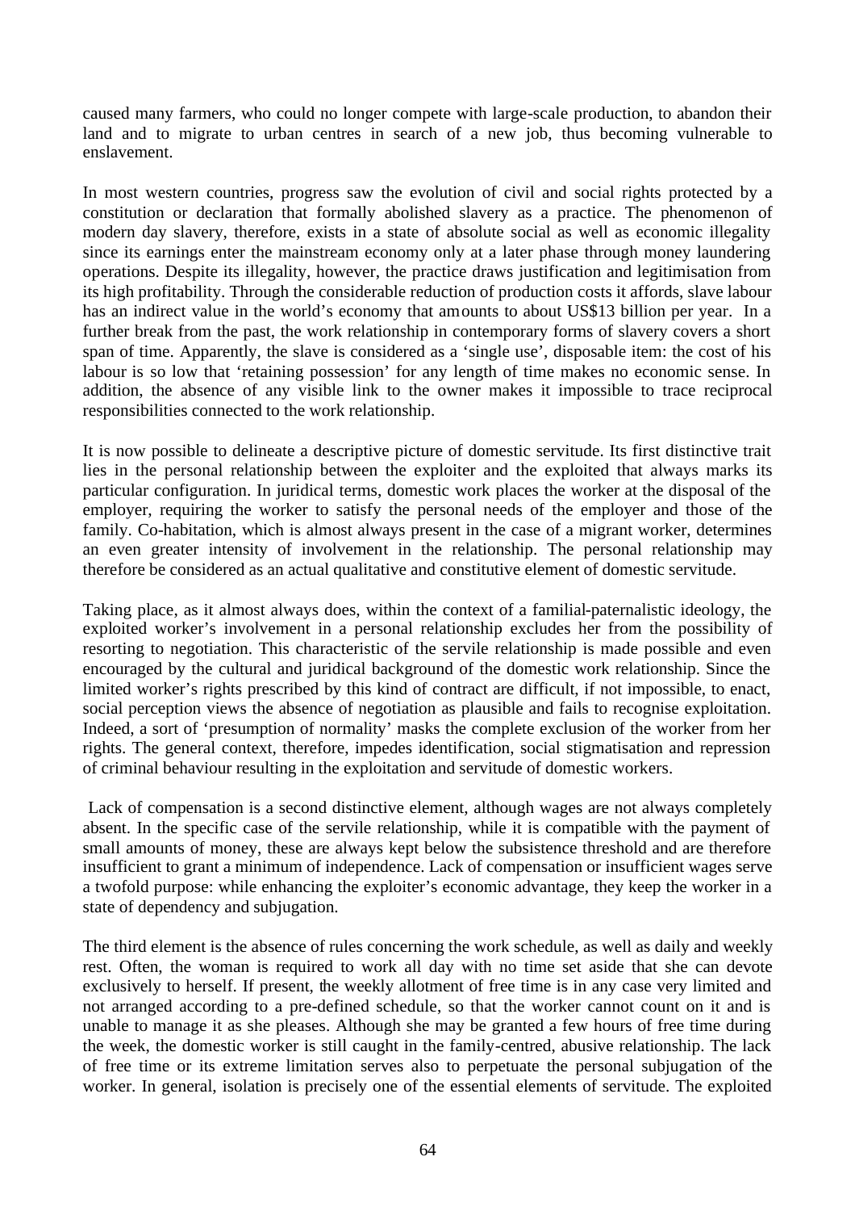caused many farmers, who could no longer compete with large-scale production, to abandon their land and to migrate to urban centres in search of a new job, thus becoming vulnerable to enslavement.

In most western countries, progress saw the evolution of civil and social rights protected by a constitution or declaration that formally abolished slavery as a practice. The phenomenon of modern day slavery, therefore, exists in a state of absolute social as well as economic illegality since its earnings enter the mainstream economy only at a later phase through money laundering operations. Despite its illegality, however, the practice draws justification and legitimisation from its high profitability. Through the considerable reduction of production costs it affords, slave labour has an indirect value in the world's economy that amounts to about US$13 billion per year. In a further break from the past, the work relationship in contemporary forms of slavery covers a short span of time. Apparently, the slave is considered as a 'single use', disposable item: the cost of his labour is so low that 'retaining possession' for any length of time makes no economic sense. In addition, the absence of any visible link to the owner makes it impossible to trace reciprocal responsibilities connected to the work relationship.

It is now possible to delineate a descriptive picture of domestic servitude. Its first distinctive trait lies in the personal relationship between the exploiter and the exploited that always marks its particular configuration. In juridical terms, domestic work places the worker at the disposal of the employer, requiring the worker to satisfy the personal needs of the employer and those of the family. Co-habitation, which is almost always present in the case of a migrant worker, determines an even greater intensity of involvement in the relationship. The personal relationship may therefore be considered as an actual qualitative and constitutive element of domestic servitude.

Taking place, as it almost always does, within the context of a familial-paternalistic ideology, the exploited worker's involvement in a personal relationship excludes her from the possibility of resorting to negotiation. This characteristic of the servile relationship is made possible and even encouraged by the cultural and juridical background of the domestic work relationship. Since the limited worker's rights prescribed by this kind of contract are difficult, if not impossible, to enact, social perception views the absence of negotiation as plausible and fails to recognise exploitation. Indeed, a sort of 'presumption of normality' masks the complete exclusion of the worker from her rights. The general context, therefore, impedes identification, social stigmatisation and repression of criminal behaviour resulting in the exploitation and servitude of domestic workers.

Lack of compensation is a second distinctive element, although wages are not always completely absent. In the specific case of the servile relationship, while it is compatible with the payment of small amounts of money, these are always kept below the subsistence threshold and are therefore insufficient to grant a minimum of independence. Lack of compensation or insufficient wages serve a twofold purpose: while enhancing the exploiter's economic advantage, they keep the worker in a state of dependency and subjugation.

The third element is the absence of rules concerning the work schedule, as well as daily and weekly rest. Often, the woman is required to work all day with no time set aside that she can devote exclusively to herself. If present, the weekly allotment of free time is in any case very limited and not arranged according to a pre-defined schedule, so that the worker cannot count on it and is unable to manage it as she pleases. Although she may be granted a few hours of free time during the week, the domestic worker is still caught in the family-centred, abusive relationship. The lack of free time or its extreme limitation serves also to perpetuate the personal subjugation of the worker. In general, isolation is precisely one of the essential elements of servitude. The exploited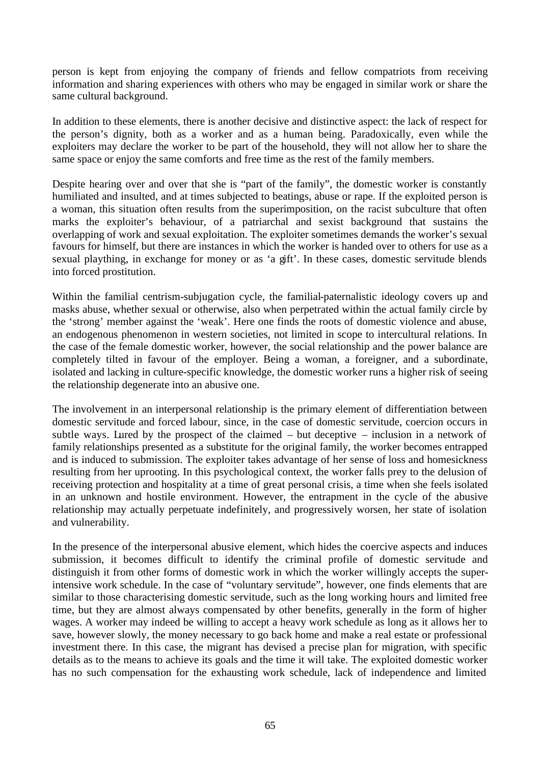person is kept from enjoying the company of friends and fellow compatriots from receiving information and sharing experiences with others who may be engaged in similar work or share the same cultural background.

In addition to these elements, there is another decisive and distinctive aspect: the lack of respect for the person's dignity, both as a worker and as a human being. Paradoxically, even while the exploiters may declare the worker to be part of the household, they will not allow her to share the same space or enjoy the same comforts and free time as the rest of the family members.

Despite hearing over and over that she is "part of the family", the domestic worker is constantly humiliated and insulted, and at times subjected to beatings, abuse or rape. If the exploited person is a woman, this situation often results from the superimposition, on the racist subculture that often marks the exploiter's behaviour, of a patriarchal and sexist background that sustains the overlapping of work and sexual exploitation. The exploiter sometimes demands the worker's sexual favours for himself, but there are instances in which the worker is handed over to others for use as a sexual plaything, in exchange for money or as 'a gift'. In these cases, domestic servitude blends into forced prostitution.

Within the familial centrism-subjugation cycle, the familial-paternalistic ideology covers up and masks abuse, whether sexual or otherwise, also when perpetrated within the actual family circle by the 'strong' member against the 'weak'. Here one finds the roots of domestic violence and abuse, an endogenous phenomenon in western societies, not limited in scope to intercultural relations. In the case of the female domestic worker, however, the social relationship and the power balance are completely tilted in favour of the employer. Being a woman, a foreigner, and a subordinate, isolated and lacking in culture-specific knowledge, the domestic worker runs a higher risk of seeing the relationship degenerate into an abusive one.

The involvement in an interpersonal relationship is the primary element of differentiation between domestic servitude and forced labour, since, in the case of domestic servitude, coercion occurs in subtle ways. Lured by the prospect of the claimed – but deceptive – inclusion in a network of family relationships presented as a substitute for the original family, the worker becomes entrapped and is induced to submission. The exploiter takes advantage of her sense of loss and homesickness resulting from her uprooting. In this psychological context, the worker falls prey to the delusion of receiving protection and hospitality at a time of great personal crisis, a time when she feels isolated in an unknown and hostile environment. However, the entrapment in the cycle of the abusive relationship may actually perpetuate indefinitely, and progressively worsen, her state of isolation and vulnerability.

In the presence of the interpersonal abusive element, which hides the coercive aspects and induces submission, it becomes difficult to identify the criminal profile of domestic servitude and distinguish it from other forms of domestic work in which the worker willingly accepts the super-intensive work schedule. In the case of "voluntary servitude", however, one finds elements that are similar to those characterising domestic servitude, such as the long working hours and limited free time, but they are almost always compensated by other benefits, generally in the form of higher wages. A worker may indeed be willing to accept a heavy work schedule as long as it allows her to save, however slowly, the money necessary to go back home and make a real estate or professional investment there. In this case, the migrant has devised a precise plan for migration, with specific details as to the means to achieve its goals and the time it will take. The exploited domestic worker has no such compensation for the exhausting work schedule, lack of independence and limited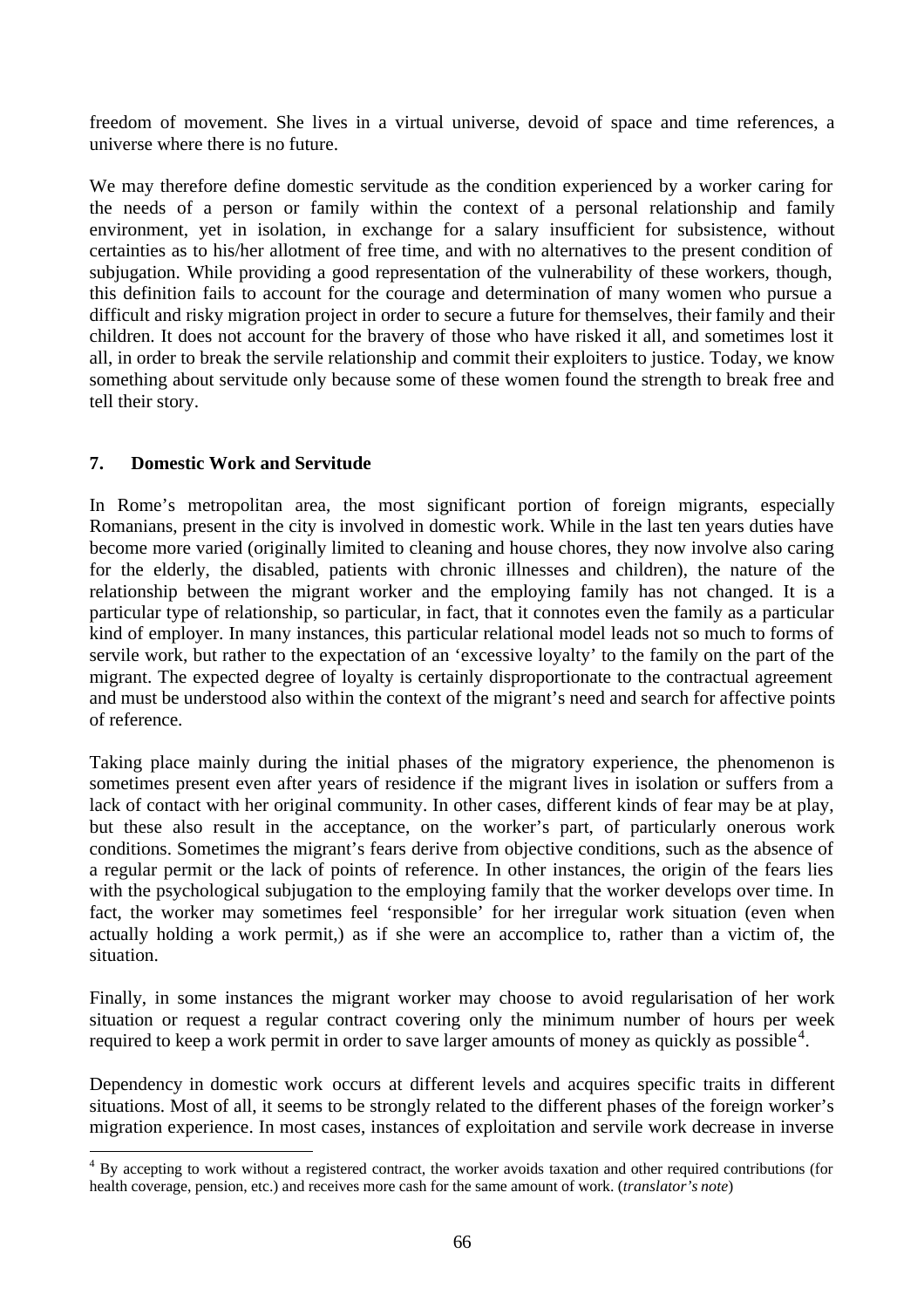freedom of movement. She lives in a virtual universe, devoid of space and time references, a universe where there is no future.

We may therefore define domestic servitude as the condition experienced by a worker caring for the needs of a person or family within the context of a personal relationship and family environment, yet in isolation, in exchange for a salary insufficient for subsistence, without certainties as to his/her allotment of free time, and with no alternatives to the present condition of subjugation. While providing a good representation of the vulnerability of these workers, though, this definition fails to account for the courage and determination of many women who pursue a difficult and risky migration project in order to secure a future for themselves, their family and their children. It does not account for the bravery of those who have risked it all, and sometimes lost it all, in order to break the servile relationship and commit their exploiters to justice. Today, we know something about servitude only because some of these women found the strength to break free and tell their story.

## 7. Domestic Work and Servitude

In Rome's metropolitan area, the most significant portion of foreign migrants, especially Romanians, present in the city is involved in domestic work. While in the last ten years duties have become more varied (originally limited to cleaning and house chores, they now involve also caring for the elderly, the disabled, patients with chronic illnesses and children), the nature of the relationship between the migrant worker and the employing family has not changed. It is a particular type of relationship, so particular, in fact, that it connotes even the family as a particular kind of employer. In many instances, this particular relational model leads not so much to forms of servile work, but rather to the expectation of an 'excessive loyalty' to the family on the part of the migrant. The expected degree of loyalty is certainly disproportionate to the contractual agreement and must be understood also within the context of the migrant's need and search for affective points of reference.

Taking place mainly during the initial phases of the migratory experience, the phenomenon is sometimes present even after years of residence if the migrant lives in isolation or suffers from a lack of contact with her original community. In other cases, different kinds of fear may be at play, but these also result in the acceptance, on the worker's part, of particularly onerous work conditions. Sometimes the migrant's fears derive from objective conditions, such as the absence of a regular permit or the lack of points of reference. In other instances, the origin of the fears lies with the psychological subjugation to the employing family that the worker develops over time. In fact, the worker may sometimes feel 'responsible' for her irregular work situation (even when actually holding a work permit,) as if she were an accomplice to, rather than a victim of, the situation.

Finally, in some instances the migrant worker may choose to avoid regularisation of her work situation or request a regular contract covering only the minimum number of hours per week required to keep a work permit in order to save larger amounts of money as quickly as possible[4].

Dependency in domestic work occurs at different levels and acquires specific traits in different situations. Most of all, it seems to be strongly related to the different phases of the foreign worker's migration experience. In most cases, instances of exploitation and servile work decrease in inverse

[4] By accepting to work without a registered contract, the worker avoids taxation and other required contributions (for health coverage, pension, etc.) and receives more cash for the same amount of work. (*translator's note*)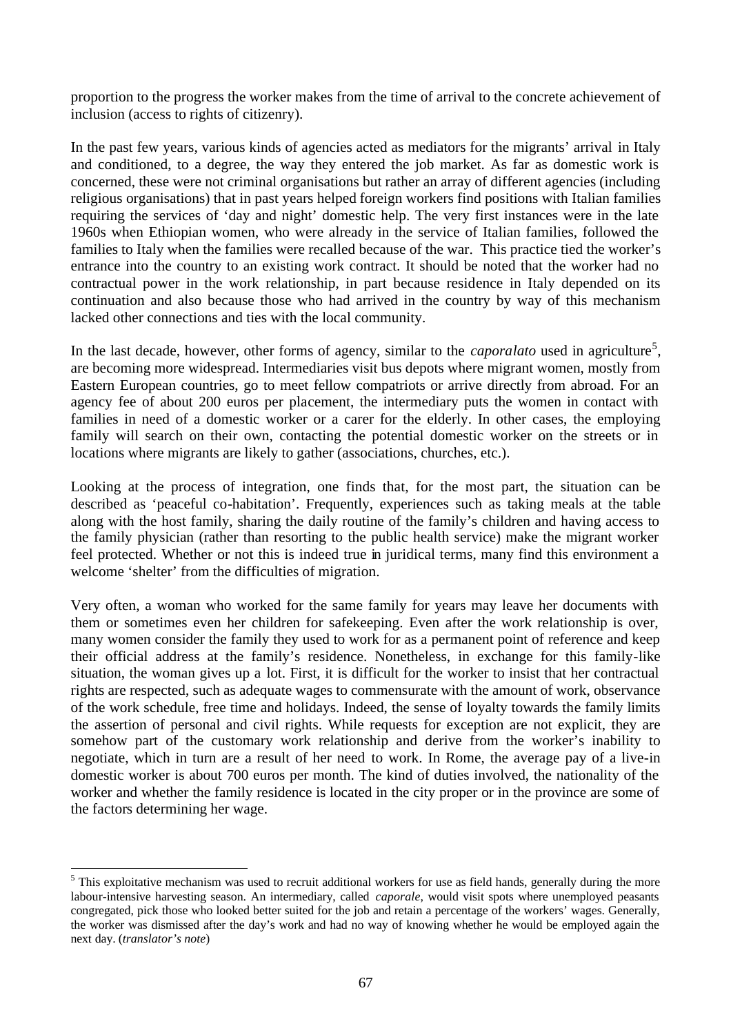proportion to the progress the worker makes from the time of arrival to the concrete achievement of inclusion (access to rights of citizenry).

In the past few years, various kinds of agencies acted as mediators for the migrants' arrival in Italy and conditioned, to a degree, the way they entered the job market. As far as domestic work is concerned, these were not criminal organisations but rather an array of different agencies (including religious organisations) that in past years helped foreign workers find positions with Italian families requiring the services of 'day and night' domestic help. The very first instances were in the late 1960s when Ethiopian women, who were already in the service of Italian families, followed the families to Italy when the families were recalled because of the war. This practice tied the worker's entrance into the country to an existing work contract. It should be noted that the worker had no contractual power in the work relationship, in part because residence in Italy depended on its continuation and also because those who had arrived in the country by way of this mechanism lacked other connections and ties with the local community.

In the last decade, however, other forms of agency, similar to the *caporalato* used in agriculture[5], are becoming more widespread. Intermediaries visit bus depots where migrant women, mostly from Eastern European countries, go to meet fellow compatriots or arrive directly from abroad. For an agency fee of about 200 euros per placement, the intermediary puts the women in contact with families in need of a domestic worker or a carer for the elderly. In other cases, the employing family will search on their own, contacting the potential domestic worker on the streets or in locations where migrants are likely to gather (associations, churches, etc.).

Looking at the process of integration, one finds that, for the most part, the situation can be described as 'peaceful co-habitation'. Frequently, experiences such as taking meals at the table along with the host family, sharing the daily routine of the family's children and having access to the family physician (rather than resorting to the public health service) make the migrant worker feel protected. Whether or not this is indeed true in juridical terms, many find this environment a welcome 'shelter' from the difficulties of migration.

Very often, a woman who worked for the same family for years may leave her documents with them or sometimes even her children for safekeeping. Even after the work relationship is over, many women consider the family they used to work for as a permanent point of reference and keep their official address at the family's residence. Nonetheless, in exchange for this family-like situation, the woman gives up a lot. First, it is difficult for the worker to insist that her contractual rights are respected, such as adequate wages to commensurate with the amount of work, observance of the work schedule, free time and holidays. Indeed, the sense of loyalty towards the family limits the assertion of personal and civil rights. While requests for exception are not explicit, they are somehow part of the customary work relationship and derive from the worker's inability to negotiate, which in turn are a result of her need to work. In Rome, the average pay of a live-in domestic worker is about 700 euros per month. The kind of duties involved, the nationality of the worker and whether the family residence is located in the city proper or in the province are some of the factors determining her wage.

---

[5] This exploitative mechanism was used to recruit additional workers for use as field hands, generally during the more labour-intensive harvesting season. An intermediary, called *caporale*, would visit spots where unemployed peasants congregated, pick those who looked better suited for the job and retain a percentage of the workers' wages. Generally, the worker was dismissed after the day's work and had no way of knowing whether he would be employed again the next day. (*translator's note*)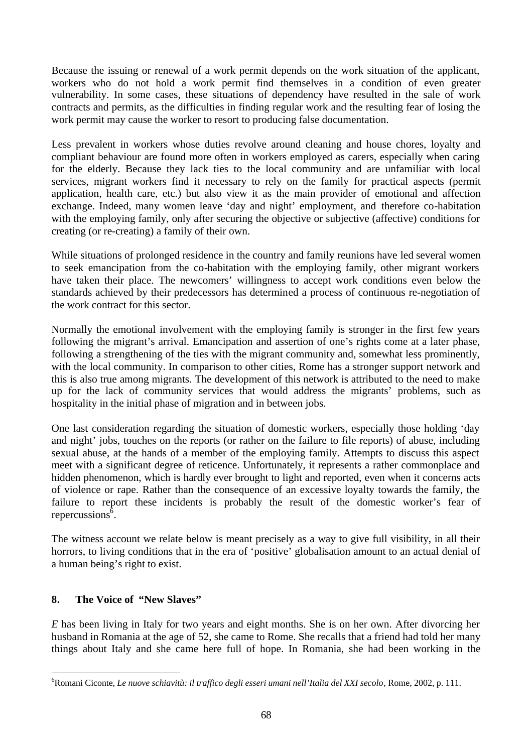Because the issuing or renewal of a work permit depends on the work situation of the applicant, workers who do not hold a work permit find themselves in a condition of even greater vulnerability. In some cases, these situations of dependency have resulted in the sale of work contracts and permits, as the difficulties in finding regular work and the resulting fear of losing the work permit may cause the worker to resort to producing false documentation.

Less prevalent in workers whose duties revolve around cleaning and house chores, loyalty and compliant behaviour are found more often in workers employed as carers, especially when caring for the elderly. Because they lack ties to the local community and are unfamiliar with local services, migrant workers find it necessary to rely on the family for practical aspects (permit application, health care, etc.) but also view it as the main provider of emotional and affection exchange. Indeed, many women leave 'day and night' employment, and therefore co-habitation with the employing family, only after securing the objective or subjective (affective) conditions for creating (or re-creating) a family of their own.

While situations of prolonged residence in the country and family reunions have led several women to seek emancipation from the co-habitation with the employing family, other migrant workers have taken their place. The newcomers' willingness to accept work conditions even below the standards achieved by their predecessors has determined a process of continuous re-negotiation of the work contract for this sector.

Normally the emotional involvement with the employing family is stronger in the first few years following the migrant's arrival. Emancipation and assertion of one's rights come at a later phase, following a strengthening of the ties with the migrant community and, somewhat less prominently, with the local community. In comparison to other cities, Rome has a stronger support network and this is also true among migrants. The development of this network is attributed to the need to make up for the lack of community services that would address the migrants' problems, such as hospitality in the initial phase of migration and in between jobs.

One last consideration regarding the situation of domestic workers, especially those holding 'day and night' jobs, touches on the reports (or rather on the failure to file reports) of abuse, including sexual abuse, at the hands of a member of the employing family. Attempts to discuss this aspect meet with a significant degree of reticence. Unfortunately, it represents a rather commonplace and hidden phenomenon, which is hardly ever brought to light and reported, even when it concerns acts of violence or rape. Rather than the consequence of an excessive loyalty towards the family, the failure to report these incidents is probably the result of the domestic worker's fear of repercussions[6].

The witness account we relate below is meant precisely as a way to give full visibility, in all their horrors, to living conditions that in the era of 'positive' globalisation amount to an actual denial of a human being's right to exist.

## 8. The Voice of "New Slaves"

*E* has been living in Italy for two years and eight months. She is on her own. After divorcing her husband in Romania at the age of 52, she came to Rome. She recalls that a friend had told her many things about Italy and she came here full of hope. In Romania, she had been working in the

---

[6] Romani Ciconte, *Le nuove schiavitù: il traffico degli esseri umani nell'Italia del XXI secolo*, Rome, 2002, p. 111.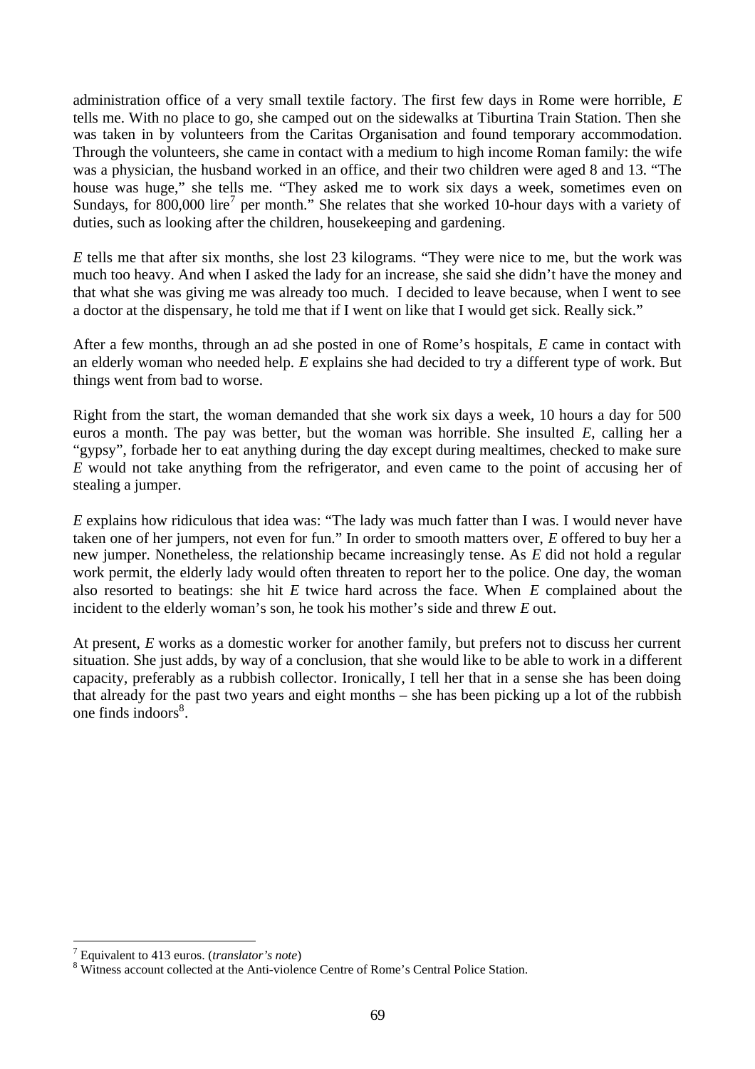administration office of a very small textile factory. The first few days in Rome were horrible, *E* tells me. With no place to go, she camped out on the sidewalks at Tiburtina Train Station. Then she was taken in by volunteers from the Caritas Organisation and found temporary accommodation. Through the volunteers, she came in contact with a medium to high income Roman family: the wife was a physician, the husband worked in an office, and their two children were aged 8 and 13. "The house was huge," she tells me. "They asked me to work six days a week, sometimes even on Sundays, for 800,000 lire[7] per month." She relates that she worked 10-hour days with a variety of duties, such as looking after the children, housekeeping and gardening.

*E* tells me that after six months, she lost 23 kilograms. "They were nice to me, but the work was much too heavy. And when I asked the lady for an increase, she said she didn't have the money and that what she was giving me was already too much. I decided to leave because, when I went to see a doctor at the dispensary, he told me that if I went on like that I would get sick. Really sick."

After a few months, through an ad she posted in one of Rome's hospitals, *E* came in contact with an elderly woman who needed help. *E* explains she had decided to try a different type of work. But things went from bad to worse.

Right from the start, the woman demanded that she work six days a week, 10 hours a day for 500 euros a month. The pay was better, but the woman was horrible. She insulted *E*, calling her a "gypsy", forbade her to eat anything during the day except during mealtimes, checked to make sure *E* would not take anything from the refrigerator, and even came to the point of accusing her of stealing a jumper.

*E* explains how ridiculous that idea was: "The lady was much fatter than I was. I would never have taken one of her jumpers, not even for fun." In order to smooth matters over, *E* offered to buy her a new jumper. Nonetheless, the relationship became increasingly tense. As *E* did not hold a regular work permit, the elderly lady would often threaten to report her to the police. One day, the woman also resorted to beatings: she hit *E* twice hard across the face. When *E* complained about the incident to the elderly woman's son, he took his mother's side and threw *E* out.

At present, *E* works as a domestic worker for another family, but prefers not to discuss her current situation. She just adds, by way of a conclusion, that she would like to be able to work in a different capacity, preferably as a rubbish collector. Ironically, I tell her that in a sense she has been doing that already for the past two years and eight months – she has been picking up a lot of the rubbish one finds indoors[8].

---

[7] Equivalent to 413 euros. (*translator's note*)

[8] Witness account collected at the Anti-violence Centre of Rome's Central Police Station.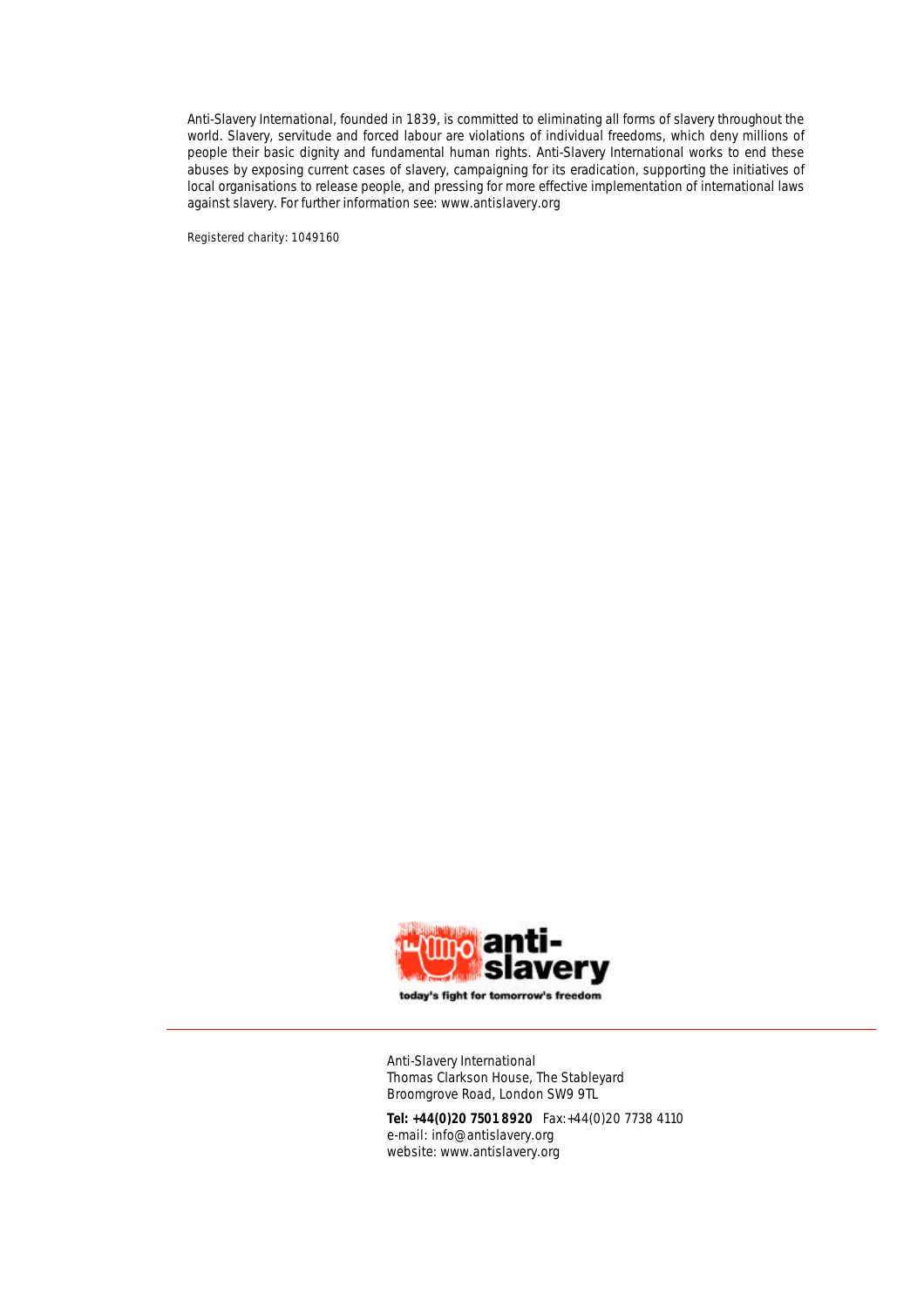Anti-Slavery International, founded in 1839, is committed to eliminating all forms of slavery throughout the world. Slavery, servitude and forced labour are violations of individual freedoms, which deny millions of people their basic dignity and fundamental human rights. Anti-Slavery International works to end these abuses by exposing current cases of slavery, campaigning for its eradication, supporting the initiatives of local organisations to release people, and pressing for more effective implementation of international laws against slavery. For further information see: www.antislavery.org

Registered charity: 1049160

anti-slavery

today's fight for tomorrow's freedom

Anti-Slavery International
Thomas Clarkson House, The Stableyard
Broomgrove Road, London SW9 9TL

**Tel: +44(0)20 7501 8920** Fax: +44(0)20 7738 4110
e-mail: info@antislavery.org
website: www.antislavery.org